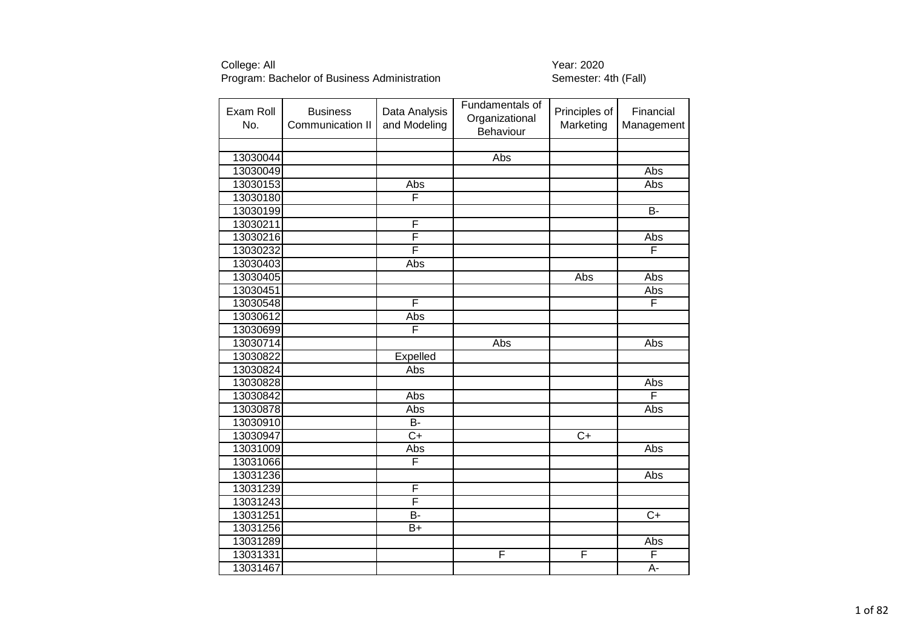College: All
Program: Bachelor of Business Administration

Year: 2020
Semester: 4th (Fall)

| Exam Roll No. | Business Communication II | Data Analysis and Modeling | Fundamentals of Organizational Behaviour | Principles of Marketing | Financial Management |
|---|---|---|---|---|---|
| | | | | | |
| 13030044 | | | Abs | | |
| 13030049 | | | | | Abs |
| 13030153 | | Abs | | | Abs |
| 13030180 | | F | | | |
| 13030199 | | | | | B- |
| 13030211 | | F | | | |
| 13030216 | | F | | | Abs |
| 13030232 | | F | | | F |
| 13030403 | | Abs | | | |
| 13030405 | | | | Abs | Abs |
| 13030451 | | | | | Abs |
| 13030548 | | F | | | F |
| 13030612 | | Abs | | | |
| 13030699 | | F | | | |
| 13030714 | | | Abs | | Abs |
| 13030822 | | Expelled | | | |
| 13030824 | | Abs | | | |
| 13030828 | | | | | Abs |
| 13030842 | | Abs | | | F |
| 13030878 | | Abs | | | Abs |
| 13030910 | | B- | | | |
| 13030947 | | C+ | | C+ | |
| 13031009 | | Abs | | | Abs |
| 13031066 | | F | | | |
| 13031236 | | | | | Abs |
| 13031239 | | F | | | |
| 13031243 | | F | | | |
| 13031251 | | B- | | | C+ |
| 13031256 | | B+ | | | |
| 13031289 | | | | | Abs |
| 13031331 | | | F | F | F |
| 13031467 | | | | | A- |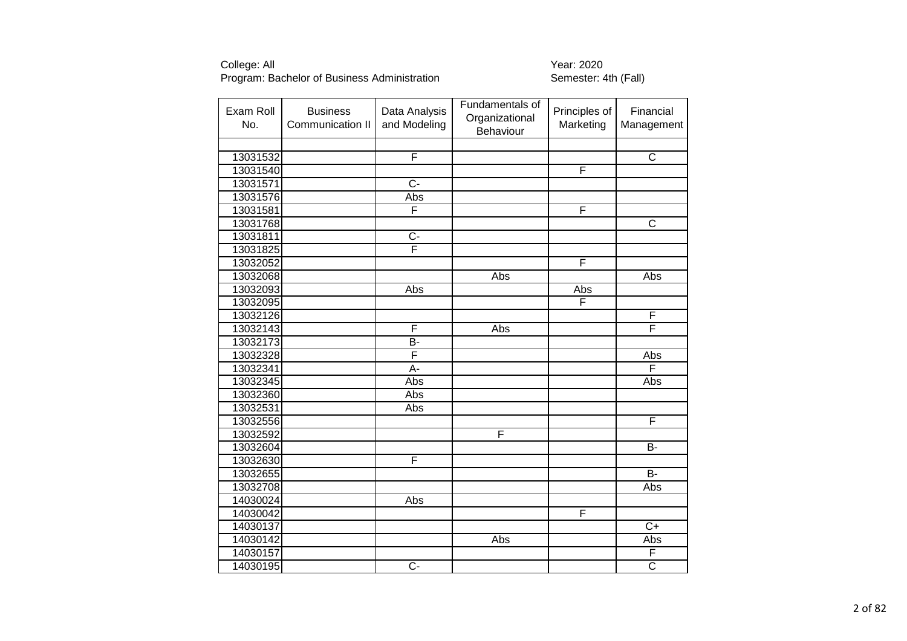College: All
Program: Bachelor of Business Administration

Year: 2020
Semester: 4th (Fall)

| Exam Roll No. | Business Communication II | Data Analysis and Modeling | Fundamentals of Organizational Behaviour | Principles of Marketing | Financial Management |
|---|---|---|---|---|---|
| | | | | | |
| 13031532 | | F | | | C |
| 13031540 | | | | F | |
| 13031571 | | C- | | | |
| 13031576 | | Abs | | | |
| 13031581 | | F | | F | |
| 13031768 | | | | | C |
| 13031811 | | C- | | | |
| 13031825 | | F | | | |
| 13032052 | | | | F | |
| 13032068 | | | Abs | | Abs |
| 13032093 | | Abs | | Abs | |
| 13032095 | | | | F | |
| 13032126 | | | | | F |
| 13032143 | | F | Abs | | F |
| 13032173 | | B- | | | |
| 13032328 | | F | | | Abs |
| 13032341 | | A- | | | F |
| 13032345 | | Abs | | | Abs |
| 13032360 | | Abs | | | |
| 13032531 | | Abs | | | |
| 13032556 | | | | | F |
| 13032592 | | | F | | |
| 13032604 | | | | | B- |
| 13032630 | | F | | | |
| 13032655 | | | | | B- |
| 13032708 | | | | | Abs |
| 14030024 | | Abs | | | |
| 14030042 | | | | F | |
| 14030137 | | | | | C+ |
| 14030142 | | | Abs | | Abs |
| 14030157 | | | | | F |
| 14030195 | | C- | | | C |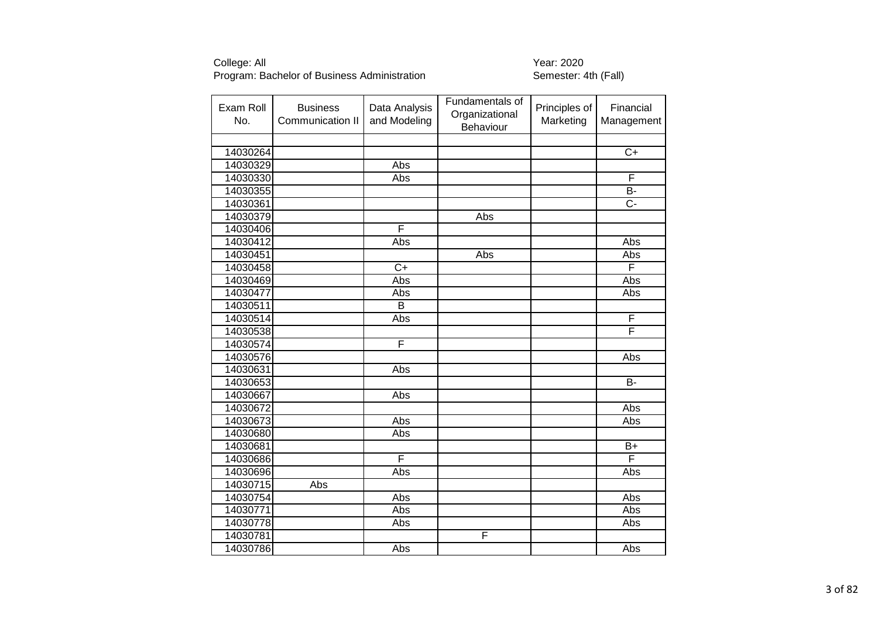College: All
Program: Bachelor of Business Administration

Year: 2020
Semester: 4th (Fall)

| Exam Roll No. | Business Communication II | Data Analysis and Modeling | Fundamentals of Organizational Behaviour | Principles of Marketing | Financial Management |
|---|---|---|---|---|---|
| | | | | | |
| 14030264 | | | | | C+ |
| 14030329 | | Abs | | | |
| 14030330 | | Abs | | | F |
| 14030355 | | | | | B- |
| 14030361 | | | | | C- |
| 14030379 | | | Abs | | |
| 14030406 | | F | | | |
| 14030412 | | Abs | | | Abs |
| 14030451 | | | Abs | | Abs |
| 14030458 | | C+ | | | F |
| 14030469 | | Abs | | | Abs |
| 14030477 | | Abs | | | Abs |
| 14030511 | | B | | | |
| 14030514 | | Abs | | | F |
| 14030538 | | | | | F |
| 14030574 | | F | | | |
| 14030576 | | | | | Abs |
| 14030631 | | Abs | | | |
| 14030653 | | | | | B- |
| 14030667 | | Abs | | | |
| 14030672 | | | | | Abs |
| 14030673 | | Abs | | | Abs |
| 14030680 | | Abs | | | |
| 14030681 | | | | | B+ |
| 14030686 | | F | | | F |
| 14030696 | | Abs | | | Abs |
| 14030715 | Abs | | | | |
| 14030754 | | Abs | | | Abs |
| 14030771 | | Abs | | | Abs |
| 14030778 | | Abs | | | Abs |
| 14030781 | | | F | | |
| 14030786 | | Abs | | | Abs |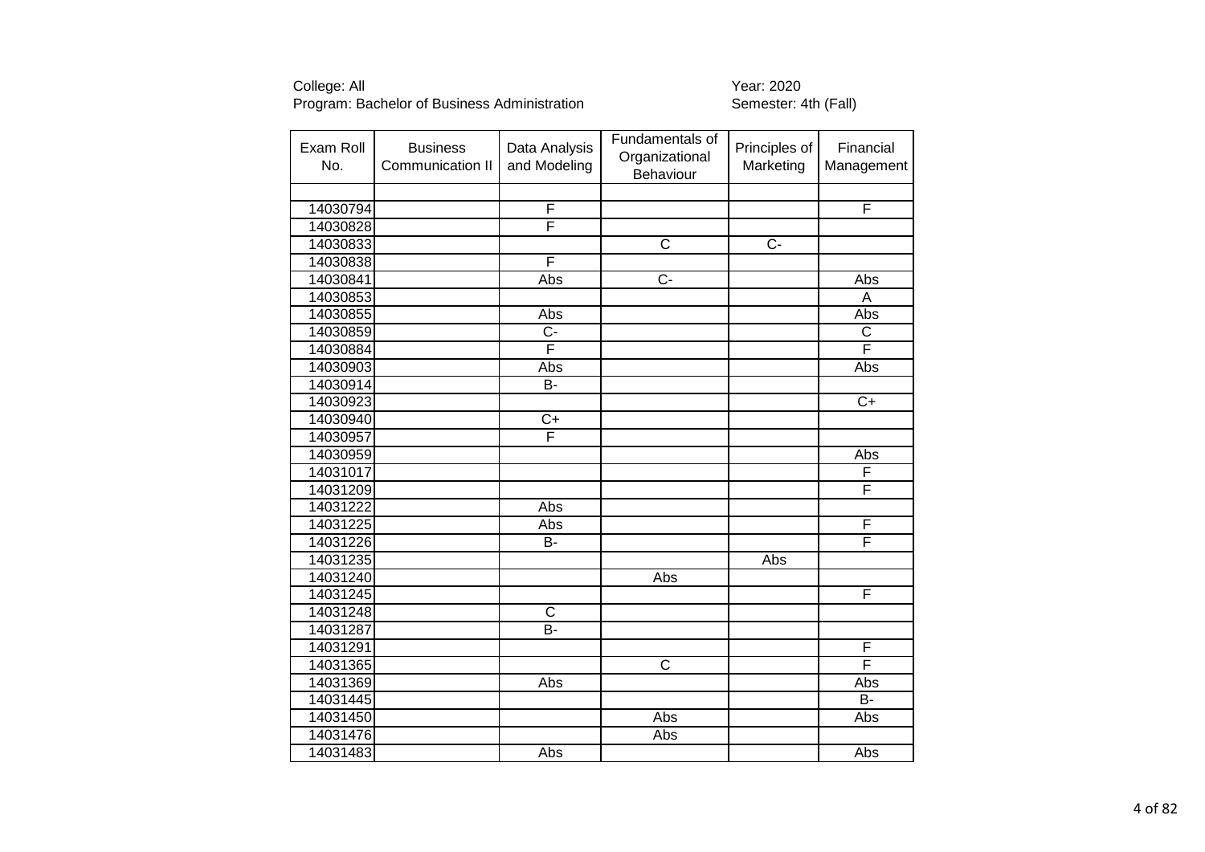College: All
Program: Bachelor of Business Administration

Year: 2020
Semester: 4th (Fall)

| Exam Roll No. | Business Communication II | Data Analysis and Modeling | Fundamentals of Organizational Behaviour | Principles of Marketing | Financial Management |
|---|---|---|---|---|---|
| | | | | | |
| 14030794 | | F | | | F |
| 14030828 | | F | | | |
| 14030833 | | | C | C- | |
| 14030838 | | F | | | |
| 14030841 | | Abs | C- | | Abs |
| 14030853 | | | | | A |
| 14030855 | | Abs | | | Abs |
| 14030859 | | C- | | | C |
| 14030884 | | F | | | F |
| 14030903 | | Abs | | | Abs |
| 14030914 | | B- | | | |
| 14030923 | | | | | C+ |
| 14030940 | | C+ | | | |
| 14030957 | | F | | | |
| 14030959 | | | | | Abs |
| 14031017 | | | | | F |
| 14031209 | | | | | F |
| 14031222 | | Abs | | | |
| 14031225 | | Abs | | | F |
| 14031226 | | B- | | | F |
| 14031235 | | | | Abs | |
| 14031240 | | | Abs | | |
| 14031245 | | | | | F |
| 14031248 | | C | | | |
| 14031287 | | B- | | | |
| 14031291 | | | | | F |
| 14031365 | | | C | | F |
| 14031369 | | Abs | | | Abs |
| 14031445 | | | | | B- |
| 14031450 | | | Abs | | Abs |
| 14031476 | | | Abs | | |
| 14031483 | | Abs | | | Abs |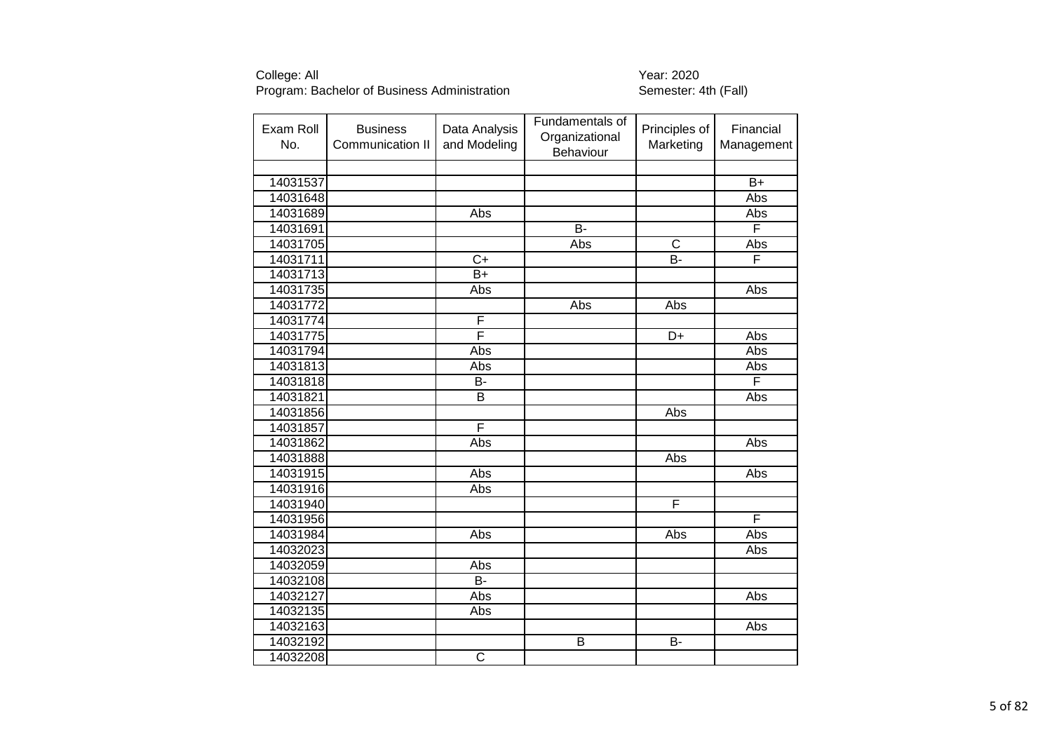College: All
Program: Bachelor of Business Administration

Year: 2020
Semester: 4th (Fall)

| Exam Roll No. | Business Communication II | Data Analysis and Modeling | Fundamentals of Organizational Behaviour | Principles of Marketing | Financial Management |
|---|---|---|---|---|---|
| | | | | | |
| 14031537 | | | | | B+ |
| 14031648 | | | | | Abs |
| 14031689 | | Abs | | | Abs |
| 14031691 | | | B- | | F |
| 14031705 | | | Abs | C | Abs |
| 14031711 | | C+ | | B- | F |
| 14031713 | | B+ | | | |
| 14031735 | | Abs | | | Abs |
| 14031772 | | | Abs | Abs | |
| 14031774 | | F | | | |
| 14031775 | | F | | D+ | Abs |
| 14031794 | | Abs | | | Abs |
| 14031813 | | Abs | | | Abs |
| 14031818 | | B- | | | F |
| 14031821 | | B | | | Abs |
| 14031856 | | | | Abs | |
| 14031857 | | F | | | |
| 14031862 | | Abs | | | Abs |
| 14031888 | | | | Abs | |
| 14031915 | | Abs | | | Abs |
| 14031916 | | Abs | | | |
| 14031940 | | | | F | |
| 14031956 | | | | | F |
| 14031984 | | Abs | | Abs | Abs |
| 14032023 | | | | | Abs |
| 14032059 | | Abs | | | |
| 14032108 | | B- | | | |
| 14032127 | | Abs | | | Abs |
| 14032135 | | Abs | | | |
| 14032163 | | | | | Abs |
| 14032192 | | | B | B- | |
| 14032208 | | C | | | |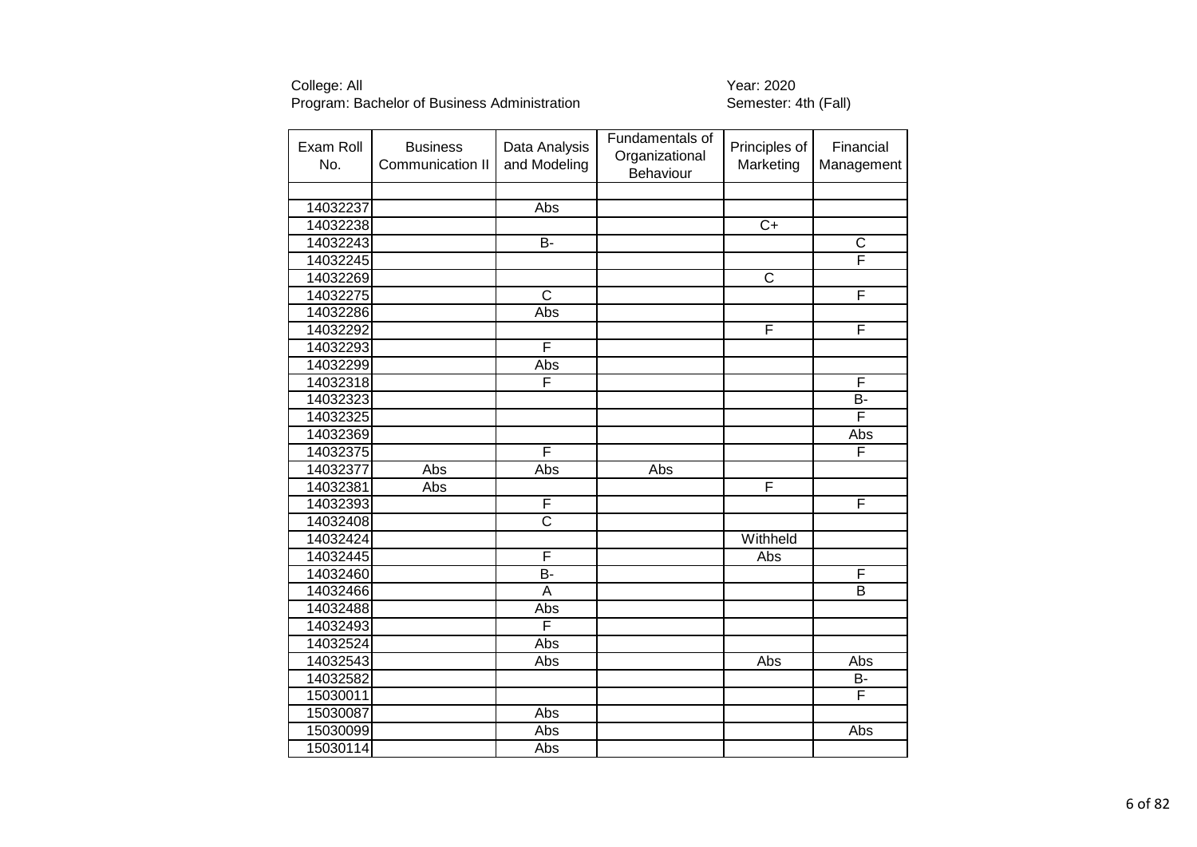College: All
Program: Bachelor of Business Administration

Year: 2020
Semester: 4th (Fall)

| Exam Roll No. | Business Communication II | Data Analysis and Modeling | Fundamentals of Organizational Behaviour | Principles of Marketing | Financial Management |
|---|---|---|---|---|---|
| | | | | | |
| 14032237 | | Abs | | | |
| 14032238 | | | | C+ | |
| 14032243 | | B- | | | C |
| 14032245 | | | | | F |
| 14032269 | | | | C | |
| 14032275 | | C | | | F |
| 14032286 | | Abs | | | |
| 14032292 | | | | F | F |
| 14032293 | | F | | | |
| 14032299 | | Abs | | | |
| 14032318 | | F | | | F |
| 14032323 | | | | | B- |
| 14032325 | | | | | F |
| 14032369 | | | | | Abs |
| 14032375 | | F | | | F |
| 14032377 | Abs | Abs | Abs | | |
| 14032381 | Abs | | | F | |
| 14032393 | | F | | | F |
| 14032408 | | C | | | |
| 14032424 | | | | Withheld | |
| 14032445 | | F | | Abs | |
| 14032460 | | B- | | | F |
| 14032466 | | A | | | B |
| 14032488 | | Abs | | | |
| 14032493 | | F | | | |
| 14032524 | | Abs | | | |
| 14032543 | | Abs | | Abs | Abs |
| 14032582 | | | | | B- |
| 15030011 | | | | | F |
| 15030087 | | Abs | | | |
| 15030099 | | Abs | | | Abs |
| 15030114 | | Abs | | | |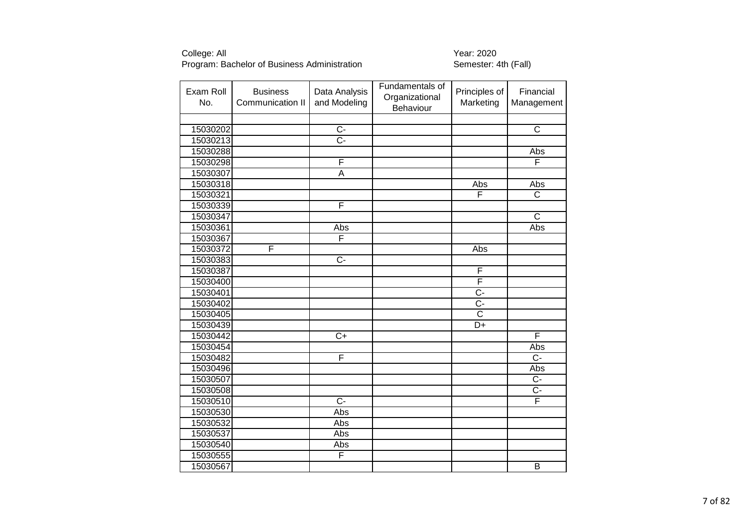College: All
Program: Bachelor of Business Administration

Year: 2020
Semester: 4th (Fall)

| Exam Roll No. | Business Communication II | Data Analysis and Modeling | Fundamentals of Organizational Behaviour | Principles of Marketing | Financial Management |
|---|---|---|---|---|---|
| | | | | | |
| 15030202 | | C- | | | C |
| 15030213 | | C- | | | |
| 15030288 | | | | | Abs |
| 15030298 | | F | | | F |
| 15030307 | | A | | | |
| 15030318 | | | | Abs | Abs |
| 15030321 | | | | F | C |
| 15030339 | | F | | | |
| 15030347 | | | | | C |
| 15030361 | | Abs | | | Abs |
| 15030367 | | F | | | |
| 15030372 | F | | | Abs | |
| 15030383 | | C- | | | |
| 15030387 | | | | F | |
| 15030400 | | | | F | |
| 15030401 | | | | C- | |
| 15030402 | | | | C- | |
| 15030405 | | | | C | |
| 15030439 | | | | D+ | |
| 15030442 | | C+ | | | F |
| 15030454 | | | | | Abs |
| 15030482 | | F | | | C- |
| 15030496 | | | | | Abs |
| 15030507 | | | | | C- |
| 15030508 | | | | | C- |
| 15030510 | | C- | | | F |
| 15030530 | | Abs | | | |
| 15030532 | | Abs | | | |
| 15030537 | | Abs | | | |
| 15030540 | | Abs | | | |
| 15030555 | | F | | | |
| 15030567 | | | | | B |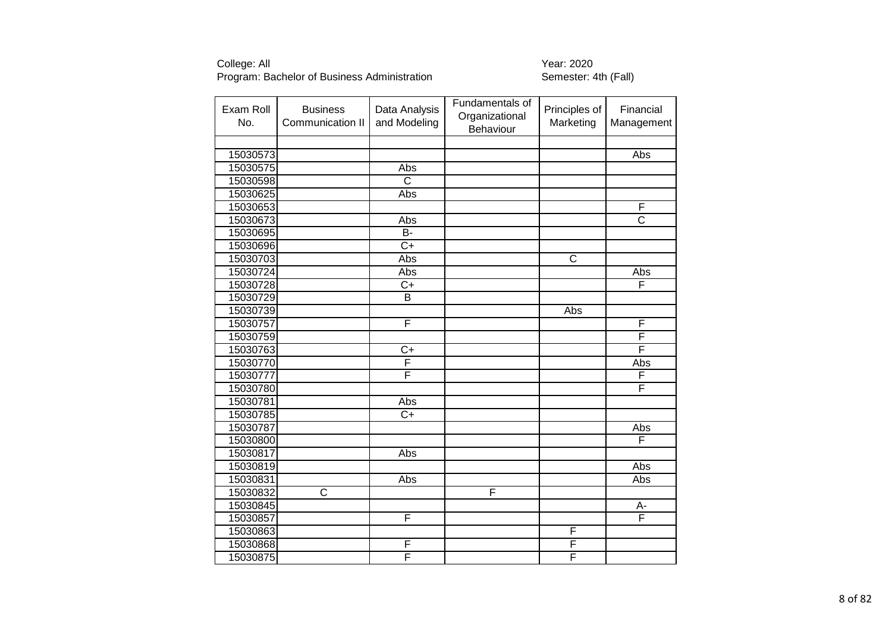College: All
Program: Bachelor of Business Administration

Year: 2020
Semester: 4th (Fall)

| Exam Roll No. | Business Communication II | Data Analysis and Modeling | Fundamentals of Organizational Behaviour | Principles of Marketing | Financial Management |
|---|---|---|---|---|---|
| | | | | | |
| 15030573 | | | | | Abs |
| 15030575 | | Abs | | | |
| 15030598 | | C | | | |
| 15030625 | | Abs | | | |
| 15030653 | | | | | F |
| 15030673 | | Abs | | | C |
| 15030695 | | B- | | | |
| 15030696 | | C+ | | | |
| 15030703 | | Abs | | C | |
| 15030724 | | Abs | | | Abs |
| 15030728 | | C+ | | | F |
| 15030729 | | B | | | |
| 15030739 | | | | Abs | |
| 15030757 | | F | | | F |
| 15030759 | | | | | F |
| 15030763 | | C+ | | | F |
| 15030770 | | F | | | Abs |
| 15030777 | | F | | | F |
| 15030780 | | | | | F |
| 15030781 | | Abs | | | |
| 15030785 | | C+ | | | |
| 15030787 | | | | | Abs |
| 15030800 | | | | | F |
| 15030817 | | Abs | | | |
| 15030819 | | | | | Abs |
| 15030831 | | Abs | | | Abs |
| 15030832 | C | | F | | |
| 15030845 | | | | | A- |
| 15030857 | | F | | | F |
| 15030863 | | | | F | |
| 15030868 | | F | | F | |
| 15030875 | | F | | F | |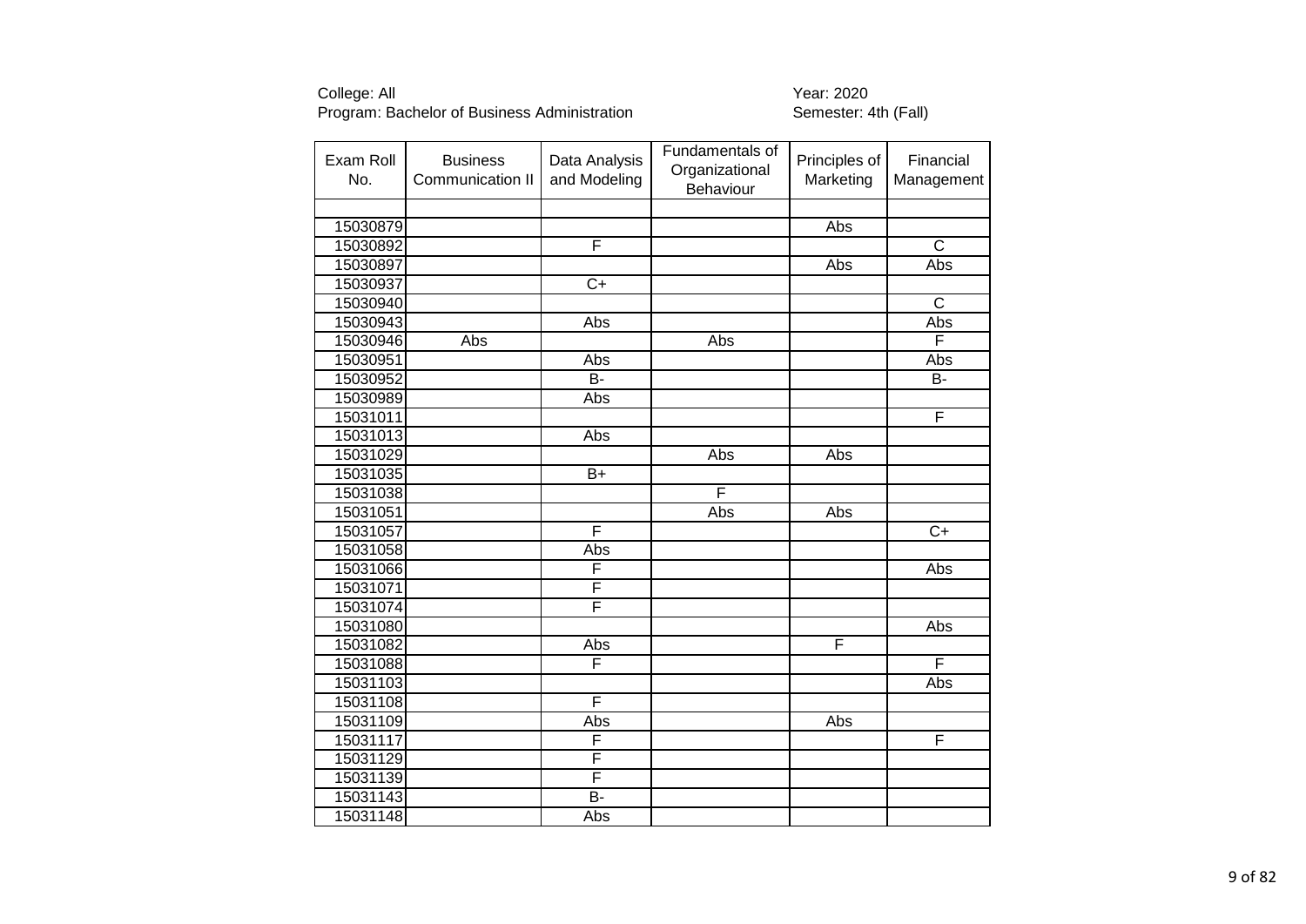College: All
Program: Bachelor of Business Administration

Year: 2020
Semester: 4th (Fall)

| Exam Roll No. | Business Communication II | Data Analysis and Modeling | Fundamentals of Organizational Behaviour | Principles of Marketing | Financial Management |
|---|---|---|---|---|---|
| | | | | | |
| 15030879 | | | | Abs | |
| 15030892 | | F | | | C |
| 15030897 | | | | Abs | Abs |
| 15030937 | | C+ | | | |
| 15030940 | | | | | C |
| 15030943 | | Abs | | | Abs |
| 15030946 | Abs | | Abs | | F |
| 15030951 | | Abs | | | Abs |
| 15030952 | | B- | | | B- |
| 15030989 | | Abs | | | |
| 15031011 | | | | | F |
| 15031013 | | Abs | | | |
| 15031029 | | | Abs | Abs | |
| 15031035 | | B+ | | | |
| 15031038 | | | F | | |
| 15031051 | | | Abs | Abs | |
| 15031057 | | F | | | C+ |
| 15031058 | | Abs | | | |
| 15031066 | | F | | | Abs |
| 15031071 | | F | | | |
| 15031074 | | F | | | |
| 15031080 | | | | | Abs |
| 15031082 | | Abs | | F | |
| 15031088 | | F | | | F |
| 15031103 | | | | | Abs |
| 15031108 | | F | | | |
| 15031109 | | Abs | | Abs | |
| 15031117 | | F | | | F |
| 15031129 | | F | | | |
| 15031139 | | F | | | |
| 15031143 | | B- | | | |
| 15031148 | | Abs | | | |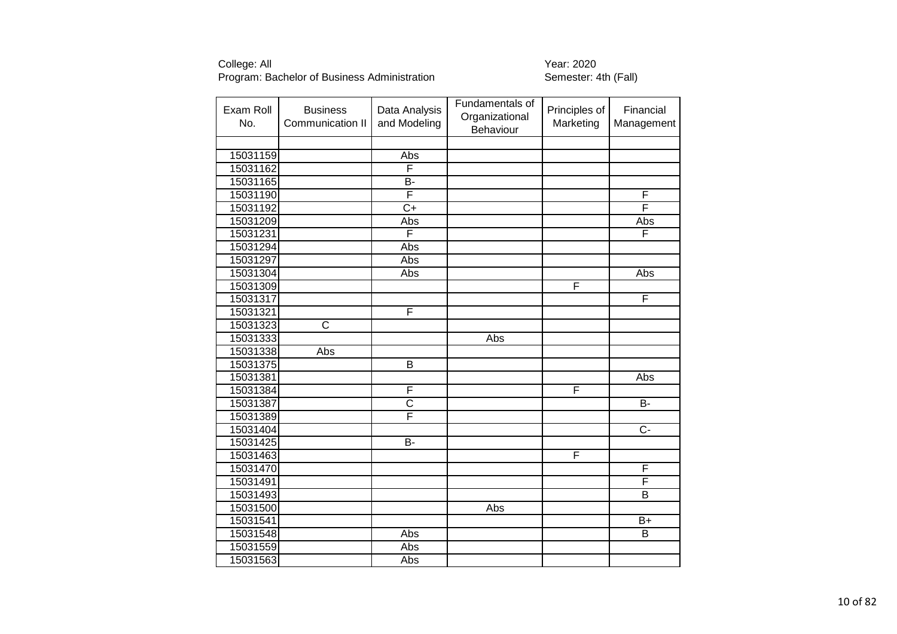College: All
Program: Bachelor of Business Administration

Year: 2020
Semester: 4th (Fall)

| Exam Roll No. | Business Communication II | Data Analysis and Modeling | Fundamentals of Organizational Behaviour | Principles of Marketing | Financial Management |
|---|---|---|---|---|---|
| | | | | | |
| 15031159 | | Abs | | | |
| 15031162 | | F | | | |
| 15031165 | | B- | | | |
| 15031190 | | F | | | F |
| 15031192 | | C+ | | | F |
| 15031209 | | Abs | | | Abs |
| 15031231 | | F | | | F |
| 15031294 | | Abs | | | |
| 15031297 | | Abs | | | |
| 15031304 | | Abs | | | Abs |
| 15031309 | | | | F | |
| 15031317 | | | | | F |
| 15031321 | | F | | | |
| 15031323 | C | | | | |
| 15031333 | | | Abs | | |
| 15031338 | Abs | | | | |
| 15031375 | | B | | | |
| 15031381 | | | | | Abs |
| 15031384 | | F | | F | |
| 15031387 | | C | | | B- |
| 15031389 | | F | | | |
| 15031404 | | | | | C- |
| 15031425 | | B- | | | |
| 15031463 | | | | F | |
| 15031470 | | | | | F |
| 15031491 | | | | | F |
| 15031493 | | | | | B |
| 15031500 | | | Abs | | |
| 15031541 | | | | | B+ |
| 15031548 | | Abs | | | B |
| 15031559 | | Abs | | | |
| 15031563 | | Abs | | | |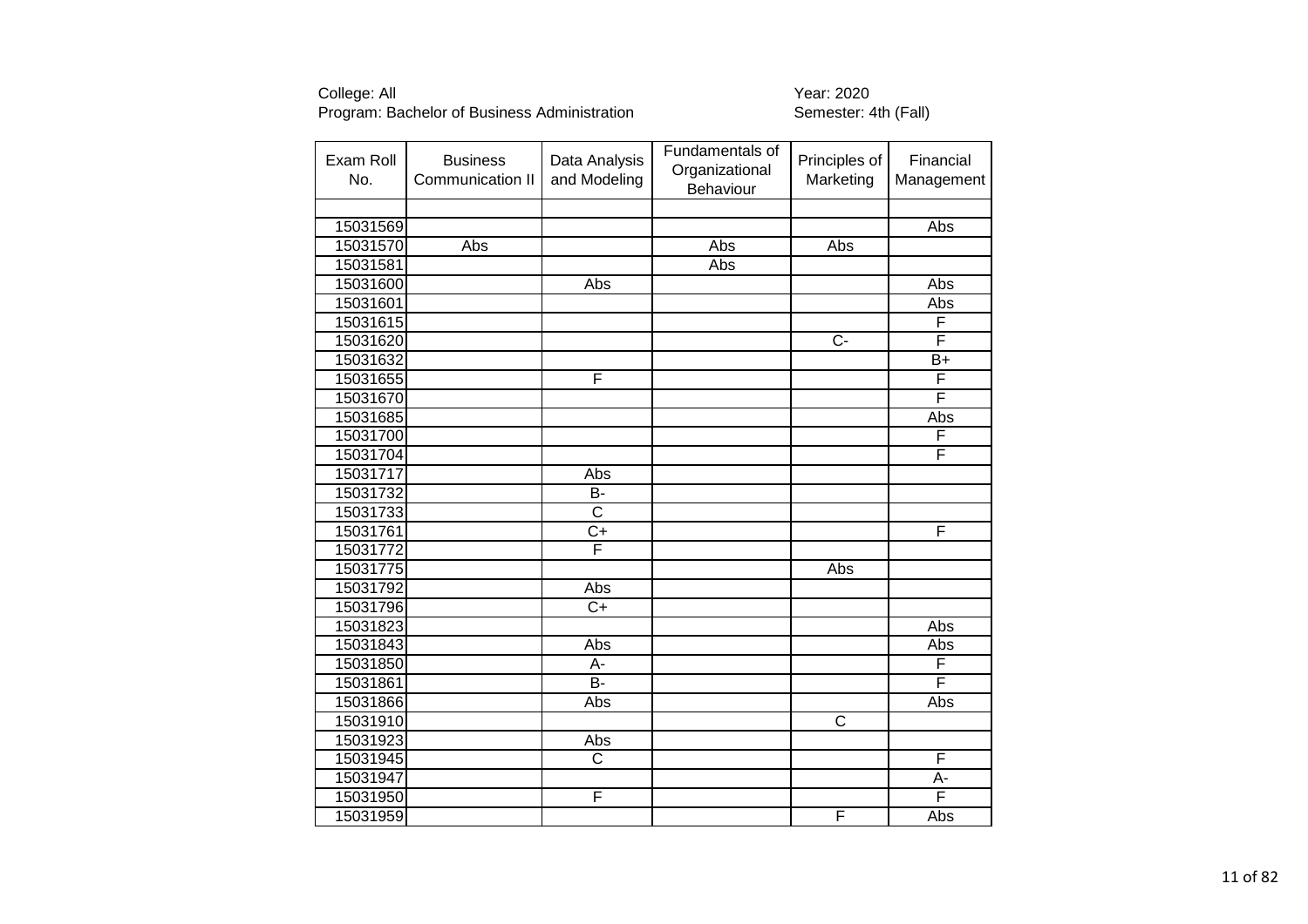College: All
Program: Bachelor of Business Administration

Year: 2020
Semester: 4th (Fall)

| Exam Roll No. | Business Communication II | Data Analysis and Modeling | Fundamentals of Organizational Behaviour | Principles of Marketing | Financial Management |
|---|---|---|---|---|---|
| | | | | | |
| 15031569 | | | | | Abs |
| 15031570 | Abs | | Abs | Abs | |
| 15031581 | | | Abs | | |
| 15031600 | | Abs | | | Abs |
| 15031601 | | | | | Abs |
| 15031615 | | | | | F |
| 15031620 | | | | C- | F |
| 15031632 | | | | | B+ |
| 15031655 | | F | | | F |
| 15031670 | | | | | F |
| 15031685 | | | | | Abs |
| 15031700 | | | | | F |
| 15031704 | | | | | F |
| 15031717 | | Abs | | | |
| 15031732 | | B- | | | |
| 15031733 | | C | | | |
| 15031761 | | C+ | | | F |
| 15031772 | | F | | | |
| 15031775 | | | | Abs | |
| 15031792 | | Abs | | | |
| 15031796 | | C+ | | | |
| 15031823 | | | | | Abs |
| 15031843 | | Abs | | | Abs |
| 15031850 | | A- | | | F |
| 15031861 | | B- | | | F |
| 15031866 | | Abs | | | Abs |
| 15031910 | | | | C | |
| 15031923 | | Abs | | | |
| 15031945 | | C | | | F |
| 15031947 | | | | | A- |
| 15031950 | | F | | | F |
| 15031959 | | | | F | Abs |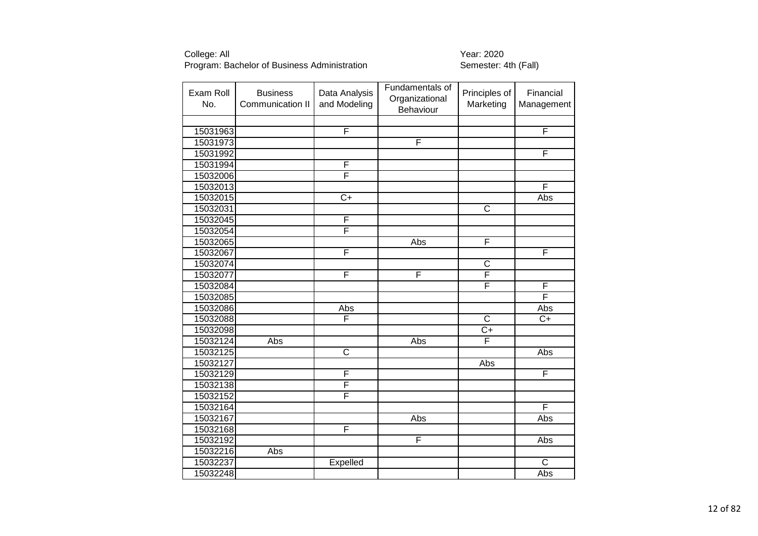College: All
Program: Bachelor of Business Administration

Year: 2020
Semester: 4th (Fall)

| Exam Roll No. | Business Communication II | Data Analysis and Modeling | Fundamentals of Organizational Behaviour | Principles of Marketing | Financial Management |
|---|---|---|---|---|---|
| | | | | | |
| 15031963 | | F | | | F |
| 15031973 | | | F | | |
| 15031992 | | | | | F |
| 15031994 | | F | | | |
| 15032006 | | F | | | |
| 15032013 | | | | | F |
| 15032015 | | C+ | | | Abs |
| 15032031 | | | | C | |
| 15032045 | | F | | | |
| 15032054 | | F | | | |
| 15032065 | | | Abs | F | |
| 15032067 | | F | | | F |
| 15032074 | | | | C | |
| 15032077 | | F | F | F | |
| 15032084 | | | | F | F |
| 15032085 | | | | | F |
| 15032086 | | Abs | | | Abs |
| 15032088 | | F | | C | C+ |
| 15032098 | | | | C+ | |
| 15032124 | Abs | | Abs | F | |
| 15032125 | | C | | | Abs |
| 15032127 | | | | Abs | |
| 15032129 | | F | | | F |
| 15032138 | | F | | | |
| 15032152 | | F | | | |
| 15032164 | | | | | F |
| 15032167 | | | Abs | | Abs |
| 15032168 | | F | | | |
| 15032192 | | | F | | Abs |
| 15032216 | Abs | | | | |
| 15032237 | | Expelled | | | C |
| 15032248 | | | | | Abs |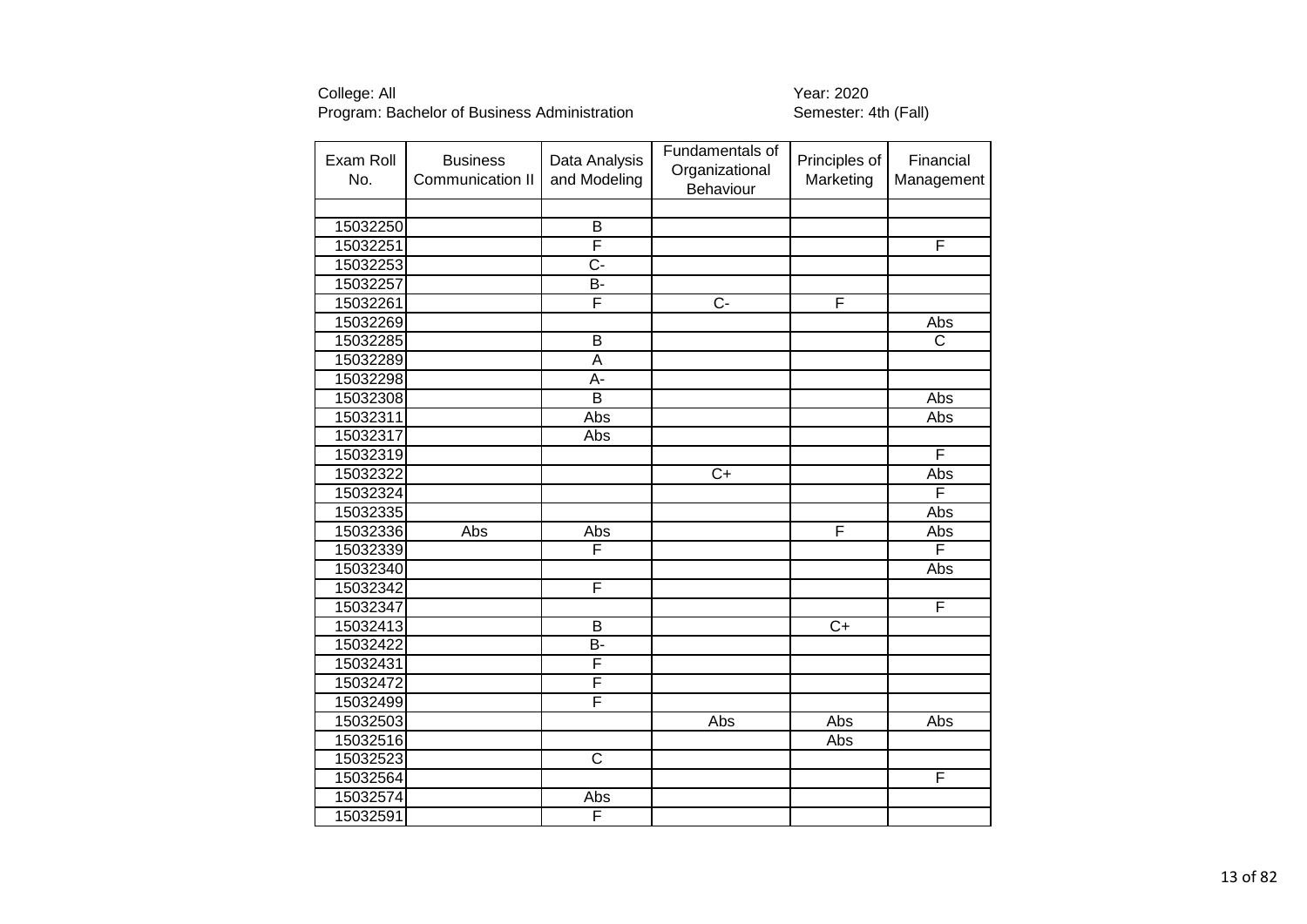College: All
Program: Bachelor of Business Administration

Year: 2020
Semester: 4th (Fall)

| Exam Roll No. | Business Communication II | Data Analysis and Modeling | Fundamentals of Organizational Behaviour | Principles of Marketing | Financial Management |
|---|---|---|---|---|---|
| | | | | | |
| 15032250 | | B | | | |
| 15032251 | | F | | | F |
| 15032253 | | C- | | | |
| 15032257 | | B- | | | |
| 15032261 | | F | C- | F | |
| 15032269 | | | | | Abs |
| 15032285 | | B | | | C |
| 15032289 | | A | | | |
| 15032298 | | A- | | | |
| 15032308 | | B | | | Abs |
| 15032311 | | Abs | | | Abs |
| 15032317 | | Abs | | | |
| 15032319 | | | | | F |
| 15032322 | | | C+ | | Abs |
| 15032324 | | | | | F |
| 15032335 | | | | | Abs |
| 15032336 | Abs | Abs | | F | Abs |
| 15032339 | | F | | | F |
| 15032340 | | | | | Abs |
| 15032342 | | F | | | |
| 15032347 | | | | | F |
| 15032413 | | B | | C+ | |
| 15032422 | | B- | | | |
| 15032431 | | F | | | |
| 15032472 | | F | | | |
| 15032499 | | F | | | |
| 15032503 | | | Abs | Abs | Abs |
| 15032516 | | | | Abs | |
| 15032523 | | C | | | |
| 15032564 | | | | | F |
| 15032574 | | Abs | | | |
| 15032591 | | F | | | |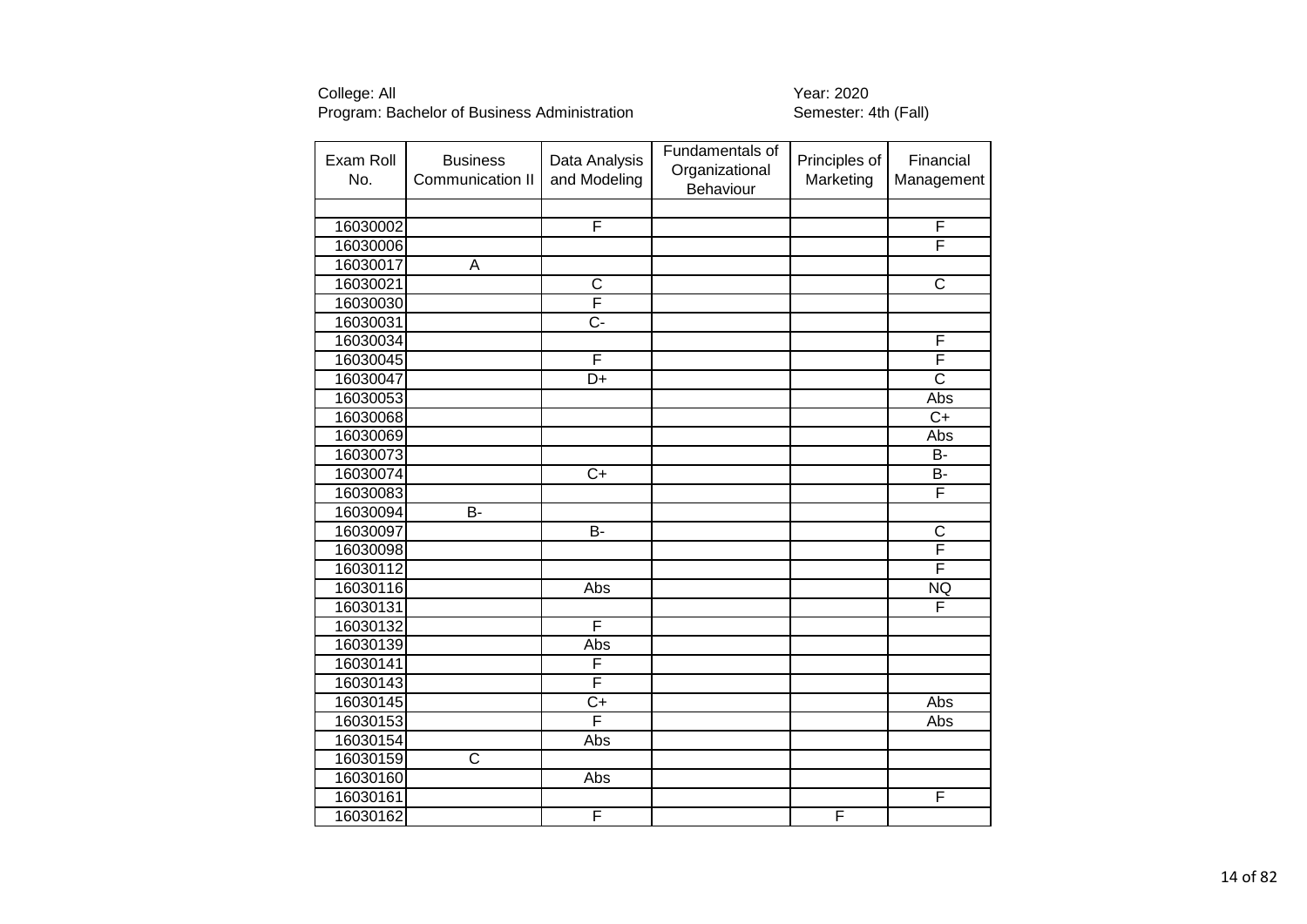College: All
Program: Bachelor of Business Administration

Year: 2020
Semester: 4th (Fall)

| Exam Roll No. | Business Communication II | Data Analysis and Modeling | Fundamentals of Organizational Behaviour | Principles of Marketing | Financial Management |
|---|---|---|---|---|---|
| | | | | | |
| 16030002 | | F | | | F |
| 16030006 | | | | | F |
| 16030017 | A | | | | |
| 16030021 | | C | | | C |
| 16030030 | | F | | | |
| 16030031 | | C- | | | |
| 16030034 | | | | | F |
| 16030045 | | F | | | F |
| 16030047 | | D+ | | | C |
| 16030053 | | | | | Abs |
| 16030068 | | | | | C+ |
| 16030069 | | | | | Abs |
| 16030073 | | | | | B- |
| 16030074 | | C+ | | | B- |
| 16030083 | | | | | F |
| 16030094 | B- | | | | |
| 16030097 | | B- | | | C |
| 16030098 | | | | | F |
| 16030112 | | | | | F |
| 16030116 | | Abs | | | NQ |
| 16030131 | | | | | F |
| 16030132 | | F | | | |
| 16030139 | | Abs | | | |
| 16030141 | | F | | | |
| 16030143 | | F | | | |
| 16030145 | | C+ | | | Abs |
| 16030153 | | F | | | Abs |
| 16030154 | | Abs | | | |
| 16030159 | C | | | | |
| 16030160 | | Abs | | | |
| 16030161 | | | | | F |
| 16030162 | | F | | F | |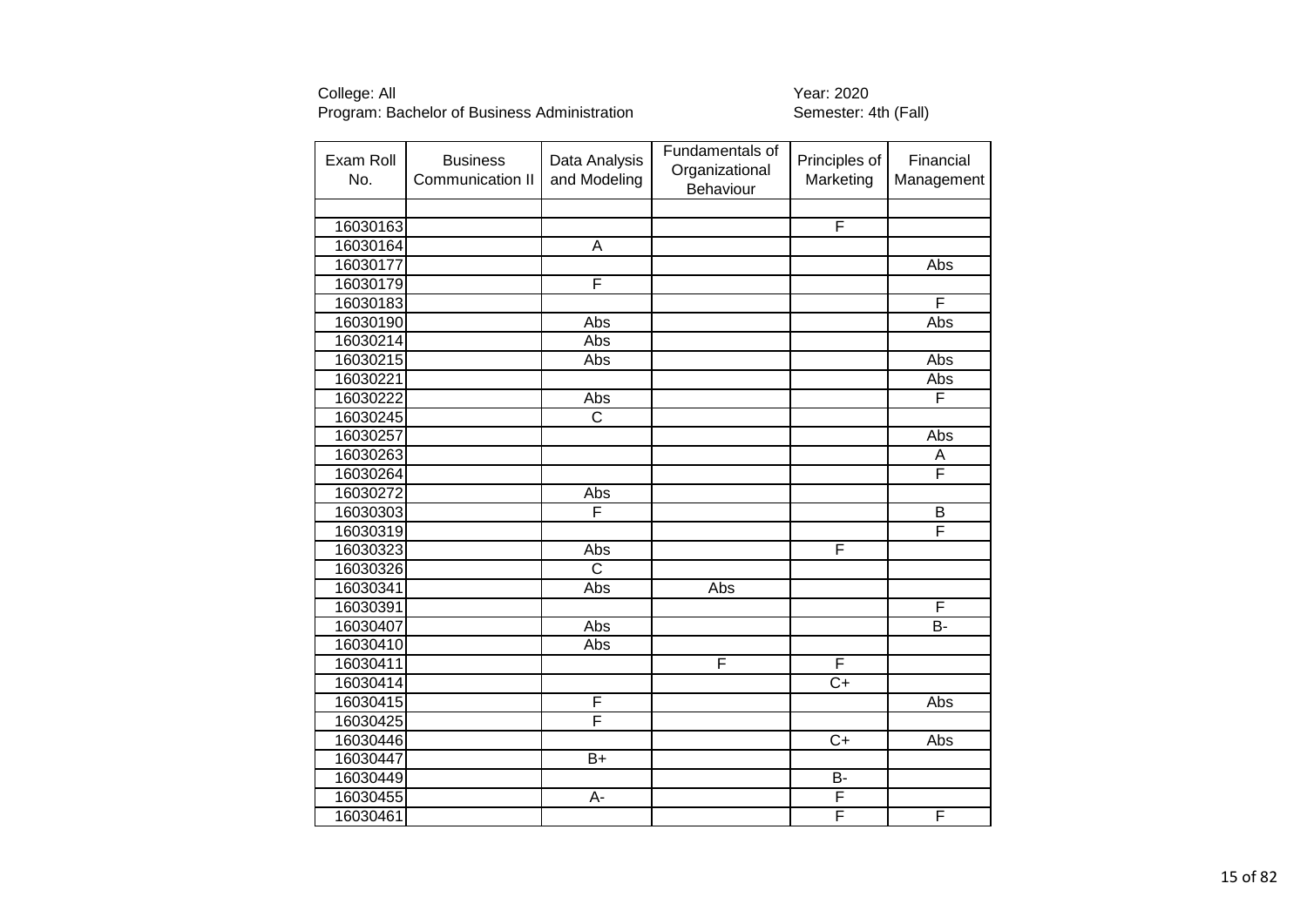College: All
Program: Bachelor of Business Administration

Year: 2020
Semester: 4th (Fall)

| Exam Roll No. | Business Communication II | Data Analysis and Modeling | Fundamentals of Organizational Behaviour | Principles of Marketing | Financial Management |
|---|---|---|---|---|---|
| | | | | | |
| 16030163 | | | | F | |
| 16030164 | | A | | | |
| 16030177 | | | | | Abs |
| 16030179 | | F | | | |
| 16030183 | | | | | F |
| 16030190 | | Abs | | | Abs |
| 16030214 | | Abs | | | |
| 16030215 | | Abs | | | Abs |
| 16030221 | | | | | Abs |
| 16030222 | | Abs | | | F |
| 16030245 | | C | | | |
| 16030257 | | | | | Abs |
| 16030263 | | | | | A |
| 16030264 | | | | | F |
| 16030272 | | Abs | | | |
| 16030303 | | F | | | B |
| 16030319 | | | | | F |
| 16030323 | | Abs | | F | |
| 16030326 | | C | | | |
| 16030341 | | Abs | Abs | | |
| 16030391 | | | | | F |
| 16030407 | | Abs | | | B- |
| 16030410 | | Abs | | | |
| 16030411 | | | F | F | |
| 16030414 | | | | C+ | |
| 16030415 | | F | | | Abs |
| 16030425 | | F | | | |
| 16030446 | | | | C+ | Abs |
| 16030447 | | B+ | | | |
| 16030449 | | | | B- | |
| 16030455 | | A- | | F | |
| 16030461 | | | | F | F |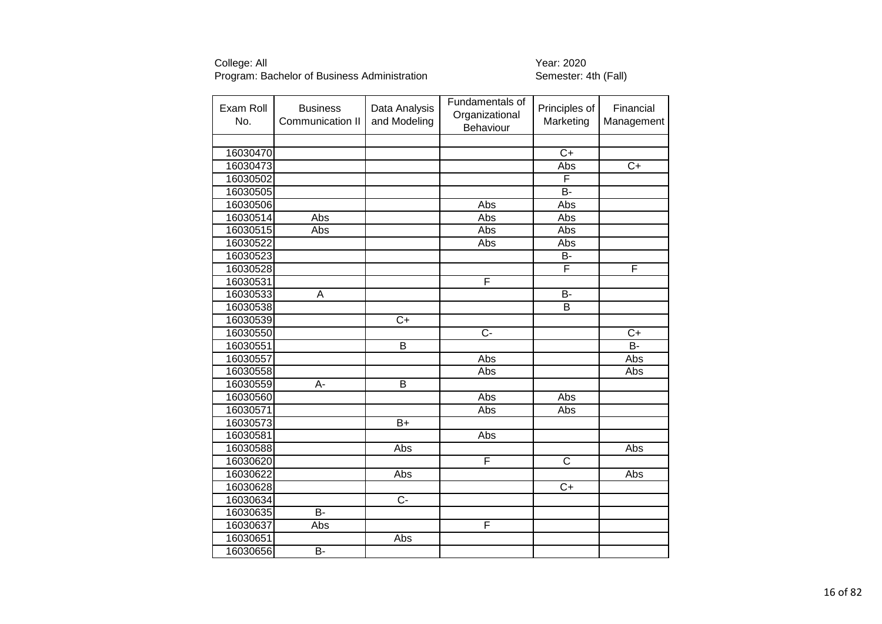College: All
Program: Bachelor of Business Administration

Year: 2020
Semester: 4th (Fall)

| Exam Roll No. | Business Communication II | Data Analysis and Modeling | Fundamentals of Organizational Behaviour | Principles of Marketing | Financial Management |
|---|---|---|---|---|---|
| | | | | | |
| 16030470 | | | | C+ | |
| 16030473 | | | | Abs | C+ |
| 16030502 | | | | F | |
| 16030505 | | | | B- | |
| 16030506 | | | Abs | Abs | |
| 16030514 | Abs | | Abs | Abs | |
| 16030515 | Abs | | Abs | Abs | |
| 16030522 | | | Abs | Abs | |
| 16030523 | | | | B- | |
| 16030528 | | | | F | F |
| 16030531 | | | F | | |
| 16030533 | A | | | B- | |
| 16030538 | | | | B | |
| 16030539 | | C+ | | | |
| 16030550 | | | C- | | C+ |
| 16030551 | | B | | | B- |
| 16030557 | | | Abs | | Abs |
| 16030558 | | | Abs | | Abs |
| 16030559 | A- | B | | | |
| 16030560 | | | Abs | Abs | |
| 16030571 | | | Abs | Abs | |
| 16030573 | | B+ | | | |
| 16030581 | | | Abs | | |
| 16030588 | | Abs | | | Abs |
| 16030620 | | | F | C | |
| 16030622 | | Abs | | | Abs |
| 16030628 | | | | C+ | |
| 16030634 | | C- | | | |
| 16030635 | B- | | | | |
| 16030637 | Abs | | F | | |
| 16030651 | | Abs | | | |
| 16030656 | B- | | | | |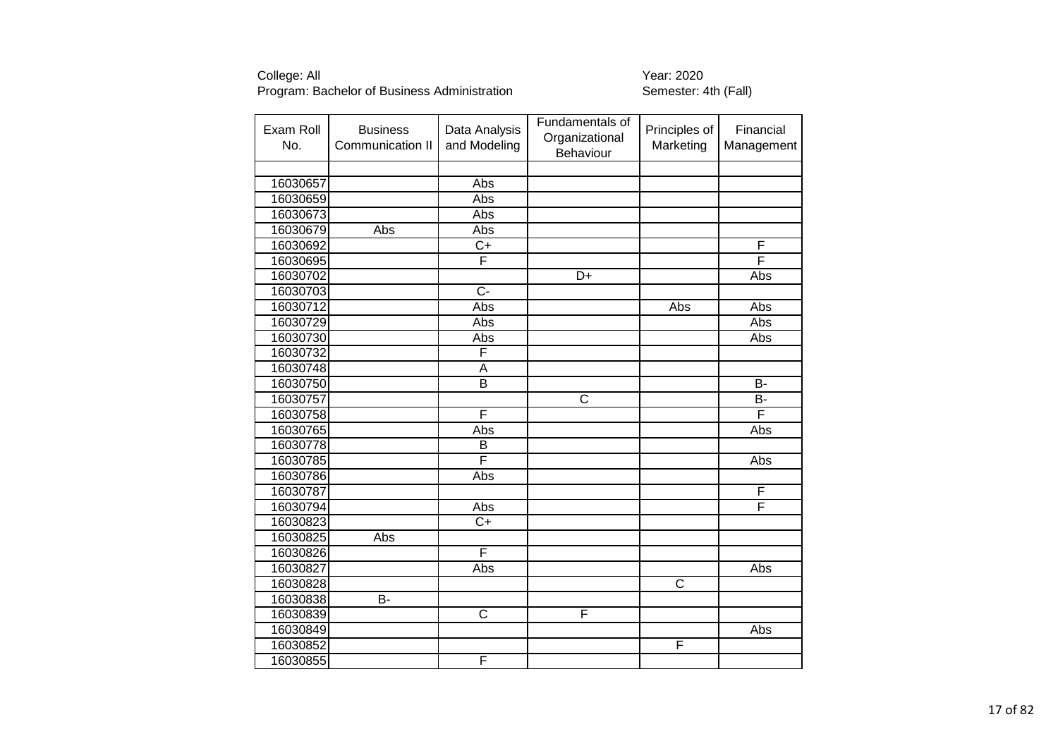College: All
Program: Bachelor of Business Administration

Year: 2020
Semester: 4th (Fall)

| Exam Roll No. | Business Communication II | Data Analysis and Modeling | Fundamentals of Organizational Behaviour | Principles of Marketing | Financial Management |
|---|---|---|---|---|---|
| | | | | | |
| 16030657 | | Abs | | | |
| 16030659 | | Abs | | | |
| 16030673 | | Abs | | | |
| 16030679 | Abs | Abs | | | |
| 16030692 | | C+ | | | F |
| 16030695 | | F | | | F |
| 16030702 | | | D+ | | Abs |
| 16030703 | | C- | | | |
| 16030712 | | Abs | | Abs | Abs |
| 16030729 | | Abs | | | Abs |
| 16030730 | | Abs | | | Abs |
| 16030732 | | F | | | |
| 16030748 | | A | | | |
| 16030750 | | B | | | B- |
| 16030757 | | | C | | B- |
| 16030758 | | F | | | F |
| 16030765 | | Abs | | | Abs |
| 16030778 | | B | | | |
| 16030785 | | F | | | Abs |
| 16030786 | | Abs | | | |
| 16030787 | | | | | F |
| 16030794 | | Abs | | | F |
| 16030823 | | C+ | | | |
| 16030825 | Abs | | | | |
| 16030826 | | F | | | |
| 16030827 | | Abs | | | Abs |
| 16030828 | | | | C | |
| 16030838 | B- | | | | |
| 16030839 | | C | F | | |
| 16030849 | | | | | Abs |
| 16030852 | | | | F | |
| 16030855 | | F | | | |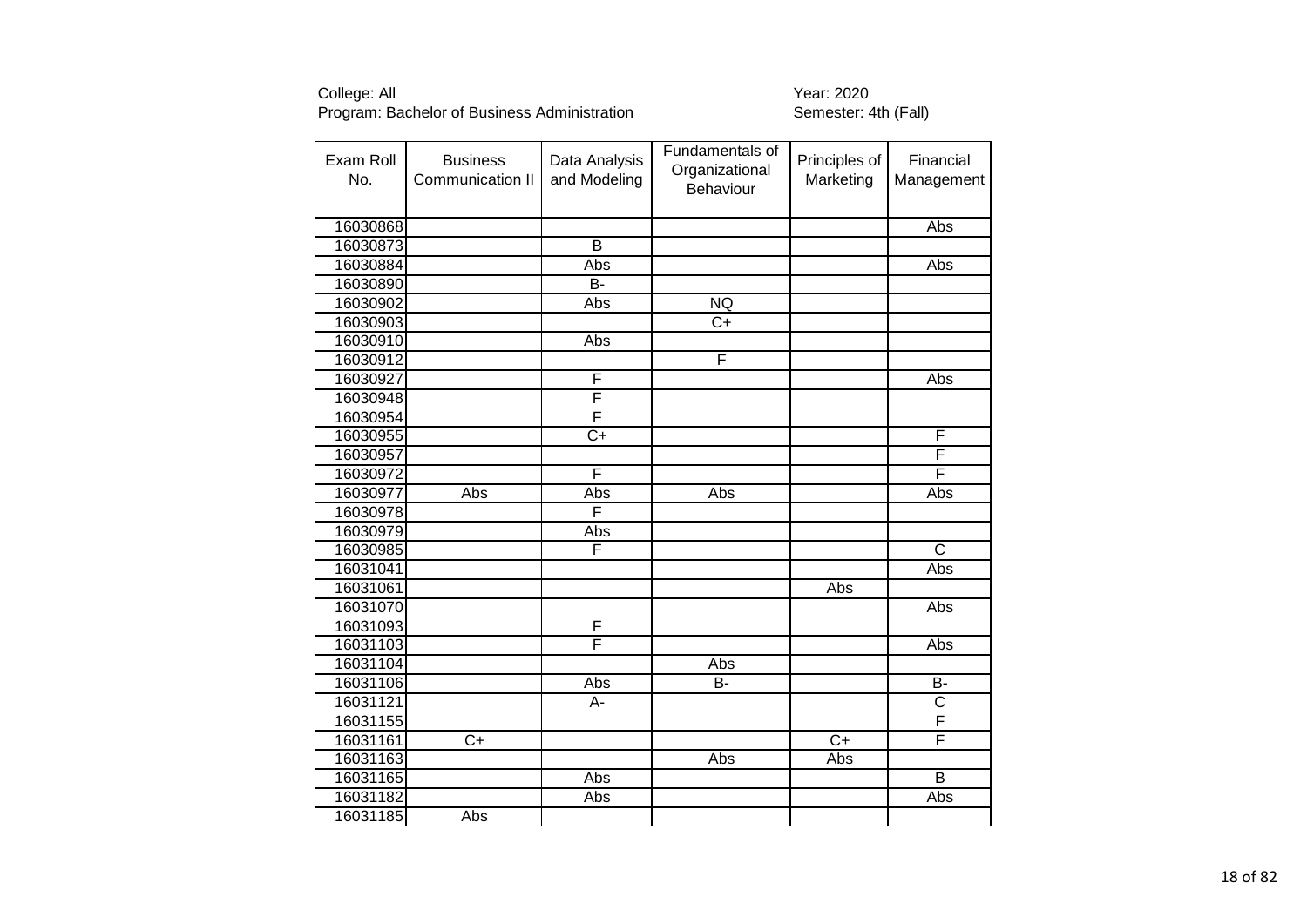College: All
Program: Bachelor of Business Administration

Year: 2020
Semester: 4th (Fall)

| Exam Roll No. | Business Communication II | Data Analysis and Modeling | Fundamentals of Organizational Behaviour | Principles of Marketing | Financial Management |
|---|---|---|---|---|---|
| | | | | | |
| 16030868 | | | | | Abs |
| 16030873 | | B | | | |
| 16030884 | | Abs | | | Abs |
| 16030890 | | B- | | | |
| 16030902 | | Abs | NQ | | |
| 16030903 | | | C+ | | |
| 16030910 | | Abs | | | |
| 16030912 | | | F | | |
| 16030927 | | F | | | Abs |
| 16030948 | | F | | | |
| 16030954 | | F | | | |
| 16030955 | | C+ | | | F |
| 16030957 | | | | | F |
| 16030972 | | F | | | F |
| 16030977 | Abs | Abs | Abs | | Abs |
| 16030978 | | F | | | |
| 16030979 | | Abs | | | |
| 16030985 | | F | | | C |
| 16031041 | | | | | Abs |
| 16031061 | | | | Abs | |
| 16031070 | | | | | Abs |
| 16031093 | | F | | | |
| 16031103 | | F | | | Abs |
| 16031104 | | | Abs | | |
| 16031106 | | Abs | B- | | B- |
| 16031121 | | A- | | | C |
| 16031155 | | | | | F |
| 16031161 | C+ | | | C+ | F |
| 16031163 | | | Abs | Abs | |
| 16031165 | | Abs | | | B |
| 16031182 | | Abs | | | Abs |
| 16031185 | Abs | | | | |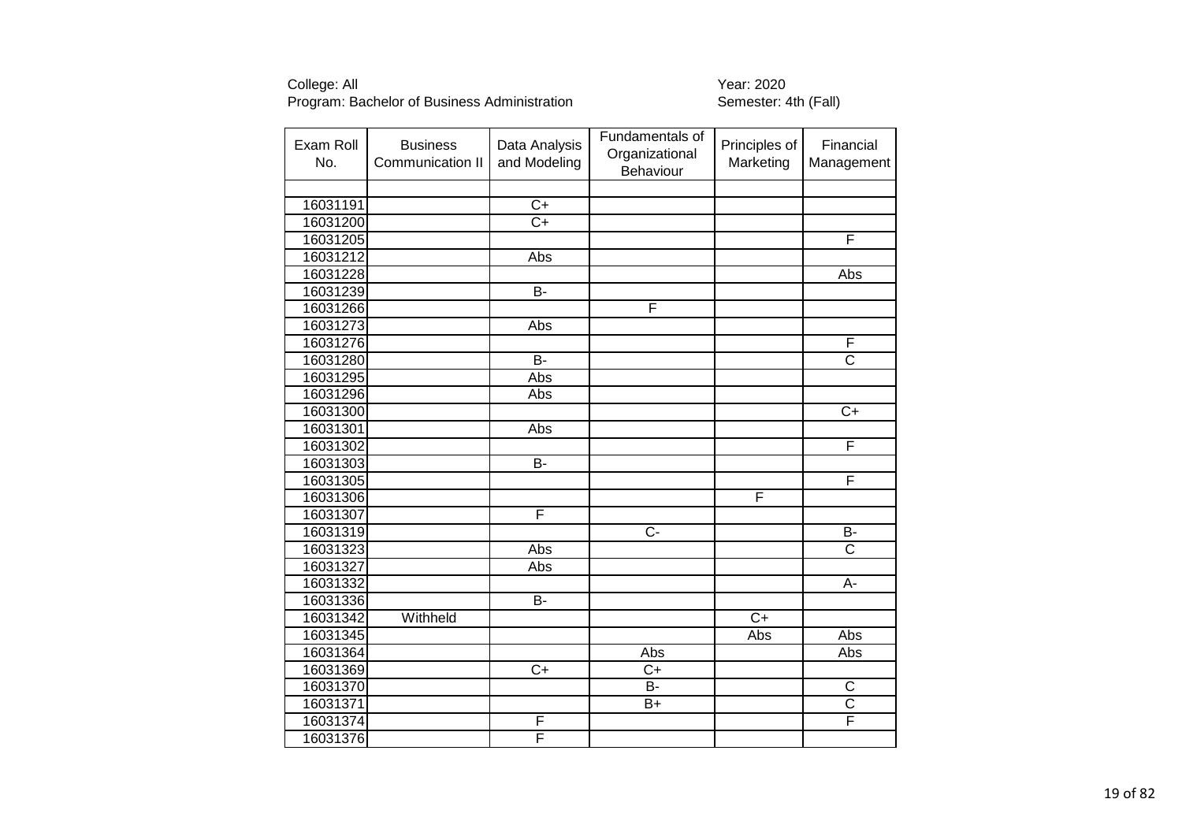College: All
Program: Bachelor of Business Administration

Year: 2020
Semester: 4th (Fall)

| Exam Roll No. | Business Communication II | Data Analysis and Modeling | Fundamentals of Organizational Behaviour | Principles of Marketing | Financial Management |
|---|---|---|---|---|---|
| | | | | | |
| 16031191 | | C+ | | | |
| 16031200 | | C+ | | | |
| 16031205 | | | | | F |
| 16031212 | | Abs | | | |
| 16031228 | | | | | Abs |
| 16031239 | | B- | | | |
| 16031266 | | | F | | |
| 16031273 | | Abs | | | |
| 16031276 | | | | | F |
| 16031280 | | B- | | | C |
| 16031295 | | Abs | | | |
| 16031296 | | Abs | | | |
| 16031300 | | | | | C+ |
| 16031301 | | Abs | | | |
| 16031302 | | | | | F |
| 16031303 | | B- | | | |
| 16031305 | | | | | F |
| 16031306 | | | | F | |
| 16031307 | | F | | | |
| 16031319 | | | C- | | B- |
| 16031323 | | Abs | | | C |
| 16031327 | | Abs | | | |
| 16031332 | | | | | A- |
| 16031336 | | B- | | | |
| 16031342 | Withheld | | | C+ | |
| 16031345 | | | | Abs | Abs |
| 16031364 | | | Abs | | Abs |
| 16031369 | | C+ | C+ | | |
| 16031370 | | | B- | | C |
| 16031371 | | | B+ | | C |
| 16031374 | | F | | | F |
| 16031376 | | F | | | |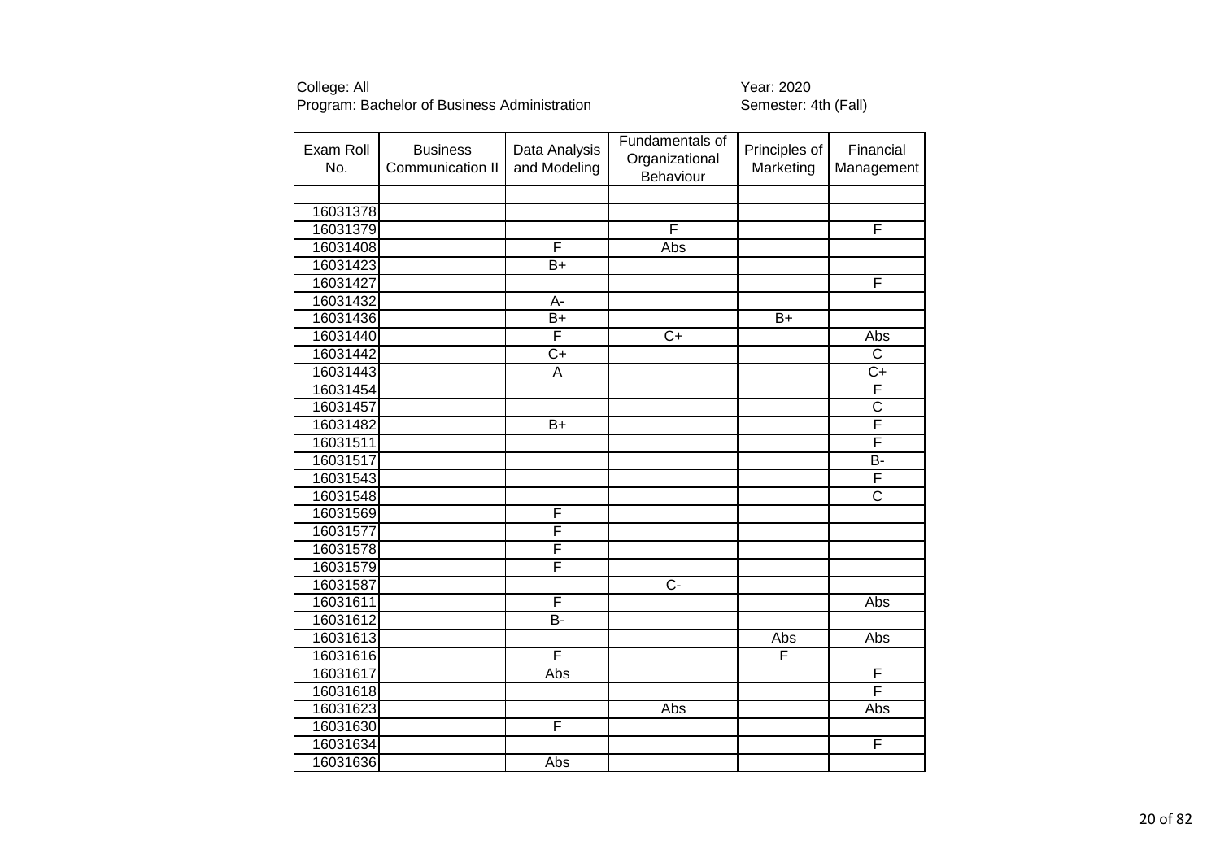College: All
Program: Bachelor of Business Administration

Year: 2020
Semester: 4th (Fall)

| Exam Roll No. | Business Communication II | Data Analysis and Modeling | Fundamentals of Organizational Behaviour | Principles of Marketing | Financial Management |
|---|---|---|---|---|---|
| | | | | | |
| 16031378 | | | | | |
| 16031379 | | | F | | F |
| 16031408 | | F | Abs | | |
| 16031423 | | B+ | | | |
| 16031427 | | | | | F |
| 16031432 | | A- | | | |
| 16031436 | | B+ | | B+ | |
| 16031440 | | F | C+ | | Abs |
| 16031442 | | C+ | | | C |
| 16031443 | | A | | | C+ |
| 16031454 | | | | | F |
| 16031457 | | | | | C |
| 16031482 | | B+ | | | F |
| 16031511 | | | | | F |
| 16031517 | | | | | B- |
| 16031543 | | | | | F |
| 16031548 | | | | | C |
| 16031569 | | F | | | |
| 16031577 | | F | | | |
| 16031578 | | F | | | |
| 16031579 | | F | | | |
| 16031587 | | | C- | | |
| 16031611 | | F | | | Abs |
| 16031612 | | B- | | | |
| 16031613 | | | | Abs | Abs |
| 16031616 | | F | | F | |
| 16031617 | | Abs | | | F |
| 16031618 | | | | | F |
| 16031623 | | | Abs | | Abs |
| 16031630 | | F | | | |
| 16031634 | | | | | F |
| 16031636 | | Abs | | | |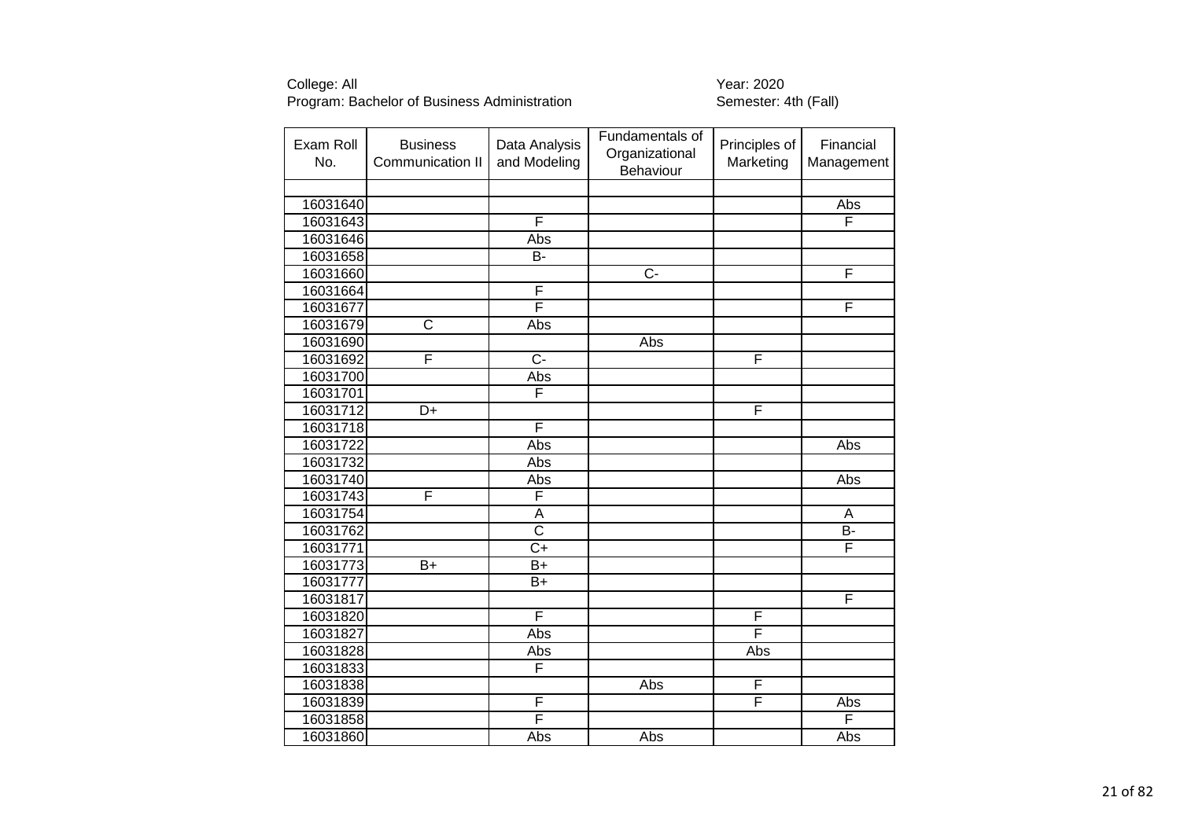College: All
Program: Bachelor of Business Administration

Year: 2020
Semester: 4th (Fall)

| Exam Roll No. | Business Communication II | Data Analysis and Modeling | Fundamentals of Organizational Behaviour | Principles of Marketing | Financial Management |
|---|---|---|---|---|---|
| | | | | | |
| 16031640 | | | | | Abs |
| 16031643 | | F | | | F |
| 16031646 | | Abs | | | |
| 16031658 | | B- | | | |
| 16031660 | | | C- | | F |
| 16031664 | | F | | | |
| 16031677 | | F | | | F |
| 16031679 | C | Abs | | | |
| 16031690 | | | Abs | | |
| 16031692 | F | C- | | F | |
| 16031700 | | Abs | | | |
| 16031701 | | F | | | |
| 16031712 | D+ | | | F | |
| 16031718 | | F | | | |
| 16031722 | | Abs | | | Abs |
| 16031732 | | Abs | | | |
| 16031740 | | Abs | | | Abs |
| 16031743 | F | F | | | |
| 16031754 | | A | | | A |
| 16031762 | | C | | | B- |
| 16031771 | | C+ | | | F |
| 16031773 | B+ | B+ | | | |
| 16031777 | | B+ | | | |
| 16031817 | | | | | F |
| 16031820 | | F | | F | |
| 16031827 | | Abs | | F | |
| 16031828 | | Abs | | Abs | |
| 16031833 | | F | | | |
| 16031838 | | | Abs | F | |
| 16031839 | | F | | F | Abs |
| 16031858 | | F | | | F |
| 16031860 | | Abs | Abs | | Abs |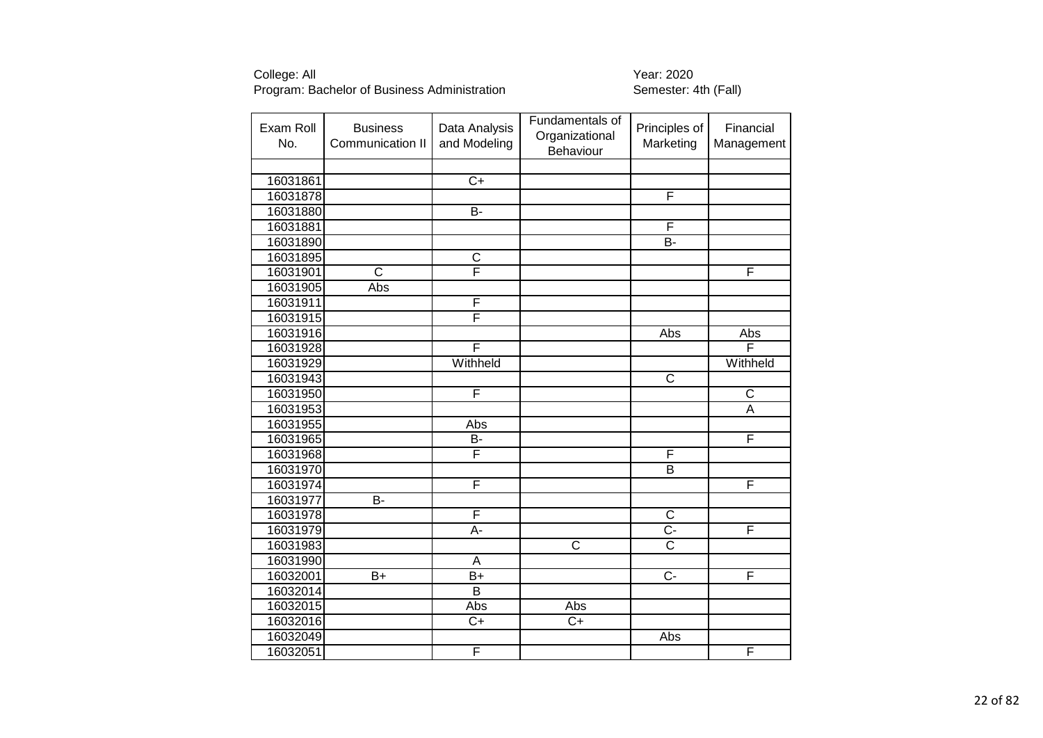College: All
Program: Bachelor of Business Administration

Year: 2020
Semester: 4th (Fall)

| Exam Roll No. | Business Communication II | Data Analysis and Modeling | Fundamentals of Organizational Behaviour | Principles of Marketing | Financial Management |
|---|---|---|---|---|---|
| | | | | | |
| 16031861 | | C+ | | | |
| 16031878 | | | | F | |
| 16031880 | | B- | | | |
| 16031881 | | | | F | |
| 16031890 | | | | B- | |
| 16031895 | | C | | | |
| 16031901 | C | F | | | F |
| 16031905 | Abs | | | | |
| 16031911 | | F | | | |
| 16031915 | | F | | | |
| 16031916 | | | | Abs | Abs |
| 16031928 | | F | | | F |
| 16031929 | | Withheld | | | Withheld |
| 16031943 | | | | C | |
| 16031950 | | F | | | C |
| 16031953 | | | | | A |
| 16031955 | | Abs | | | |
| 16031965 | | B- | | | F |
| 16031968 | | F | | F | |
| 16031970 | | | | B | |
| 16031974 | | F | | | F |
| 16031977 | B- | | | | |
| 16031978 | | F | | C | |
| 16031979 | | A- | | C- | F |
| 16031983 | | | C | C | |
| 16031990 | | A | | | |
| 16032001 | B+ | B+ | | C- | F |
| 16032014 | | B | | | |
| 16032015 | | Abs | Abs | | |
| 16032016 | | C+ | C+ | | |
| 16032049 | | | | Abs | |
| 16032051 | | F | | | F |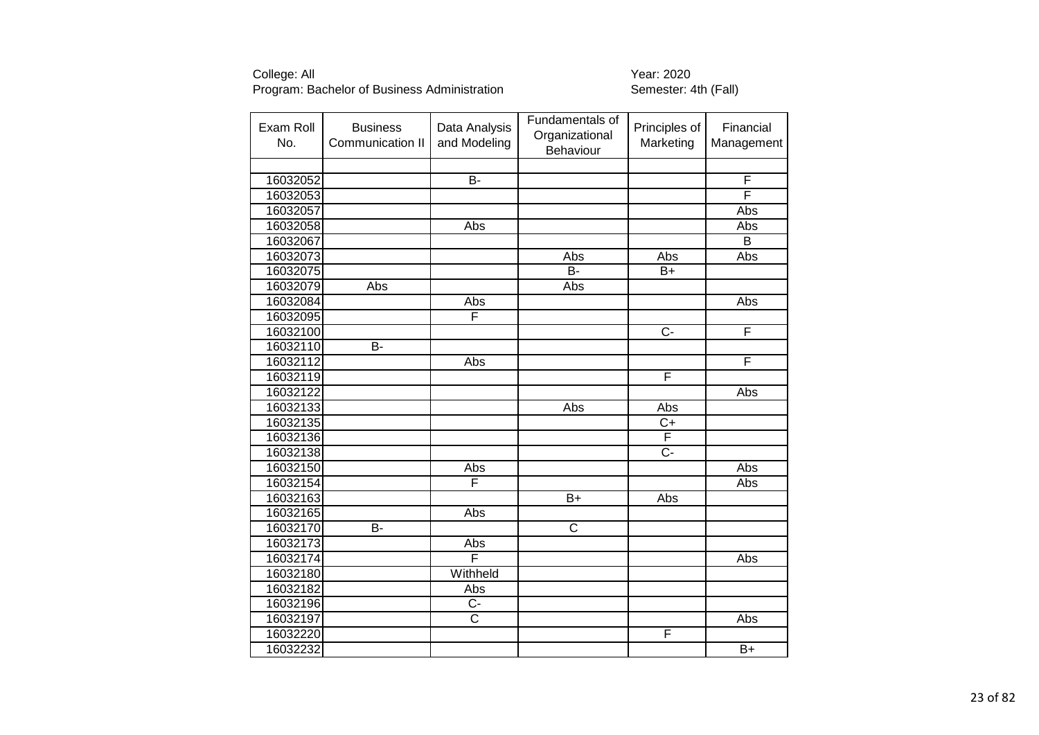College: All
Program: Bachelor of Business Administration

Year: 2020
Semester: 4th (Fall)

| Exam Roll No. | Business Communication II | Data Analysis and Modeling | Fundamentals of Organizational Behaviour | Principles of Marketing | Financial Management |
|---|---|---|---|---|---|
| | | | | | |
| 16032052 | | B- | | | F |
| 16032053 | | | | | F |
| 16032057 | | | | | Abs |
| 16032058 | | Abs | | | Abs |
| 16032067 | | | | | B |
| 16032073 | | | Abs | Abs | Abs |
| 16032075 | | | B- | B+ | |
| 16032079 | Abs | | Abs | | |
| 16032084 | | Abs | | | Abs |
| 16032095 | | F | | | |
| 16032100 | | | | C- | F |
| 16032110 | B- | | | | |
| 16032112 | | Abs | | | F |
| 16032119 | | | | F | |
| 16032122 | | | | | Abs |
| 16032133 | | | Abs | Abs | |
| 16032135 | | | | C+ | |
| 16032136 | | | | F | |
| 16032138 | | | | C- | |
| 16032150 | | Abs | | | Abs |
| 16032154 | | F | | | Abs |
| 16032163 | | | B+ | Abs | |
| 16032165 | | Abs | | | |
| 16032170 | B- | | C | | |
| 16032173 | | Abs | | | |
| 16032174 | | F | | | Abs |
| 16032180 | | Withheld | | | |
| 16032182 | | Abs | | | |
| 16032196 | | C- | | | |
| 16032197 | | C | | | Abs |
| 16032220 | | | | F | |
| 16032232 | | | | | B+ |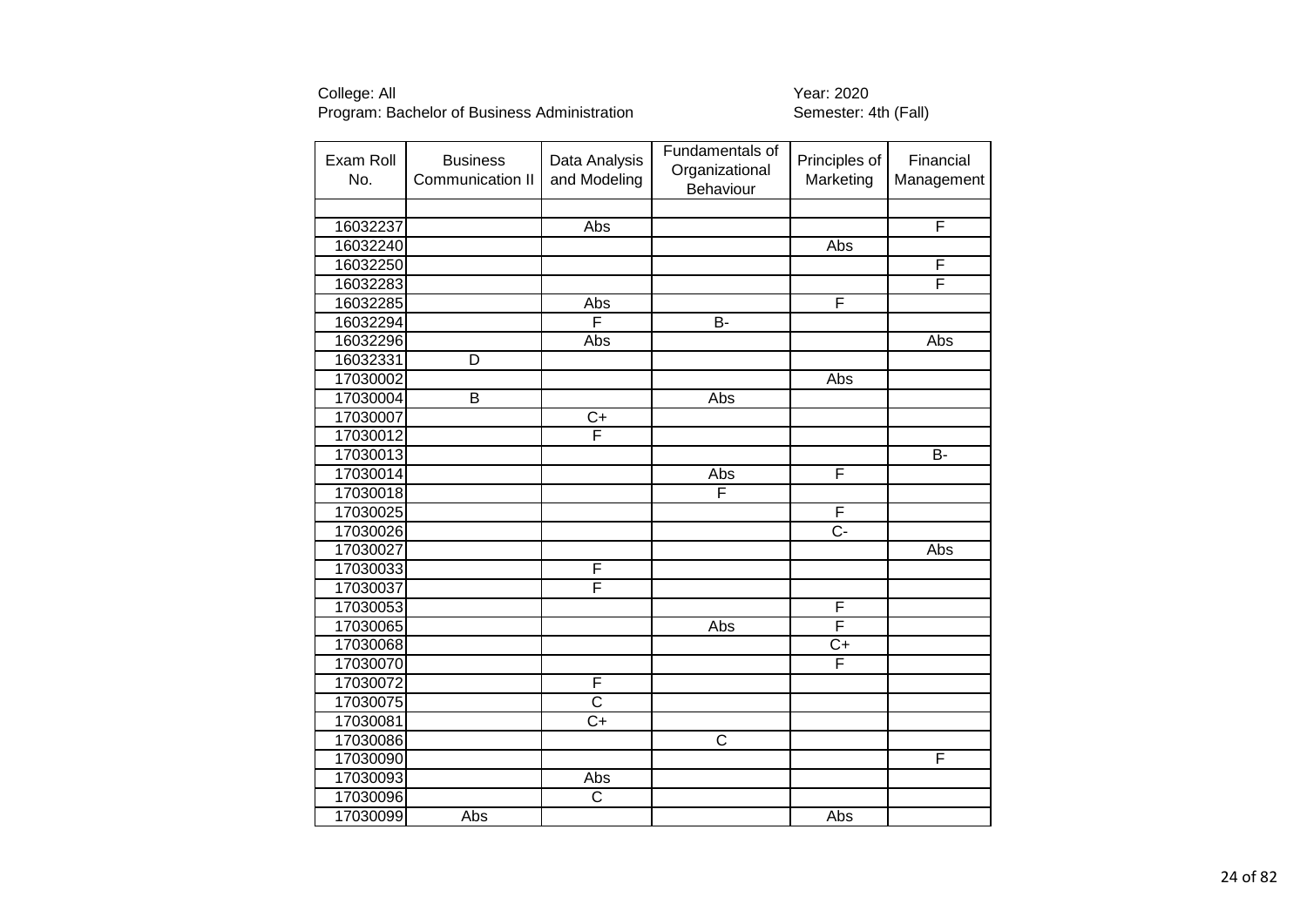College: All
Program: Bachelor of Business Administration

Year: 2020
Semester: 4th (Fall)

| Exam Roll No. | Business Communication II | Data Analysis and Modeling | Fundamentals of Organizational Behaviour | Principles of Marketing | Financial Management |
|---|---|---|---|---|---|
| | | | | | |
| 16032237 | | Abs | | | F |
| 16032240 | | | | Abs | |
| 16032250 | | | | | F |
| 16032283 | | | | | F |
| 16032285 | | Abs | | F | |
| 16032294 | | F | B- | | |
| 16032296 | | Abs | | | Abs |
| 16032331 | D | | | | |
| 17030002 | | | | Abs | |
| 17030004 | B | | Abs | | |
| 17030007 | | C+ | | | |
| 17030012 | | F | | | |
| 17030013 | | | | | B- |
| 17030014 | | | Abs | F | |
| 17030018 | | | F | | |
| 17030025 | | | | F | |
| 17030026 | | | | C- | |
| 17030027 | | | | | Abs |
| 17030033 | | F | | | |
| 17030037 | | F | | | |
| 17030053 | | | | F | |
| 17030065 | | | Abs | F | |
| 17030068 | | | | C+ | |
| 17030070 | | | | F | |
| 17030072 | | F | | | |
| 17030075 | | C | | | |
| 17030081 | | C+ | | | |
| 17030086 | | | C | | |
| 17030090 | | | | | F |
| 17030093 | | Abs | | | |
| 17030096 | | C | | | |
| 17030099 | Abs | | | Abs | |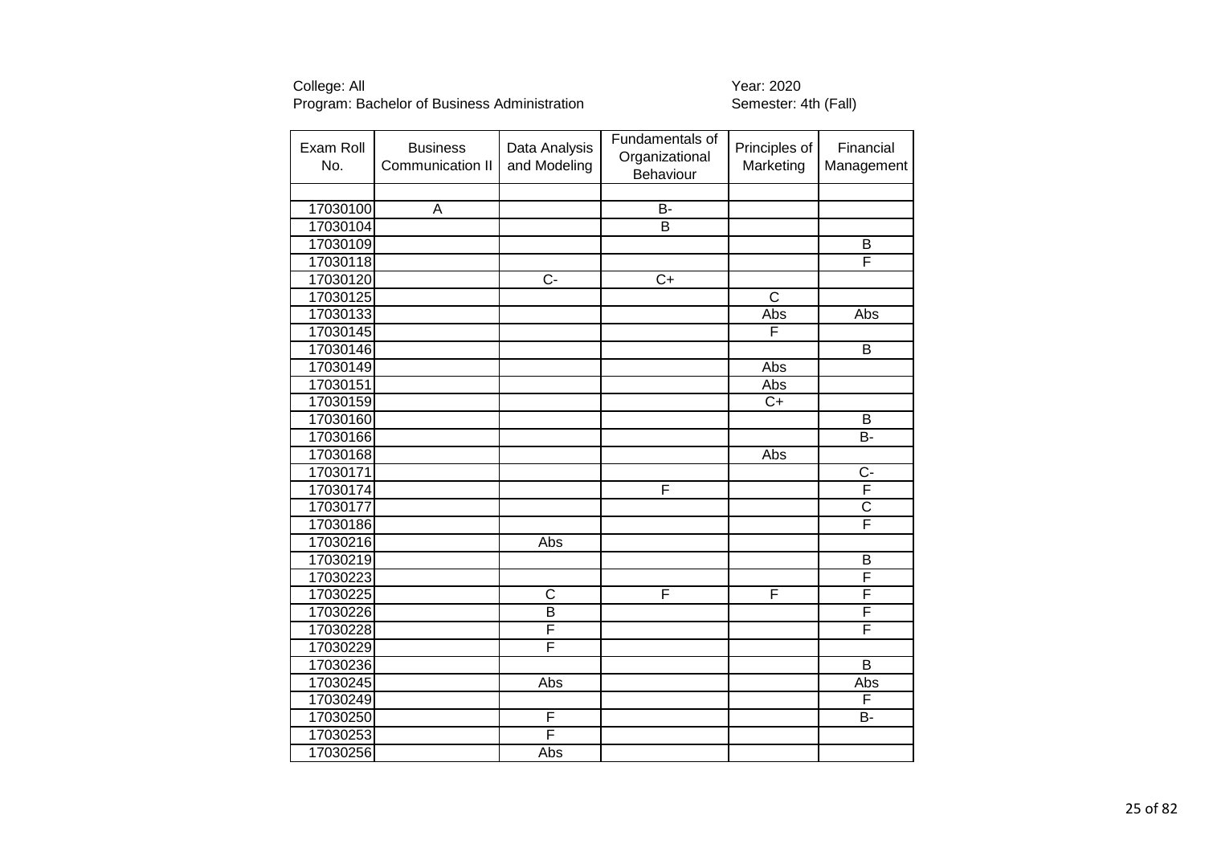College: All
Program: Bachelor of Business Administration

Year: 2020
Semester: 4th (Fall)

| Exam Roll No. | Business Communication II | Data Analysis and Modeling | Fundamentals of Organizational Behaviour | Principles of Marketing | Financial Management |
|---|---|---|---|---|---|
| | | | | | |
| 17030100 | A | | B- | | |
| 17030104 | | | B | | |
| 17030109 | | | | | B |
| 17030118 | | | | | F |
| 17030120 | | C- | C+ | | |
| 17030125 | | | | C | |
| 17030133 | | | | Abs | Abs |
| 17030145 | | | | F | |
| 17030146 | | | | | B |
| 17030149 | | | | Abs | |
| 17030151 | | | | Abs | |
| 17030159 | | | | C+ | |
| 17030160 | | | | | B |
| 17030166 | | | | | B- |
| 17030168 | | | | Abs | |
| 17030171 | | | | | C- |
| 17030174 | | | F | | F |
| 17030177 | | | | | C |
| 17030186 | | | | | F |
| 17030216 | | Abs | | | |
| 17030219 | | | | | B |
| 17030223 | | | | | F |
| 17030225 | | C | F | F | F |
| 17030226 | | B | | | F |
| 17030228 | | F | | | F |
| 17030229 | | F | | | |
| 17030236 | | | | | B |
| 17030245 | | Abs | | | Abs |
| 17030249 | | | | | F |
| 17030250 | | F | | | B- |
| 17030253 | | F | | | |
| 17030256 | | Abs | | | |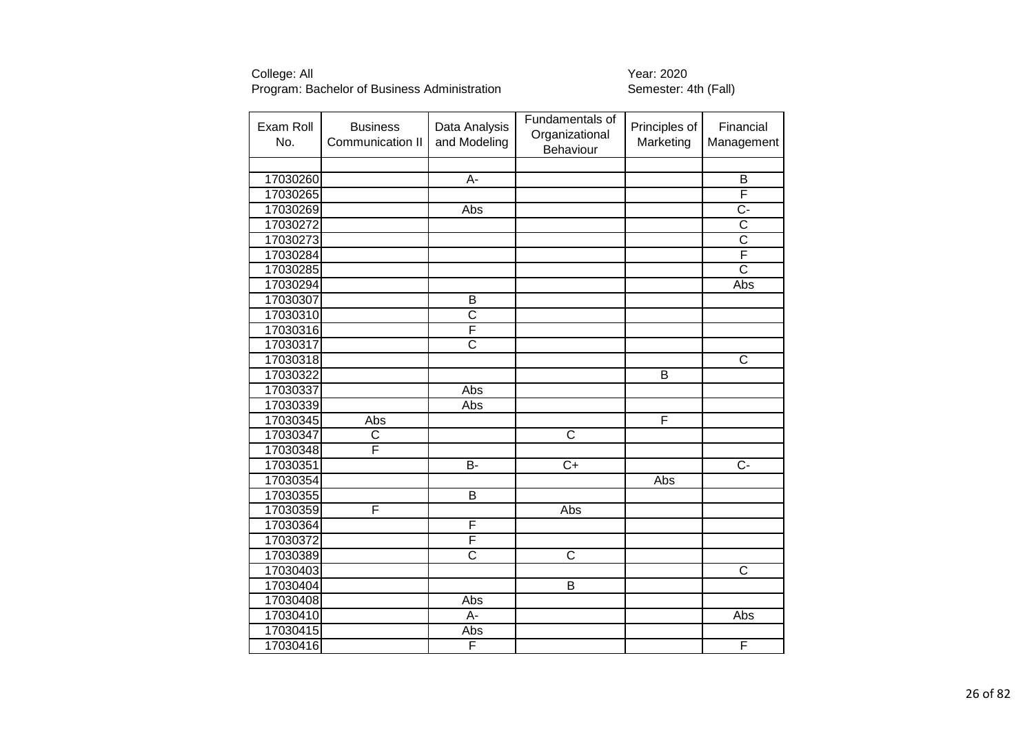College: All
Program: Bachelor of Business Administration

Year: 2020
Semester: 4th (Fall)

| Exam Roll No. | Business Communication II | Data Analysis and Modeling | Fundamentals of Organizational Behaviour | Principles of Marketing | Financial Management |
|---|---|---|---|---|---|
| | | | | | |
| 17030260 | | A- | | | B |
| 17030265 | | | | | F |
| 17030269 | | Abs | | | C- |
| 17030272 | | | | | C |
| 17030273 | | | | | C |
| 17030284 | | | | | F |
| 17030285 | | | | | C |
| 17030294 | | | | | Abs |
| 17030307 | | B | | | |
| 17030310 | | C | | | |
| 17030316 | | F | | | |
| 17030317 | | C | | | |
| 17030318 | | | | | C |
| 17030322 | | | | B | |
| 17030337 | | Abs | | | |
| 17030339 | | Abs | | | |
| 17030345 | Abs | | | F | |
| 17030347 | C | | C | | |
| 17030348 | F | | | | |
| 17030351 | | B- | C+ | | C- |
| 17030354 | | | | Abs | |
| 17030355 | | B | | | |
| 17030359 | F | | Abs | | |
| 17030364 | | F | | | |
| 17030372 | | F | | | |
| 17030389 | | C | C | | |
| 17030403 | | | | | C |
| 17030404 | | | B | | |
| 17030408 | | Abs | | | |
| 17030410 | | A- | | | Abs |
| 17030415 | | Abs | | | |
| 17030416 | | F | | | F |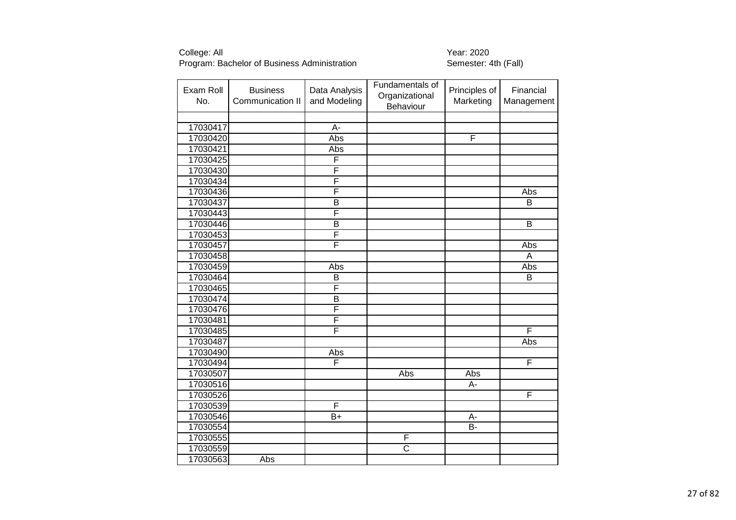College: All
Program: Bachelor of Business Administration

Year: 2020
Semester: 4th (Fall)

| Exam Roll No. | Business Communication II | Data Analysis and Modeling | Fundamentals of Organizational Behaviour | Principles of Marketing | Financial Management |
|---|---|---|---|---|---|
| | | | | | |
| 17030417 | | A- | | | |
| 17030420 | | Abs | | F | |
| 17030421 | | Abs | | | |
| 17030425 | | F | | | |
| 17030430 | | F | | | |
| 17030434 | | F | | | |
| 17030436 | | F | | | Abs |
| 17030437 | | B | | | B |
| 17030443 | | F | | | |
| 17030446 | | B | | | B |
| 17030453 | | F | | | |
| 17030457 | | F | | | Abs |
| 17030458 | | | | | A |
| 17030459 | | Abs | | | Abs |
| 17030464 | | B | | | B |
| 17030465 | | F | | | |
| 17030474 | | B | | | |
| 17030476 | | F | | | |
| 17030481 | | F | | | |
| 17030485 | | F | | | F |
| 17030487 | | | | | Abs |
| 17030490 | | Abs | | | |
| 17030494 | | F | | | F |
| 17030507 | | | Abs | Abs | |
| 17030516 | | | | A- | |
| 17030526 | | | | | F |
| 17030539 | | F | | | |
| 17030546 | | B+ | | A- | |
| 17030554 | | | | B- | |
| 17030555 | | | F | | |
| 17030559 | | | C | | |
| 17030563 | Abs | | | | |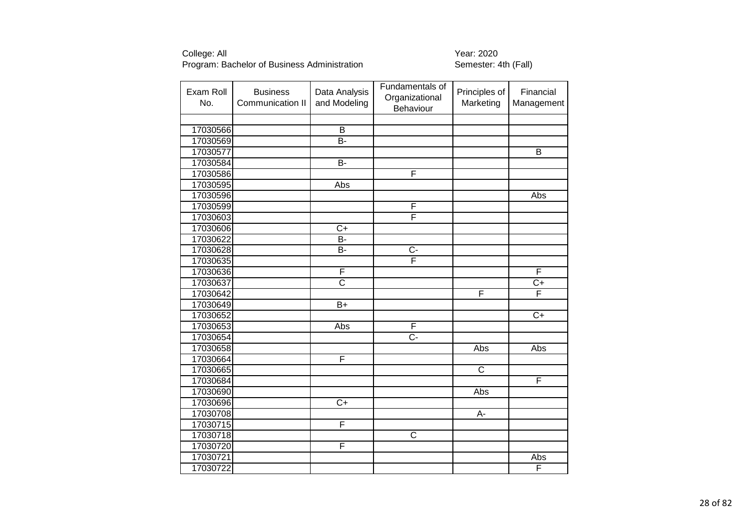College: All
Program: Bachelor of Business Administration

Year: 2020
Semester: 4th (Fall)

| Exam Roll No. | Business Communication II | Data Analysis and Modeling | Fundamentals of Organizational Behaviour | Principles of Marketing | Financial Management |
|---|---|---|---|---|---|
| | | | | | |
| 17030566 | | B | | | |
| 17030569 | | B- | | | |
| 17030577 | | | | | B |
| 17030584 | | B- | | | |
| 17030586 | | | F | | |
| 17030595 | | Abs | | | |
| 17030596 | | | | | Abs |
| 17030599 | | | F | | |
| 17030603 | | | F | | |
| 17030606 | | C+ | | | |
| 17030622 | | B- | | | |
| 17030628 | | B- | C- | | |
| 17030635 | | | F | | |
| 17030636 | | F | | | F |
| 17030637 | | C | | | C+ |
| 17030642 | | | | F | F |
| 17030649 | | B+ | | | |
| 17030652 | | | | | C+ |
| 17030653 | | Abs | F | | |
| 17030654 | | | C- | | |
| 17030658 | | | | Abs | Abs |
| 17030664 | | F | | | |
| 17030665 | | | | C | |
| 17030684 | | | | | F |
| 17030690 | | | | Abs | |
| 17030696 | | C+ | | | |
| 17030708 | | | | A- | |
| 17030715 | | F | | | |
| 17030718 | | | C | | |
| 17030720 | | F | | | |
| 17030721 | | | | | Abs |
| 17030722 | | | | | F |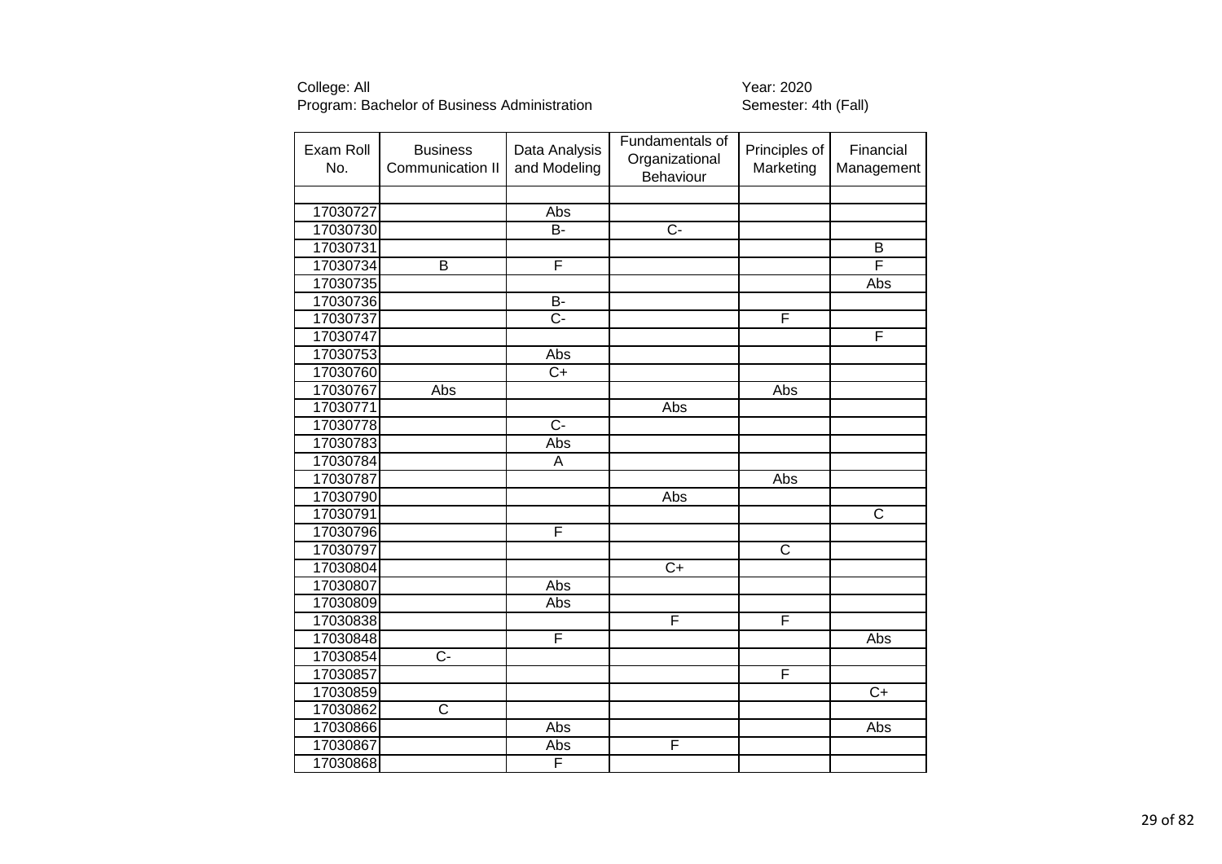College: All
Program: Bachelor of Business Administration

Year: 2020
Semester: 4th (Fall)

| Exam Roll No. | Business Communication II | Data Analysis and Modeling | Fundamentals of Organizational Behaviour | Principles of Marketing | Financial Management |
|---|---|---|---|---|---|
| | | | | | |
| 17030727 | | Abs | | | |
| 17030730 | | B- | C- | | |
| 17030731 | | | | | B |
| 17030734 | B | F | | | F |
| 17030735 | | | | | Abs |
| 17030736 | | B- | | | |
| 17030737 | | C- | | F | |
| 17030747 | | | | | F |
| 17030753 | | Abs | | | |
| 17030760 | | C+ | | | |
| 17030767 | Abs | | | Abs | |
| 17030771 | | | Abs | | |
| 17030778 | | C- | | | |
| 17030783 | | Abs | | | |
| 17030784 | | A | | | |
| 17030787 | | | | Abs | |
| 17030790 | | | Abs | | |
| 17030791 | | | | | C |
| 17030796 | | F | | | |
| 17030797 | | | | C | |
| 17030804 | | | C+ | | |
| 17030807 | | Abs | | | |
| 17030809 | | Abs | | | |
| 17030838 | | | F | F | |
| 17030848 | | F | | | Abs |
| 17030854 | C- | | | | |
| 17030857 | | | | F | |
| 17030859 | | | | | C+ |
| 17030862 | C | | | | |
| 17030866 | | Abs | | | Abs |
| 17030867 | | Abs | F | | |
| 17030868 | | F | | | |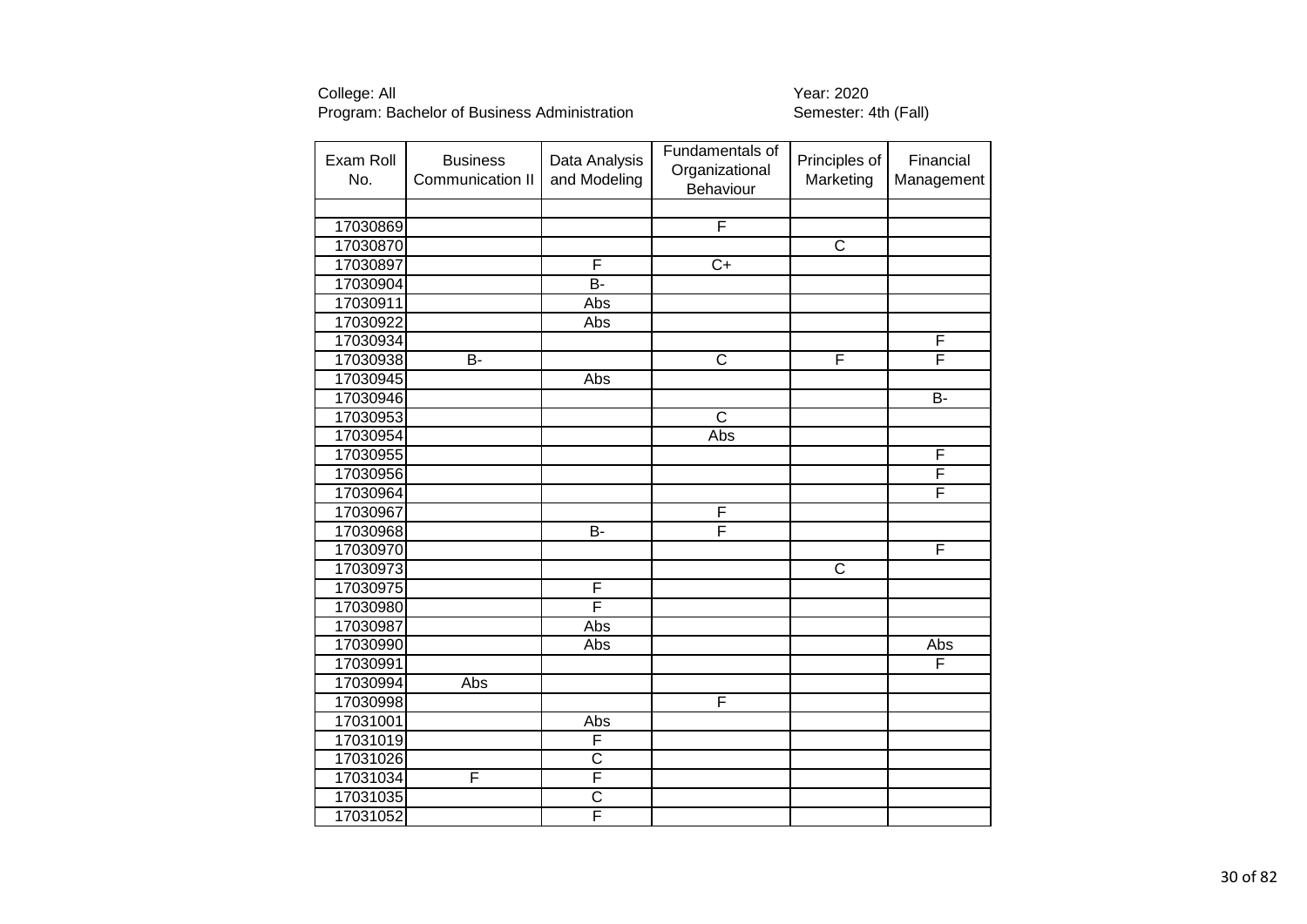College: All
Program: Bachelor of Business Administration

Year: 2020
Semester: 4th (Fall)

| Exam Roll No. | Business Communication II | Data Analysis and Modeling | Fundamentals of Organizational Behaviour | Principles of Marketing | Financial Management |
|---|---|---|---|---|---|
| | | | | | |
| 17030869 | | | F | | |
| 17030870 | | | | C | |
| 17030897 | | F | C+ | | |
| 17030904 | | B- | | | |
| 17030911 | | Abs | | | |
| 17030922 | | Abs | | | |
| 17030934 | | | | | F |
| 17030938 | B- | | C | F | F |
| 17030945 | | Abs | | | |
| 17030946 | | | | | B- |
| 17030953 | | | C | | |
| 17030954 | | | Abs | | |
| 17030955 | | | | | F |
| 17030956 | | | | | F |
| 17030964 | | | | | F |
| 17030967 | | | F | | |
| 17030968 | | B- | F | | |
| 17030970 | | | | | F |
| 17030973 | | | | C | |
| 17030975 | | F | | | |
| 17030980 | | F | | | |
| 17030987 | | Abs | | | |
| 17030990 | | Abs | | | Abs |
| 17030991 | | | | | F |
| 17030994 | Abs | | | | |
| 17030998 | | | F | | |
| 17031001 | | Abs | | | |
| 17031019 | | F | | | |
| 17031026 | | C | | | |
| 17031034 | F | F | | | |
| 17031035 | | C | | | |
| 17031052 | | F | | | |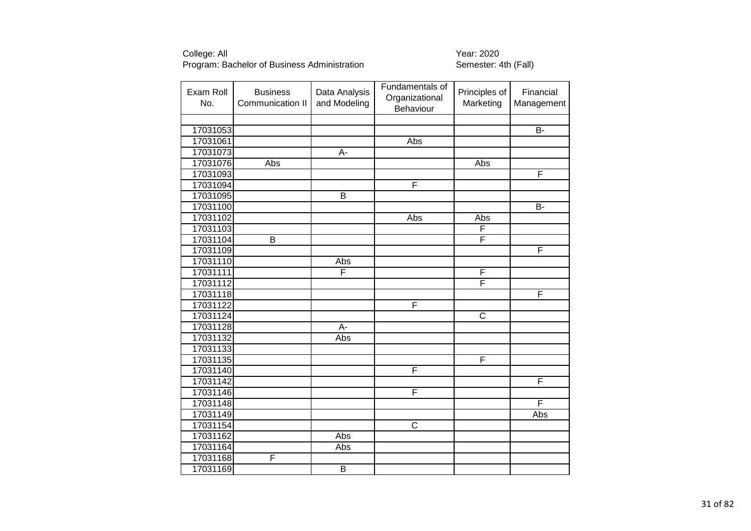College: All
Program: Bachelor of Business Administration

Year: 2020
Semester: 4th (Fall)

| Exam Roll No. | Business Communication II | Data Analysis and Modeling | Fundamentals of Organizational Behaviour | Principles of Marketing | Financial Management |
|---|---|---|---|---|---|
| | | | | | |
| 17031053 | | | | | B- |
| 17031061 | | | Abs | | |
| 17031073 | | A- | | | |
| 17031076 | Abs | | | Abs | |
| 17031093 | | | | | F |
| 17031094 | | | F | | |
| 17031095 | | B | | | |
| 17031100 | | | | | B- |
| 17031102 | | | Abs | Abs | |
| 17031103 | | | | F | |
| 17031104 | B | | | F | |
| 17031109 | | | | | F |
| 17031110 | | Abs | | | |
| 17031111 | | F | | F | |
| 17031112 | | | | F | |
| 17031118 | | | | | F |
| 17031122 | | | F | | |
| 17031124 | | | | C | |
| 17031128 | | A- | | | |
| 17031132 | | Abs | | | |
| 17031133 | | | | | |
| 17031135 | | | | F | |
| 17031140 | | | F | | |
| 17031142 | | | | | F |
| 17031146 | | | F | | |
| 17031148 | | | | | F |
| 17031149 | | | | | Abs |
| 17031154 | | | C | | |
| 17031162 | | Abs | | | |
| 17031164 | | Abs | | | |
| 17031168 | F | | | | |
| 17031169 | | B | | | |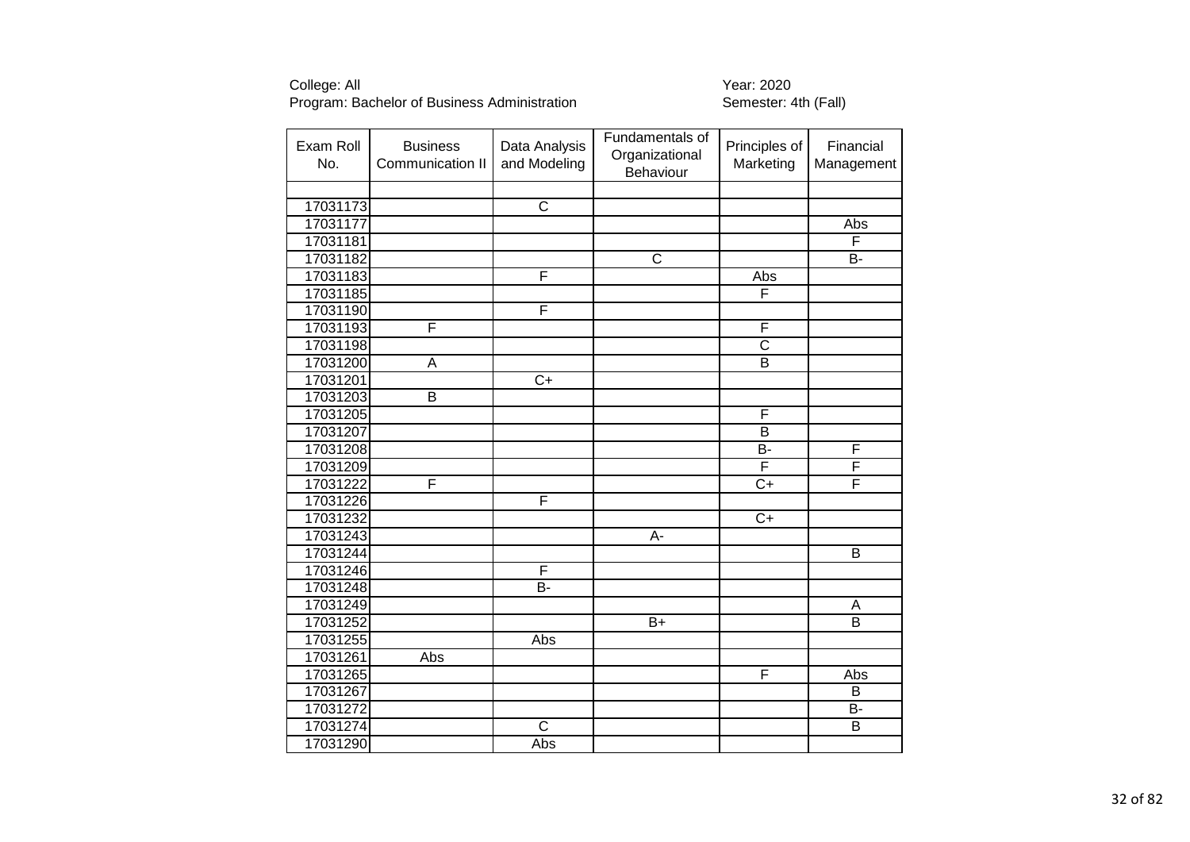College: All
Program: Bachelor of Business Administration

Year: 2020
Semester: 4th (Fall)

| Exam Roll No. | Business Communication II | Data Analysis and Modeling | Fundamentals of Organizational Behaviour | Principles of Marketing | Financial Management |
|---|---|---|---|---|---|
| | | | | | |
| 17031173 | | C | | | |
| 17031177 | | | | | Abs |
| 17031181 | | | | | F |
| 17031182 | | | C | | B- |
| 17031183 | | F | | Abs | |
| 17031185 | | | | F | |
| 17031190 | | F | | | |
| 17031193 | F | | | F | |
| 17031198 | | | | C | |
| 17031200 | A | | | B | |
| 17031201 | | C+ | | | |
| 17031203 | B | | | | |
| 17031205 | | | | F | |
| 17031207 | | | | B | |
| 17031208 | | | | B- | F |
| 17031209 | | | | F | F |
| 17031222 | F | | | C+ | F |
| 17031226 | | F | | | |
| 17031232 | | | | C+ | |
| 17031243 | | | A- | | |
| 17031244 | | | | | B |
| 17031246 | | F | | | |
| 17031248 | | B- | | | |
| 17031249 | | | | | A |
| 17031252 | | | B+ | | B |
| 17031255 | | Abs | | | |
| 17031261 | Abs | | | | |
| 17031265 | | | | F | Abs |
| 17031267 | | | | | B |
| 17031272 | | | | | B- |
| 17031274 | | C | | | B |
| 17031290 | | Abs | | | |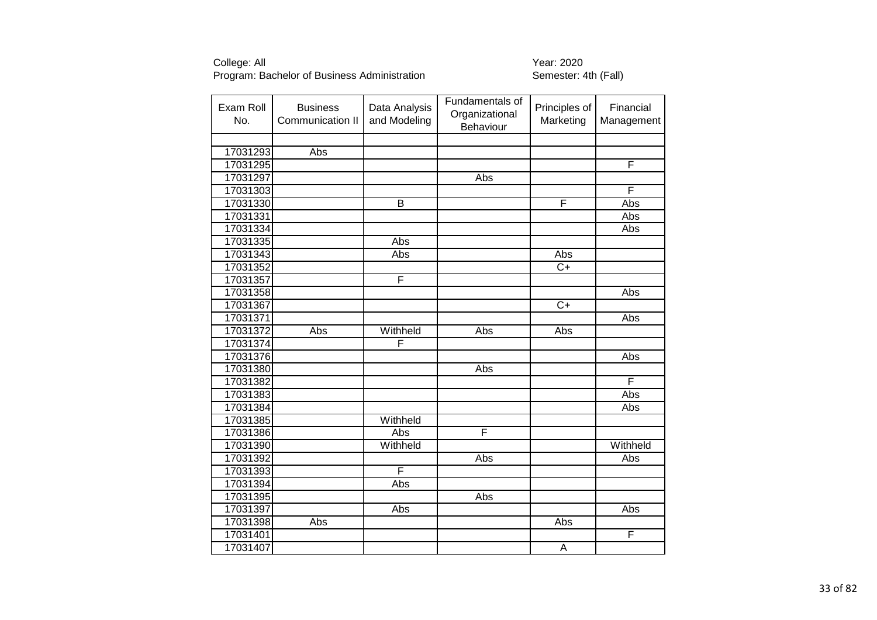College: All
Program: Bachelor of Business Administration

Year: 2020
Semester: 4th (Fall)

| Exam Roll No. | Business Communication II | Data Analysis and Modeling | Fundamentals of Organizational Behaviour | Principles of Marketing | Financial Management |
|---|---|---|---|---|---|
| | | | | | |
| 17031293 | Abs | | | | |
| 17031295 | | | | | F |
| 17031297 | | | Abs | | |
| 17031303 | | | | | F |
| 17031330 | | B | | F | Abs |
| 17031331 | | | | | Abs |
| 17031334 | | | | | Abs |
| 17031335 | | Abs | | | |
| 17031343 | | Abs | | Abs | |
| 17031352 | | | | C+ | |
| 17031357 | | F | | | |
| 17031358 | | | | | Abs |
| 17031367 | | | | C+ | |
| 17031371 | | | | | Abs |
| 17031372 | Abs | Withheld | Abs | Abs | |
| 17031374 | | F | | | |
| 17031376 | | | | | Abs |
| 17031380 | | | Abs | | |
| 17031382 | | | | | F |
| 17031383 | | | | | Abs |
| 17031384 | | | | | Abs |
| 17031385 | | Withheld | | | |
| 17031386 | | Abs | F | | |
| 17031390 | | Withheld | | | Withheld |
| 17031392 | | | Abs | | Abs |
| 17031393 | | F | | | |
| 17031394 | | Abs | | | |
| 17031395 | | | Abs | | |
| 17031397 | | Abs | | | Abs |
| 17031398 | Abs | | | Abs | |
| 17031401 | | | | | F |
| 17031407 | | | | A | |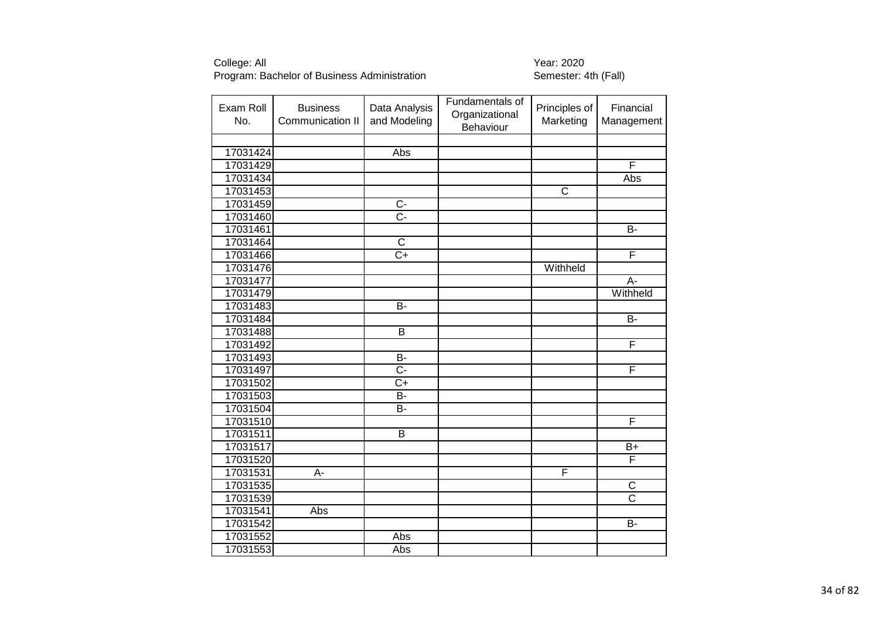College: All
Program: Bachelor of Business Administration

Year: 2020
Semester: 4th (Fall)

| Exam Roll No. | Business Communication II | Data Analysis and Modeling | Fundamentals of Organizational Behaviour | Principles of Marketing | Financial Management |
|---|---|---|---|---|---|
| | | | | | |
| 17031424 | | Abs | | | |
| 17031429 | | | | | F |
| 17031434 | | | | | Abs |
| 17031453 | | | | C | |
| 17031459 | | C- | | | |
| 17031460 | | C- | | | |
| 17031461 | | | | | B- |
| 17031464 | | C | | | |
| 17031466 | | C+ | | | F |
| 17031476 | | | | Withheld | |
| 17031477 | | | | | A- |
| 17031479 | | | | | Withheld |
| 17031483 | | B- | | | |
| 17031484 | | | | | B- |
| 17031488 | | B | | | |
| 17031492 | | | | | F |
| 17031493 | | B- | | | |
| 17031497 | | C- | | | F |
| 17031502 | | C+ | | | |
| 17031503 | | B- | | | |
| 17031504 | | B- | | | |
| 17031510 | | | | | F |
| 17031511 | | B | | | |
| 17031517 | | | | | B+ |
| 17031520 | | | | | F |
| 17031531 | A- | | | F | |
| 17031535 | | | | | C |
| 17031539 | | | | | C |
| 17031541 | Abs | | | | |
| 17031542 | | | | | B- |
| 17031552 | | Abs | | | |
| 17031553 | | Abs | | | |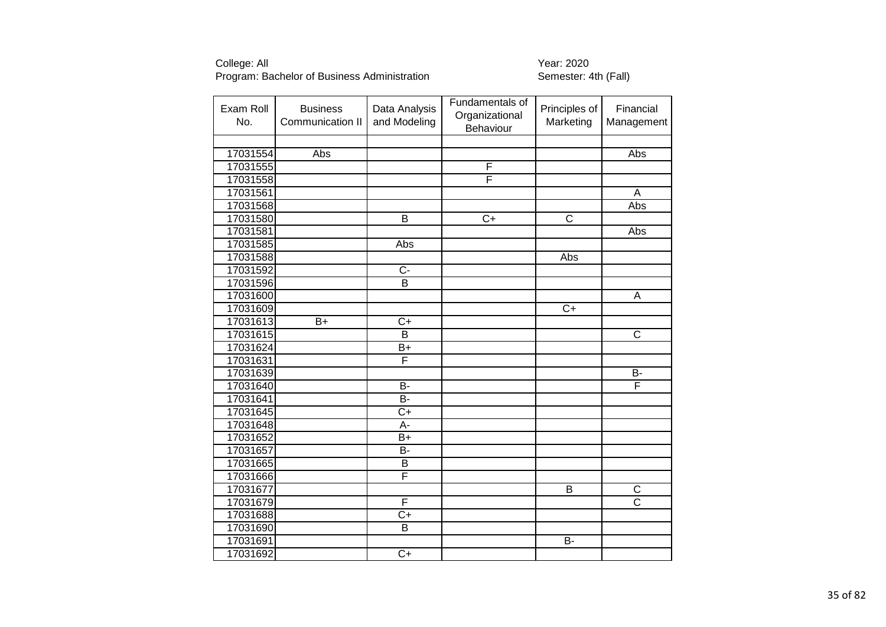College: All
Program: Bachelor of Business Administration

Year: 2020
Semester: 4th (Fall)

| Exam Roll No. | Business Communication II | Data Analysis and Modeling | Fundamentals of Organizational Behaviour | Principles of Marketing | Financial Management |
|---|---|---|---|---|---|
| | | | | | |
| 17031554 | Abs | | | | Abs |
| 17031555 | | | F | | |
| 17031558 | | | F | | |
| 17031561 | | | | | A |
| 17031568 | | | | | Abs |
| 17031580 | | B | C+ | C | |
| 17031581 | | | | | Abs |
| 17031585 | | Abs | | | |
| 17031588 | | | | Abs | |
| 17031592 | | C- | | | |
| 17031596 | | B | | | |
| 17031600 | | | | | A |
| 17031609 | | | | C+ | |
| 17031613 | B+ | C+ | | | |
| 17031615 | | B | | | C |
| 17031624 | | B+ | | | |
| 17031631 | | F | | | |
| 17031639 | | | | | B- |
| 17031640 | | B- | | | F |
| 17031641 | | B- | | | |
| 17031645 | | C+ | | | |
| 17031648 | | A- | | | |
| 17031652 | | B+ | | | |
| 17031657 | | B- | | | |
| 17031665 | | B | | | |
| 17031666 | | F | | | |
| 17031677 | | | | B | C |
| 17031679 | | F | | | C |
| 17031688 | | C+ | | | |
| 17031690 | | B | | | |
| 17031691 | | | | B- | |
| 17031692 | | C+ | | | |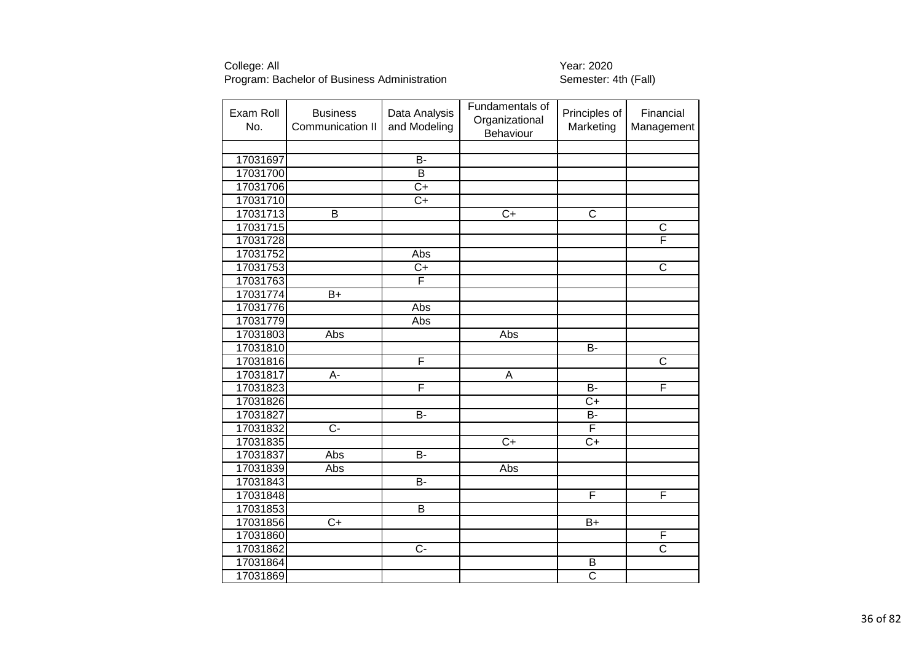College: All
Program: Bachelor of Business Administration

Year: 2020
Semester: 4th (Fall)

| Exam Roll No. | Business Communication II | Data Analysis and Modeling | Fundamentals of Organizational Behaviour | Principles of Marketing | Financial Management |
|---|---|---|---|---|---|
| | | | | | |
| 17031697 | | B- | | | |
| 17031700 | | B | | | |
| 17031706 | | C+ | | | |
| 17031710 | | C+ | | | |
| 17031713 | B | | C+ | C | |
| 17031715 | | | | | C |
| 17031728 | | | | | F |
| 17031752 | | Abs | | | |
| 17031753 | | C+ | | | C |
| 17031763 | | F | | | |
| 17031774 | B+ | | | | |
| 17031776 | | Abs | | | |
| 17031779 | | Abs | | | |
| 17031803 | Abs | | Abs | | |
| 17031810 | | | | B- | |
| 17031816 | | F | | | C |
| 17031817 | A- | | A | | |
| 17031823 | | F | | B- | F |
| 17031826 | | | | C+ | |
| 17031827 | | B- | | B- | |
| 17031832 | C- | | | F | |
| 17031835 | | | C+ | C+ | |
| 17031837 | Abs | B- | | | |
| 17031839 | Abs | | Abs | | |
| 17031843 | | B- | | | |
| 17031848 | | | | F | F |
| 17031853 | | B | | | |
| 17031856 | C+ | | | B+ | |
| 17031860 | | | | | F |
| 17031862 | | C- | | | C |
| 17031864 | | | | B | |
| 17031869 | | | | C | |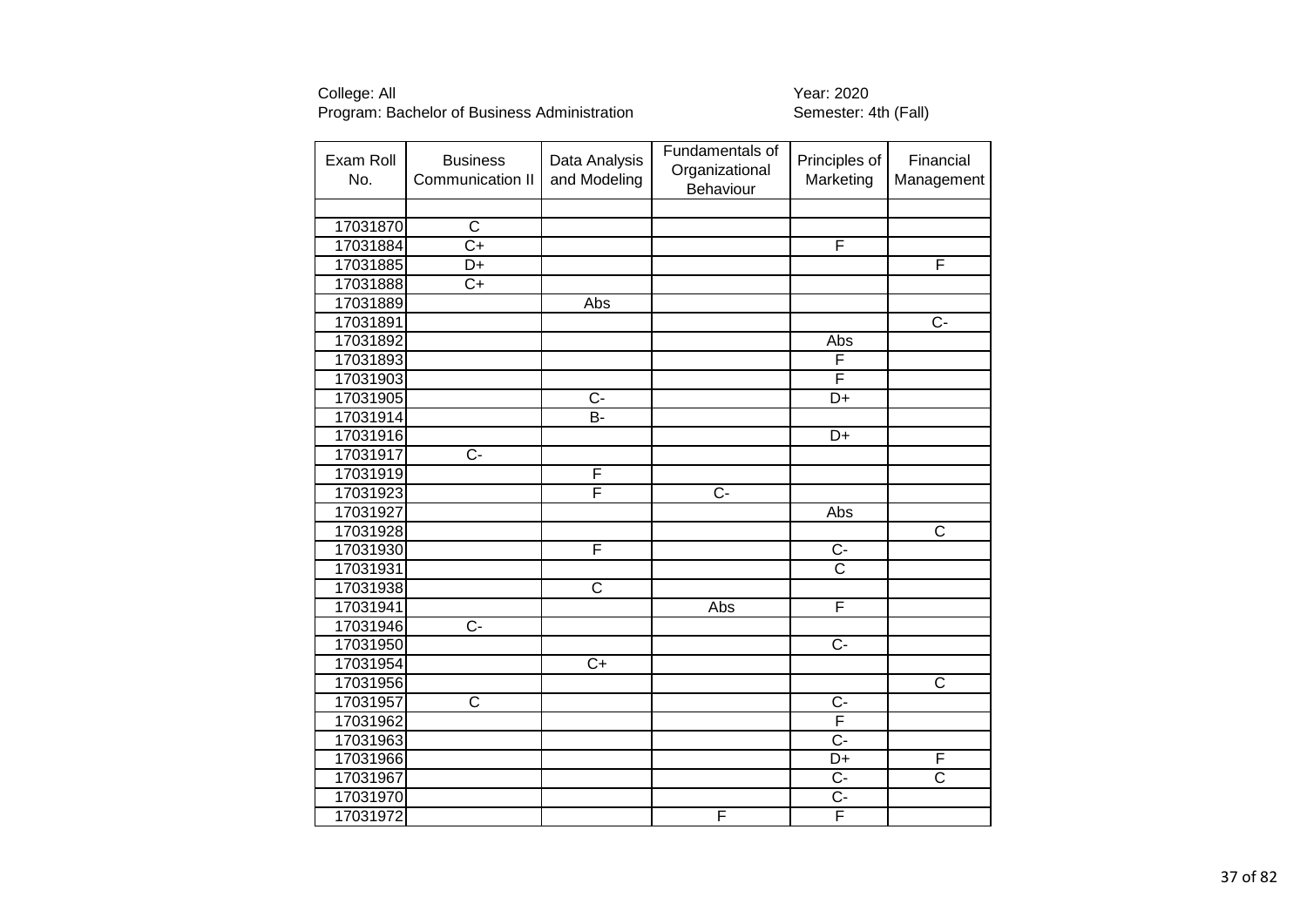College: All
Program: Bachelor of Business Administration

Year: 2020
Semester: 4th (Fall)

| Exam Roll No. | Business Communication II | Data Analysis and Modeling | Fundamentals of Organizational Behaviour | Principles of Marketing | Financial Management |
|---|---|---|---|---|---|
| | | | | | |
| 17031870 | C | | | | |
| 17031884 | C+ | | | F | |
| 17031885 | D+ | | | | F |
| 17031888 | C+ | | | | |
| 17031889 | | Abs | | | |
| 17031891 | | | | | C- |
| 17031892 | | | | Abs | |
| 17031893 | | | | F | |
| 17031903 | | | | F | |
| 17031905 | | C- | | D+ | |
| 17031914 | | B- | | | |
| 17031916 | | | | D+ | |
| 17031917 | C- | | | | |
| 17031919 | | F | | | |
| 17031923 | | F | C- | | |
| 17031927 | | | | Abs | |
| 17031928 | | | | | C |
| 17031930 | | F | | C- | |
| 17031931 | | | | C | |
| 17031938 | | C | | | |
| 17031941 | | | Abs | F | |
| 17031946 | C- | | | | |
| 17031950 | | | | C- | |
| 17031954 | | C+ | | | |
| 17031956 | | | | | C |
| 17031957 | C | | | C- | |
| 17031962 | | | | F | |
| 17031963 | | | | C- | |
| 17031966 | | | | D+ | F |
| 17031967 | | | | C- | C |
| 17031970 | | | | C- | |
| 17031972 | | | F | F | |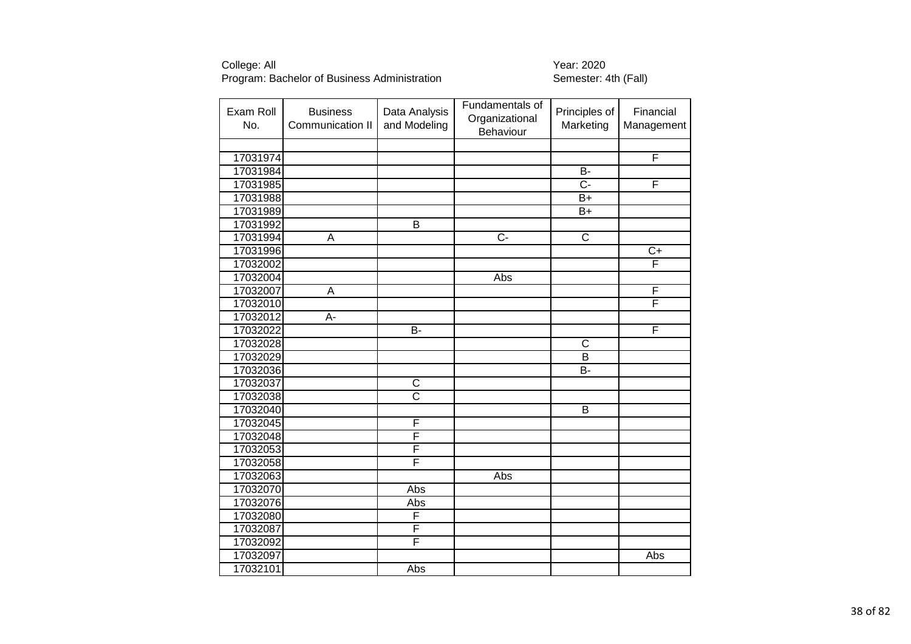College: All
Program: Bachelor of Business Administration

Year: 2020
Semester: 4th (Fall)

| Exam Roll No. | Business Communication II | Data Analysis and Modeling | Fundamentals of Organizational Behaviour | Principles of Marketing | Financial Management |
|---|---|---|---|---|---|
| | | | | | |
| 17031974 | | | | | F |
| 17031984 | | | | B- | |
| 17031985 | | | | C- | F |
| 17031988 | | | | B+ | |
| 17031989 | | | | B+ | |
| 17031992 | | B | | | |
| 17031994 | A | | C- | C | |
| 17031996 | | | | | C+ |
| 17032002 | | | | | F |
| 17032004 | | | Abs | | |
| 17032007 | A | | | | F |
| 17032010 | | | | | F |
| 17032012 | A- | | | | |
| 17032022 | | B- | | | F |
| 17032028 | | | | C | |
| 17032029 | | | | B | |
| 17032036 | | | | B- | |
| 17032037 | | C | | | |
| 17032038 | | C | | | |
| 17032040 | | | | B | |
| 17032045 | | F | | | |
| 17032048 | | F | | | |
| 17032053 | | F | | | |
| 17032058 | | F | | | |
| 17032063 | | | Abs | | |
| 17032070 | | Abs | | | |
| 17032076 | | Abs | | | |
| 17032080 | | F | | | |
| 17032087 | | F | | | |
| 17032092 | | F | | | |
| 17032097 | | | | | Abs |
| 17032101 | | Abs | | | |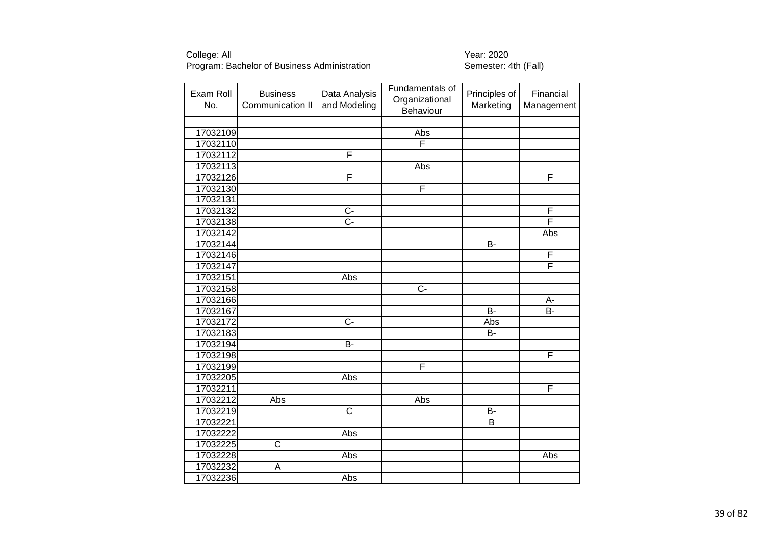College: All
Program: Bachelor of Business Administration

Year: 2020
Semester: 4th (Fall)

| Exam Roll No. | Business Communication II | Data Analysis and Modeling | Fundamentals of Organizational Behaviour | Principles of Marketing | Financial Management |
|---|---|---|---|---|---|
| | | | | | |
| 17032109 | | | Abs | | |
| 17032110 | | | F | | |
| 17032112 | | F | | | |
| 17032113 | | | Abs | | |
| 17032126 | | F | | | F |
| 17032130 | | | F | | |
| 17032131 | | | | | |
| 17032132 | | C- | | | F |
| 17032138 | | C- | | | F |
| 17032142 | | | | | Abs |
| 17032144 | | | | B- | |
| 17032146 | | | | | F |
| 17032147 | | | | | F |
| 17032151 | | Abs | | | |
| 17032158 | | | C- | | |
| 17032166 | | | | | A- |
| 17032167 | | | | B- | B- |
| 17032172 | | C- | | Abs | |
| 17032183 | | | | B- | |
| 17032194 | | B- | | | |
| 17032198 | | | | | F |
| 17032199 | | | F | | |
| 17032205 | | Abs | | | |
| 17032211 | | | | | F |
| 17032212 | Abs | | Abs | | |
| 17032219 | | C | | B- | |
| 17032221 | | | | B | |
| 17032222 | | Abs | | | |
| 17032225 | C | | | | |
| 17032228 | | Abs | | | Abs |
| 17032232 | A | | | | |
| 17032236 | | Abs | | | |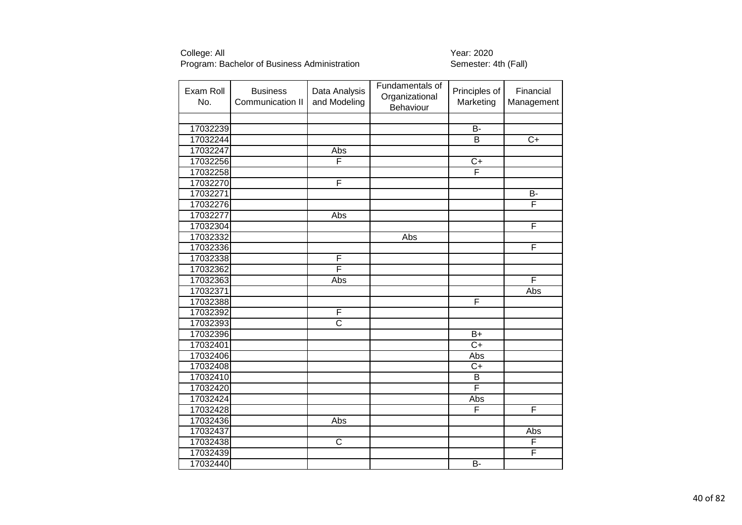College: All
Program: Bachelor of Business Administration

Year: 2020
Semester: 4th (Fall)

| Exam Roll No. | Business Communication II | Data Analysis and Modeling | Fundamentals of Organizational Behaviour | Principles of Marketing | Financial Management |
|---|---|---|---|---|---|
| | | | | | |
| 17032239 | | | | B- | |
| 17032244 | | | | B | C+ |
| 17032247 | | Abs | | | |
| 17032256 | | F | | C+ | |
| 17032258 | | | | F | |
| 17032270 | | F | | | |
| 17032271 | | | | | B- |
| 17032276 | | | | | F |
| 17032277 | | Abs | | | |
| 17032304 | | | | | F |
| 17032332 | | | Abs | | |
| 17032336 | | | | | F |
| 17032338 | | F | | | |
| 17032362 | | F | | | |
| 17032363 | | Abs | | | F |
| 17032371 | | | | | Abs |
| 17032388 | | | | F | |
| 17032392 | | F | | | |
| 17032393 | | C | | | |
| 17032396 | | | | B+ | |
| 17032401 | | | | C+ | |
| 17032406 | | | | Abs | |
| 17032408 | | | | C+ | |
| 17032410 | | | | B | |
| 17032420 | | | | F | |
| 17032424 | | | | Abs | |
| 17032428 | | | | F | F |
| 17032436 | | Abs | | | |
| 17032437 | | | | | Abs |
| 17032438 | | C | | | F |
| 17032439 | | | | | F |
| 17032440 | | | | B- | |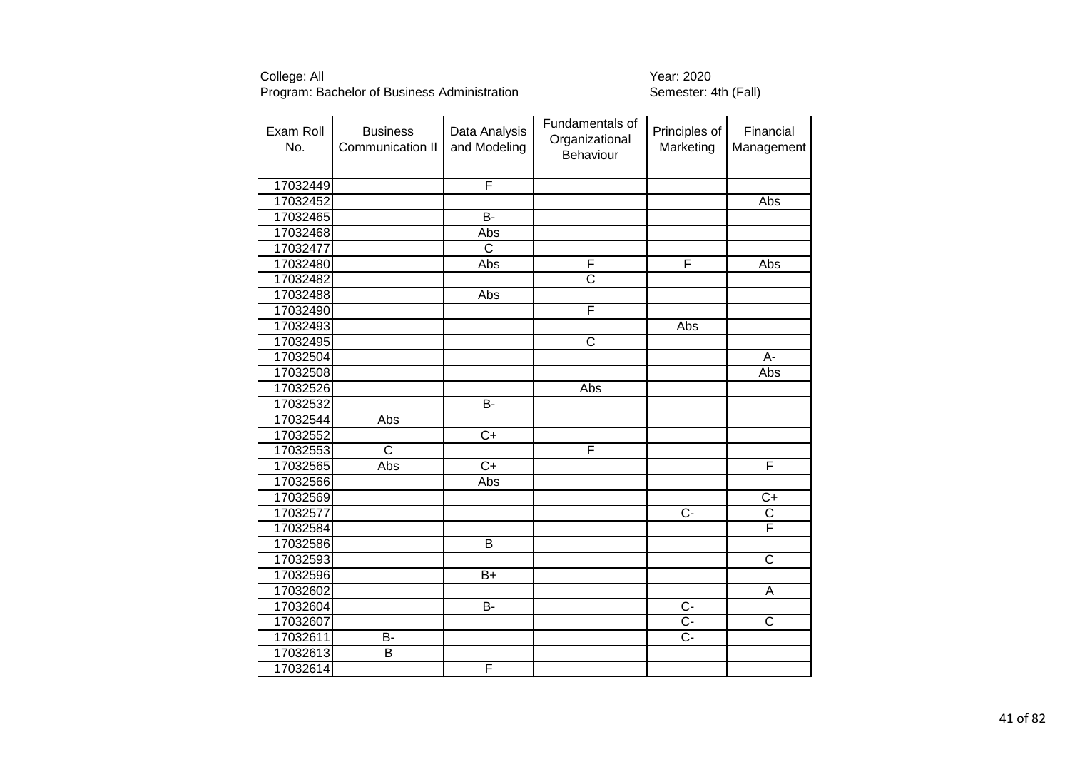College: All
Program: Bachelor of Business Administration

Year: 2020
Semester: 4th (Fall)

| Exam Roll No. | Business Communication II | Data Analysis and Modeling | Fundamentals of Organizational Behaviour | Principles of Marketing | Financial Management |
|---|---|---|---|---|---|
| | | | | | |
| 17032449 | | F | | | |
| 17032452 | | | | | Abs |
| 17032465 | | B- | | | |
| 17032468 | | Abs | | | |
| 17032477 | | C | | | |
| 17032480 | | Abs | F | F | Abs |
| 17032482 | | | C | | |
| 17032488 | | Abs | | | |
| 17032490 | | | F | | |
| 17032493 | | | | Abs | |
| 17032495 | | | C | | |
| 17032504 | | | | | A- |
| 17032508 | | | | | Abs |
| 17032526 | | | Abs | | |
| 17032532 | | B- | | | |
| 17032544 | Abs | | | | |
| 17032552 | | C+ | | | |
| 17032553 | C | | F | | |
| 17032565 | Abs | C+ | | | F |
| 17032566 | | Abs | | | |
| 17032569 | | | | | C+ |
| 17032577 | | | | C- | C |
| 17032584 | | | | | F |
| 17032586 | | B | | | |
| 17032593 | | | | | C |
| 17032596 | | B+ | | | |
| 17032602 | | | | | A |
| 17032604 | | B- | | C- | |
| 17032607 | | | | C- | C |
| 17032611 | B- | | | C- | |
| 17032613 | B | | | | |
| 17032614 | | F | | | |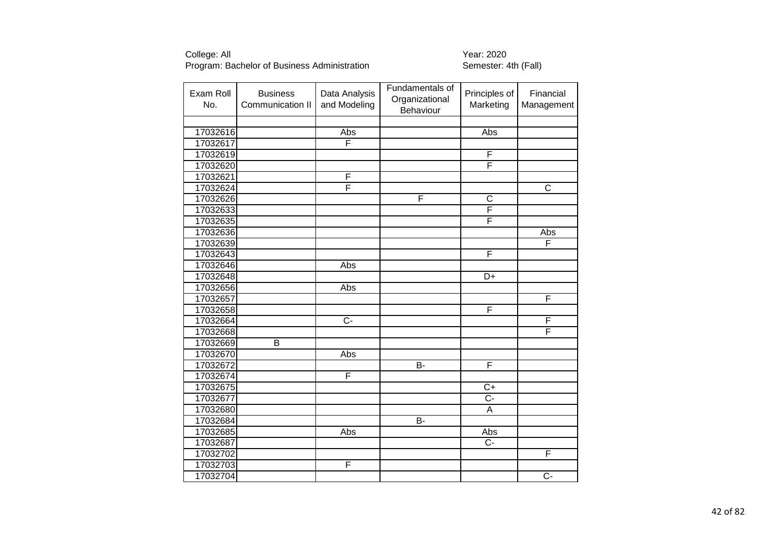College: All
Program: Bachelor of Business Administration

Year: 2020
Semester: 4th (Fall)

| Exam Roll No. | Business Communication II | Data Analysis and Modeling | Fundamentals of Organizational Behaviour | Principles of Marketing | Financial Management |
|---|---|---|---|---|---|
| | | | | | |
| 17032616 | | Abs | | Abs | |
| 17032617 | | F | | | |
| 17032619 | | | | F | |
| 17032620 | | | | F | |
| 17032621 | | F | | | |
| 17032624 | | F | | | C |
| 17032626 | | | F | C | |
| 17032633 | | | | F | |
| 17032635 | | | | F | |
| 17032636 | | | | | Abs |
| 17032639 | | | | | F |
| 17032643 | | | | F | |
| 17032646 | | Abs | | | |
| 17032648 | | | | D+ | |
| 17032656 | | Abs | | | |
| 17032657 | | | | | F |
| 17032658 | | | | F | |
| 17032664 | | C- | | | F |
| 17032668 | | | | | F |
| 17032669 | B | | | | |
| 17032670 | | Abs | | | |
| 17032672 | | | B- | F | |
| 17032674 | | F | | | |
| 17032675 | | | | C+ | |
| 17032677 | | | | C- | |
| 17032680 | | | | A | |
| 17032684 | | | B- | | |
| 17032685 | | Abs | | Abs | |
| 17032687 | | | | C- | |
| 17032702 | | | | | F |
| 17032703 | | F | | | |
| 17032704 | | | | | C- |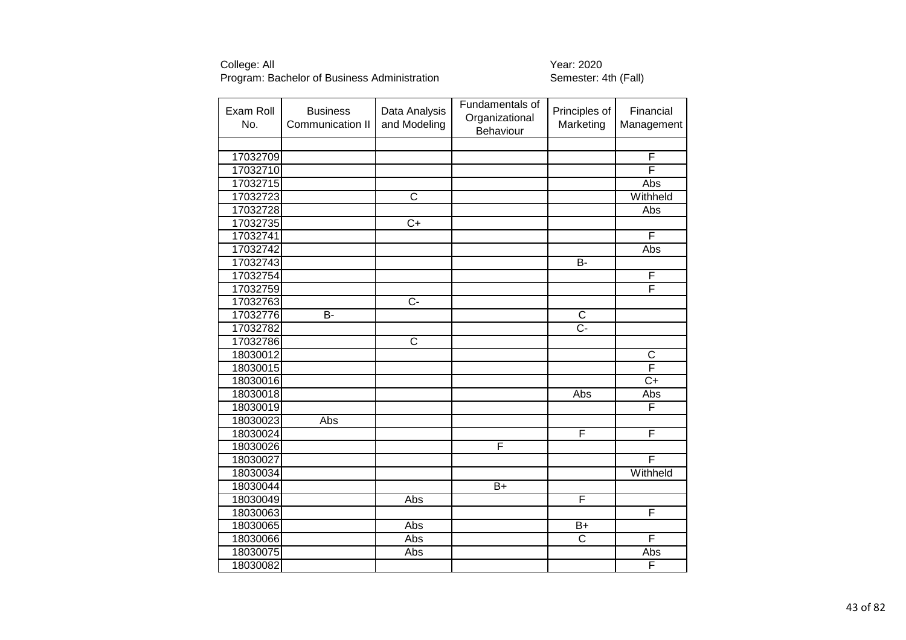College: All
Program: Bachelor of Business Administration

Year: 2020
Semester: 4th (Fall)

| Exam Roll No. | Business Communication II | Data Analysis and Modeling | Fundamentals of Organizational Behaviour | Principles of Marketing | Financial Management |
|---|---|---|---|---|---|
| | | | | | |
| 17032709 | | | | | F |
| 17032710 | | | | | F |
| 17032715 | | | | | Abs |
| 17032723 | | C | | | Withheld |
| 17032728 | | | | | Abs |
| 17032735 | | C+ | | | |
| 17032741 | | | | | F |
| 17032742 | | | | | Abs |
| 17032743 | | | | B- | |
| 17032754 | | | | | F |
| 17032759 | | | | | F |
| 17032763 | | C- | | | |
| 17032776 | B- | | | C | |
| 17032782 | | | | C- | |
| 17032786 | | C | | | |
| 18030012 | | | | | C |
| 18030015 | | | | | F |
| 18030016 | | | | | C+ |
| 18030018 | | | | Abs | Abs |
| 18030019 | | | | | F |
| 18030023 | Abs | | | | |
| 18030024 | | | | F | F |
| 18030026 | | | F | | |
| 18030027 | | | | | F |
| 18030034 | | | | | Withheld |
| 18030044 | | | B+ | | |
| 18030049 | | Abs | | F | |
| 18030063 | | | | | F |
| 18030065 | | Abs | | B+ | |
| 18030066 | | Abs | | C | F |
| 18030075 | | Abs | | | Abs |
| 18030082 | | | | | F |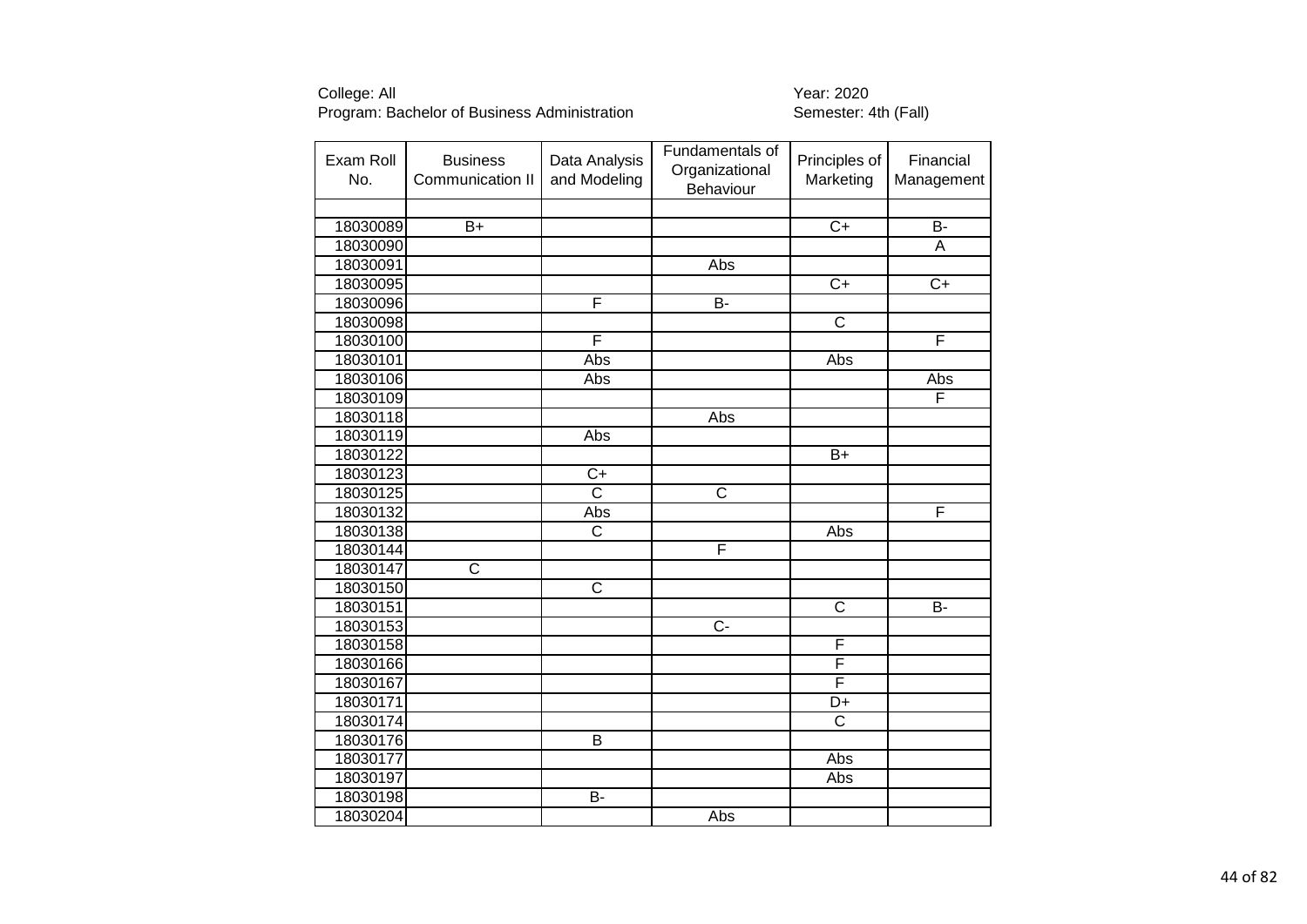College: All
Program: Bachelor of Business Administration

Year: 2020
Semester: 4th (Fall)

| Exam Roll No. | Business Communication II | Data Analysis and Modeling | Fundamentals of Organizational Behaviour | Principles of Marketing | Financial Management |
|---|---|---|---|---|---|
| | | | | | |
| 18030089 | B+ | | | C+ | B- |
| 18030090 | | | | | A |
| 18030091 | | | Abs | | |
| 18030095 | | | | C+ | C+ |
| 18030096 | | F | B- | | |
| 18030098 | | | | C | |
| 18030100 | | F | | | F |
| 18030101 | | Abs | | Abs | |
| 18030106 | | Abs | | | Abs |
| 18030109 | | | | | F |
| 18030118 | | | Abs | | |
| 18030119 | | Abs | | | |
| 18030122 | | | | B+ | |
| 18030123 | | C+ | | | |
| 18030125 | | C | C | | |
| 18030132 | | Abs | | | F |
| 18030138 | | C | | Abs | |
| 18030144 | | | F | | |
| 18030147 | C | | | | |
| 18030150 | | C | | | |
| 18030151 | | | | C | B- |
| 18030153 | | | C- | | |
| 18030158 | | | | F | |
| 18030166 | | | | F | |
| 18030167 | | | | F | |
| 18030171 | | | | D+ | |
| 18030174 | | | | C | |
| 18030176 | | B | | | |
| 18030177 | | | | Abs | |
| 18030197 | | | | Abs | |
| 18030198 | | B- | | | |
| 18030204 | | | Abs | | |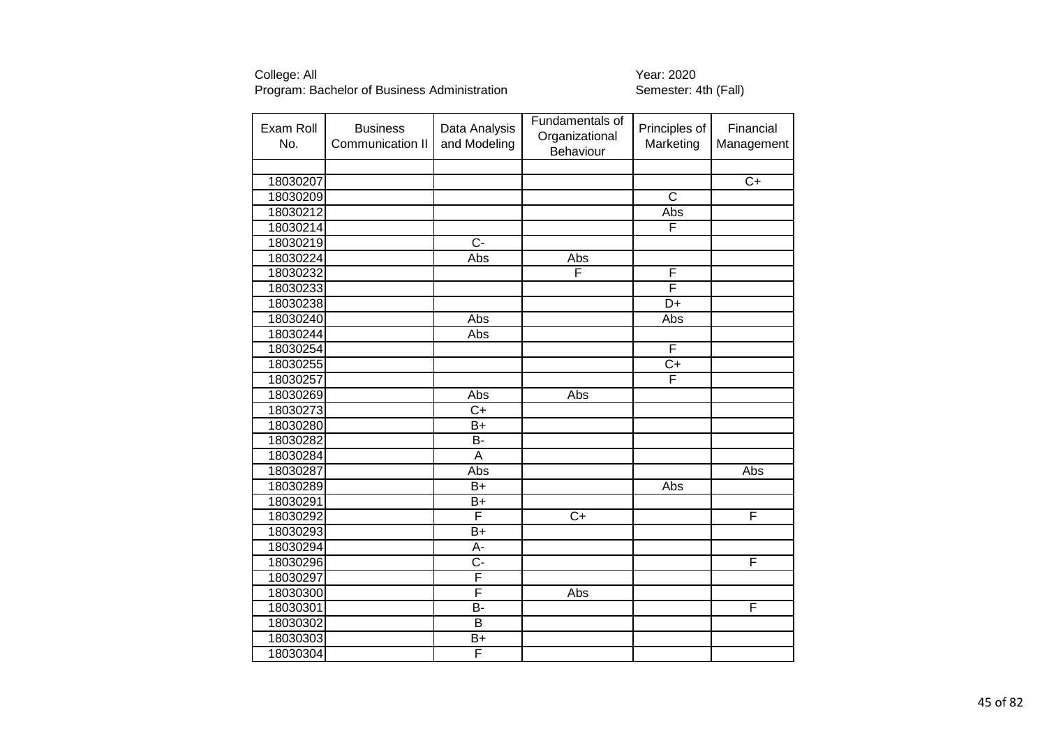College: All
Program: Bachelor of Business Administration

Year: 2020
Semester: 4th (Fall)

| Exam Roll No. | Business Communication II | Data Analysis and Modeling | Fundamentals of Organizational Behaviour | Principles of Marketing | Financial Management |
|---|---|---|---|---|---|
| | | | | | |
| 18030207 | | | | | C+ |
| 18030209 | | | | C | |
| 18030212 | | | | Abs | |
| 18030214 | | | | F | |
| 18030219 | | C- | | | |
| 18030224 | | Abs | Abs | | |
| 18030232 | | | F | F | |
| 18030233 | | | | F | |
| 18030238 | | | | D+ | |
| 18030240 | | Abs | | Abs | |
| 18030244 | | Abs | | | |
| 18030254 | | | | F | |
| 18030255 | | | | C+ | |
| 18030257 | | | | F | |
| 18030269 | | Abs | Abs | | |
| 18030273 | | C+ | | | |
| 18030280 | | B+ | | | |
| 18030282 | | B- | | | |
| 18030284 | | A | | | |
| 18030287 | | Abs | | | Abs |
| 18030289 | | B+ | | Abs | |
| 18030291 | | B+ | | | |
| 18030292 | | F | C+ | | F |
| 18030293 | | B+ | | | |
| 18030294 | | A- | | | |
| 18030296 | | C- | | | F |
| 18030297 | | F | | | |
| 18030300 | | F | Abs | | |
| 18030301 | | B- | | | F |
| 18030302 | | B | | | |
| 18030303 | | B+ | | | |
| 18030304 | | F | | | |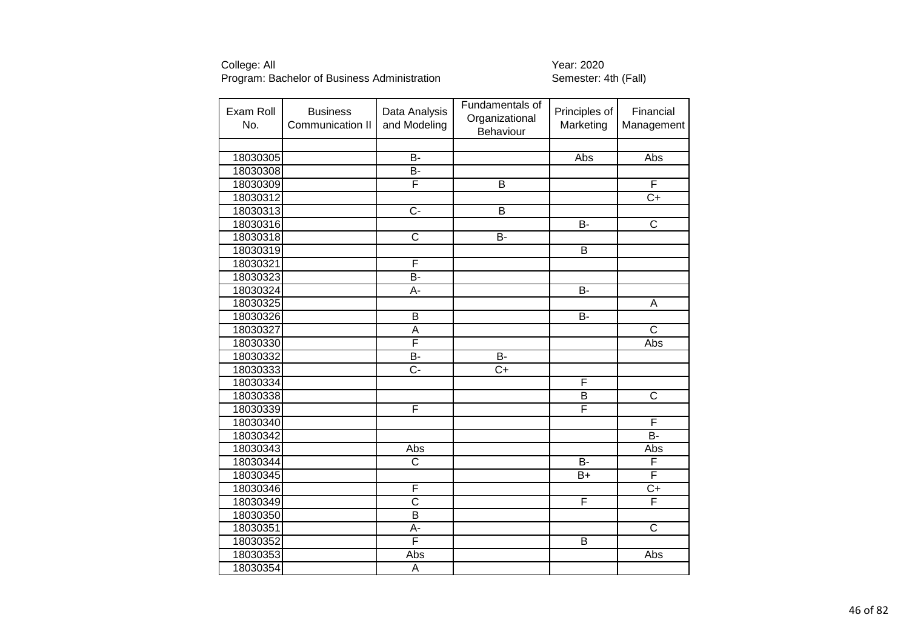College: All
Program: Bachelor of Business Administration

Year: 2020
Semester: 4th (Fall)

| Exam Roll No. | Business Communication II | Data Analysis and Modeling | Fundamentals of Organizational Behaviour | Principles of Marketing | Financial Management |
|---|---|---|---|---|---|
| | | | | | |
| 18030305 | | B- | | Abs | Abs |
| 18030308 | | B- | | | |
| 18030309 | | F | B | | F |
| 18030312 | | | | | C+ |
| 18030313 | | C- | B | | |
| 18030316 | | | | B- | C |
| 18030318 | | C | B- | | |
| 18030319 | | | | B | |
| 18030321 | | F | | | |
| 18030323 | | B- | | | |
| 18030324 | | A- | | B- | |
| 18030325 | | | | | A |
| 18030326 | | B | | B- | |
| 18030327 | | A | | | C |
| 18030330 | | F | | | Abs |
| 18030332 | | B- | B- | | |
| 18030333 | | C- | C+ | | |
| 18030334 | | | | F | |
| 18030338 | | | | B | C |
| 18030339 | | F | | F | |
| 18030340 | | | | | F |
| 18030342 | | | | | B- |
| 18030343 | | Abs | | | Abs |
| 18030344 | | C | | B- | F |
| 18030345 | | | | B+ | F |
| 18030346 | | F | | | C+ |
| 18030349 | | C | | F | F |
| 18030350 | | B | | | |
| 18030351 | | A- | | | C |
| 18030352 | | F | | B | |
| 18030353 | | Abs | | | Abs |
| 18030354 | | A | | | |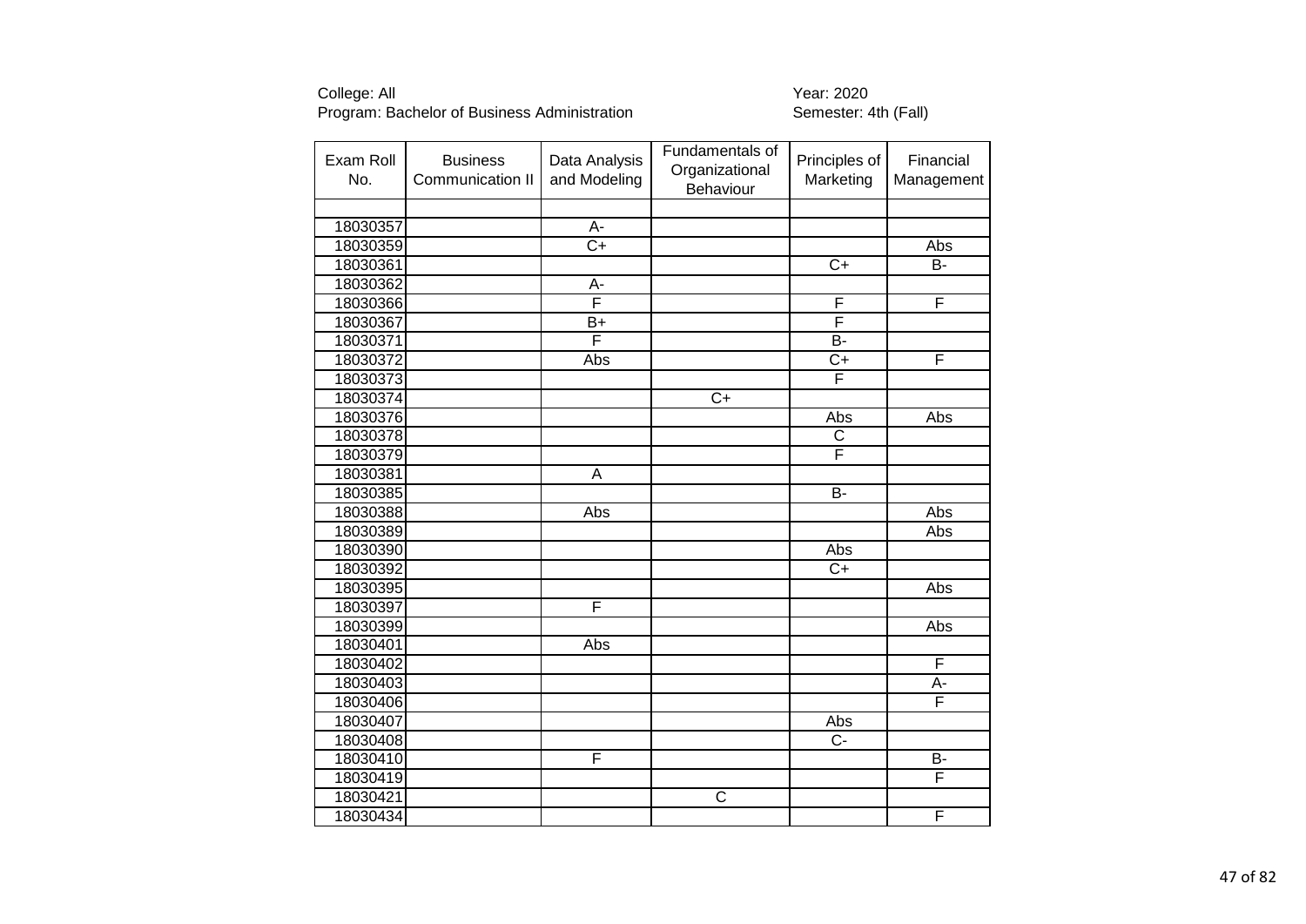College: All
Program: Bachelor of Business Administration

Year: 2020
Semester: 4th (Fall)

| Exam Roll No. | Business Communication II | Data Analysis and Modeling | Fundamentals of Organizational Behaviour | Principles of Marketing | Financial Management |
|---|---|---|---|---|---|
| | | | | | |
| 18030357 | | A- | | | |
| 18030359 | | C+ | | | Abs |
| 18030361 | | | | C+ | B- |
| 18030362 | | A- | | | |
| 18030366 | | F | | F | F |
| 18030367 | | B+ | | F | |
| 18030371 | | F | | B- | |
| 18030372 | | Abs | | C+ | F |
| 18030373 | | | | F | |
| 18030374 | | | C+ | | |
| 18030376 | | | | Abs | Abs |
| 18030378 | | | | C | |
| 18030379 | | | | F | |
| 18030381 | | A | | | |
| 18030385 | | | | B- | |
| 18030388 | | Abs | | | Abs |
| 18030389 | | | | | Abs |
| 18030390 | | | | Abs | |
| 18030392 | | | | C+ | |
| 18030395 | | | | | Abs |
| 18030397 | | F | | | |
| 18030399 | | | | | Abs |
| 18030401 | | Abs | | | |
| 18030402 | | | | | F |
| 18030403 | | | | | A- |
| 18030406 | | | | | F |
| 18030407 | | | | Abs | |
| 18030408 | | | | C- | |
| 18030410 | | F | | | B- |
| 18030419 | | | | | F |
| 18030421 | | | C | | |
| 18030434 | | | | | F |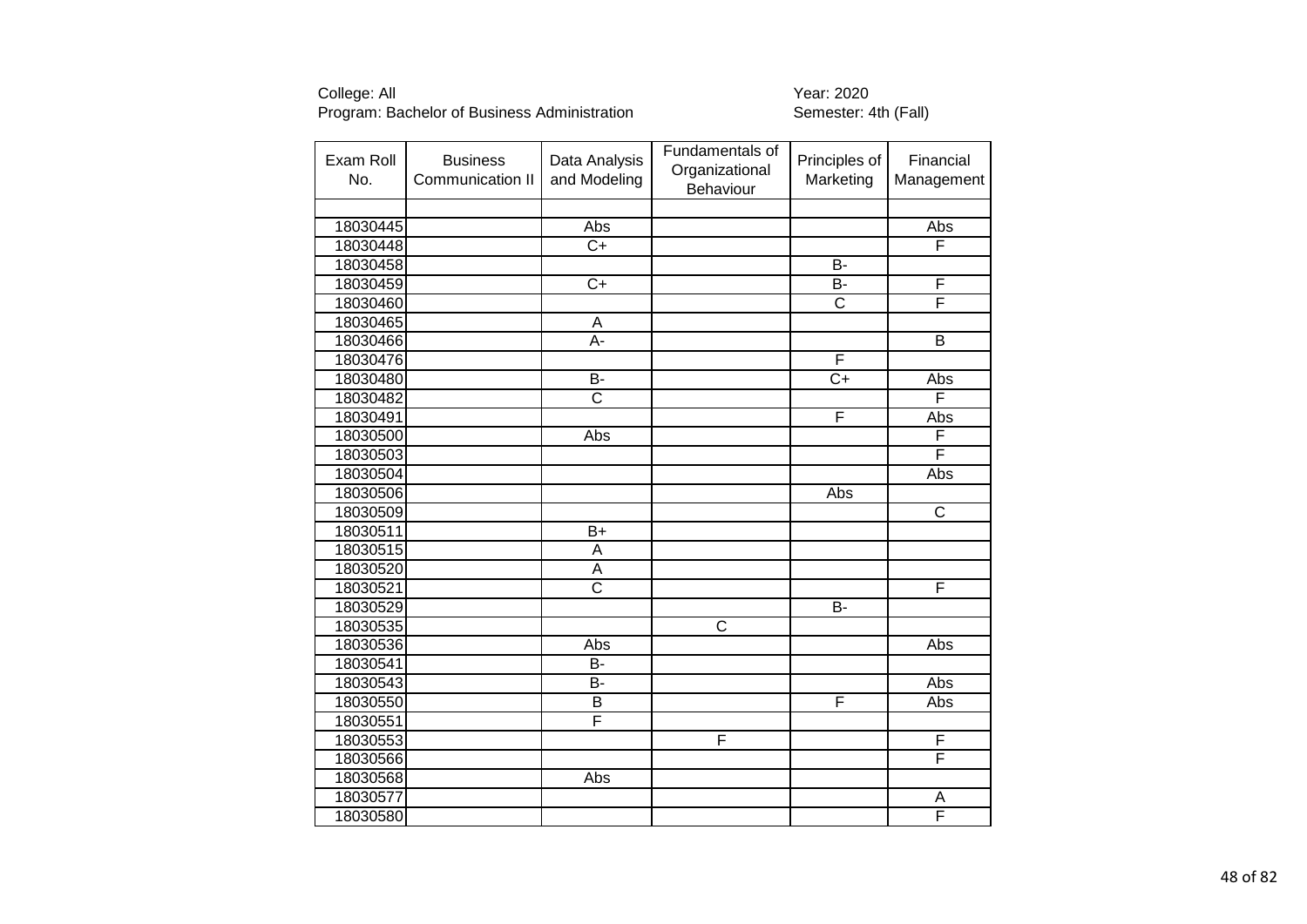College: All
Program: Bachelor of Business Administration

Year: 2020
Semester: 4th (Fall)

| Exam Roll No. | Business Communication II | Data Analysis and Modeling | Fundamentals of Organizational Behaviour | Principles of Marketing | Financial Management |
|---|---|---|---|---|---|
| | | | | | |
| 18030445 | | Abs | | | Abs |
| 18030448 | | C+ | | | F |
| 18030458 | | | | B- | |
| 18030459 | | C+ | | B- | F |
| 18030460 | | | | C | F |
| 18030465 | | A | | | |
| 18030466 | | A- | | | B |
| 18030476 | | | | F | |
| 18030480 | | B- | | C+ | Abs |
| 18030482 | | C | | | F |
| 18030491 | | | | F | Abs |
| 18030500 | | Abs | | | F |
| 18030503 | | | | | F |
| 18030504 | | | | | Abs |
| 18030506 | | | | Abs | |
| 18030509 | | | | | C |
| 18030511 | | B+ | | | |
| 18030515 | | A | | | |
| 18030520 | | A | | | |
| 18030521 | | C | | | F |
| 18030529 | | | | B- | |
| 18030535 | | | C | | |
| 18030536 | | Abs | | | Abs |
| 18030541 | | B- | | | |
| 18030543 | | B- | | | Abs |
| 18030550 | | B | | F | Abs |
| 18030551 | | F | | | |
| 18030553 | | | F | | F |
| 18030566 | | | | | F |
| 18030568 | | Abs | | | |
| 18030577 | | | | | A |
| 18030580 | | | | | F |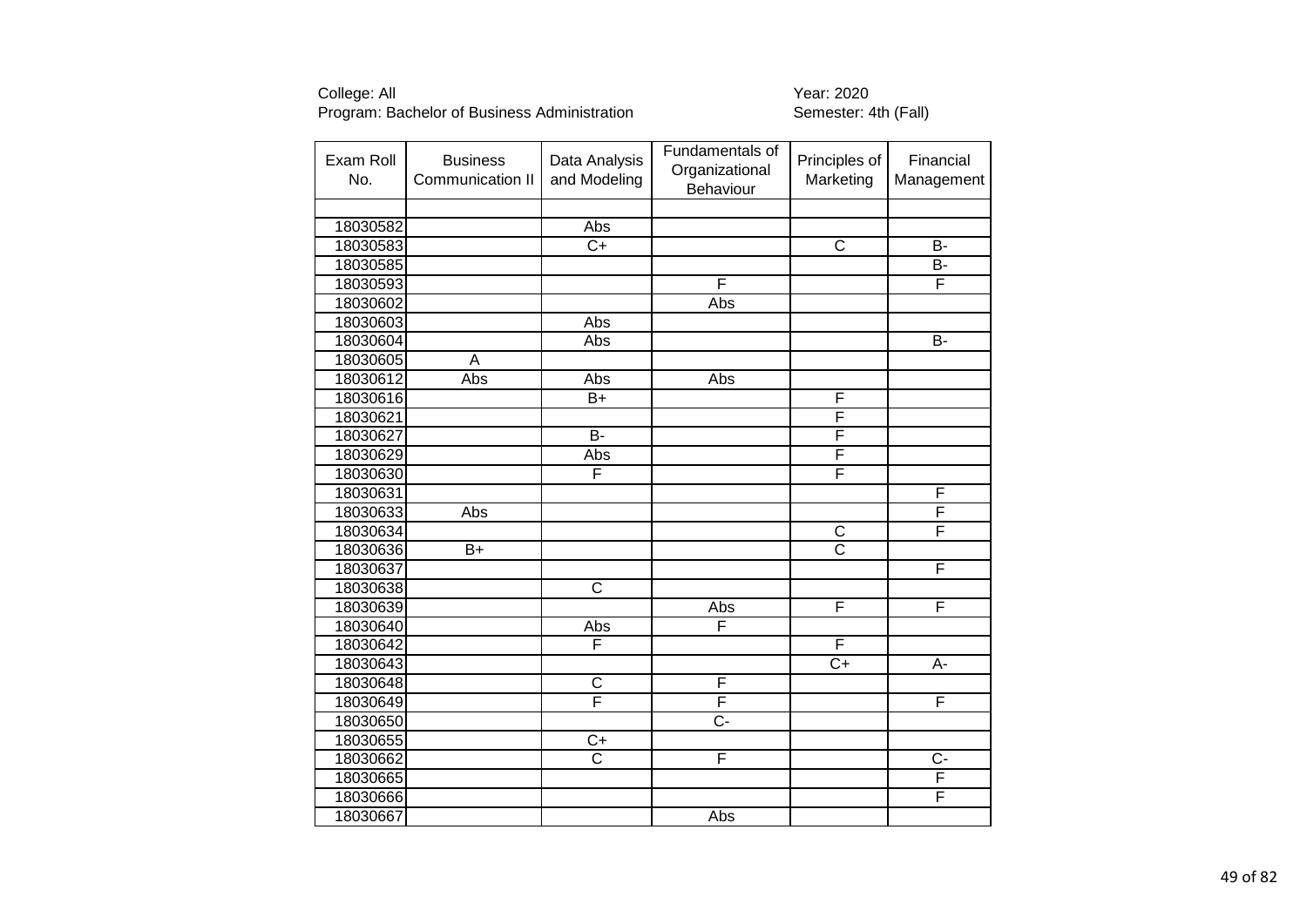College: All
Program: Bachelor of Business Administration

Year: 2020
Semester: 4th (Fall)

| Exam Roll No. | Business Communication II | Data Analysis and Modeling | Fundamentals of Organizational Behaviour | Principles of Marketing | Financial Management |
|---|---|---|---|---|---|
| | | | | | |
| 18030582 | | Abs | | | |
| 18030583 | | C+ | | C | B- |
| 18030585 | | | | | B- |
| 18030593 | | | F | | F |
| 18030602 | | | Abs | | |
| 18030603 | | Abs | | | |
| 18030604 | | Abs | | | B- |
| 18030605 | A | | | | |
| 18030612 | Abs | Abs | Abs | | |
| 18030616 | | B+ | | F | |
| 18030621 | | | | F | |
| 18030627 | | B- | | F | |
| 18030629 | | Abs | | F | |
| 18030630 | | F | | F | |
| 18030631 | | | | | F |
| 18030633 | Abs | | | | F |
| 18030634 | | | | C | F |
| 18030636 | B+ | | | C | |
| 18030637 | | | | | F |
| 18030638 | | C | | | |
| 18030639 | | | Abs | F | F |
| 18030640 | | Abs | F | | |
| 18030642 | | F | | F | |
| 18030643 | | | | C+ | A- |
| 18030648 | | C | F | | |
| 18030649 | | F | F | | F |
| 18030650 | | | C- | | |
| 18030655 | | C+ | | | |
| 18030662 | | C | F | | C- |
| 18030665 | | | | | F |
| 18030666 | | | | | F |
| 18030667 | | | Abs | | |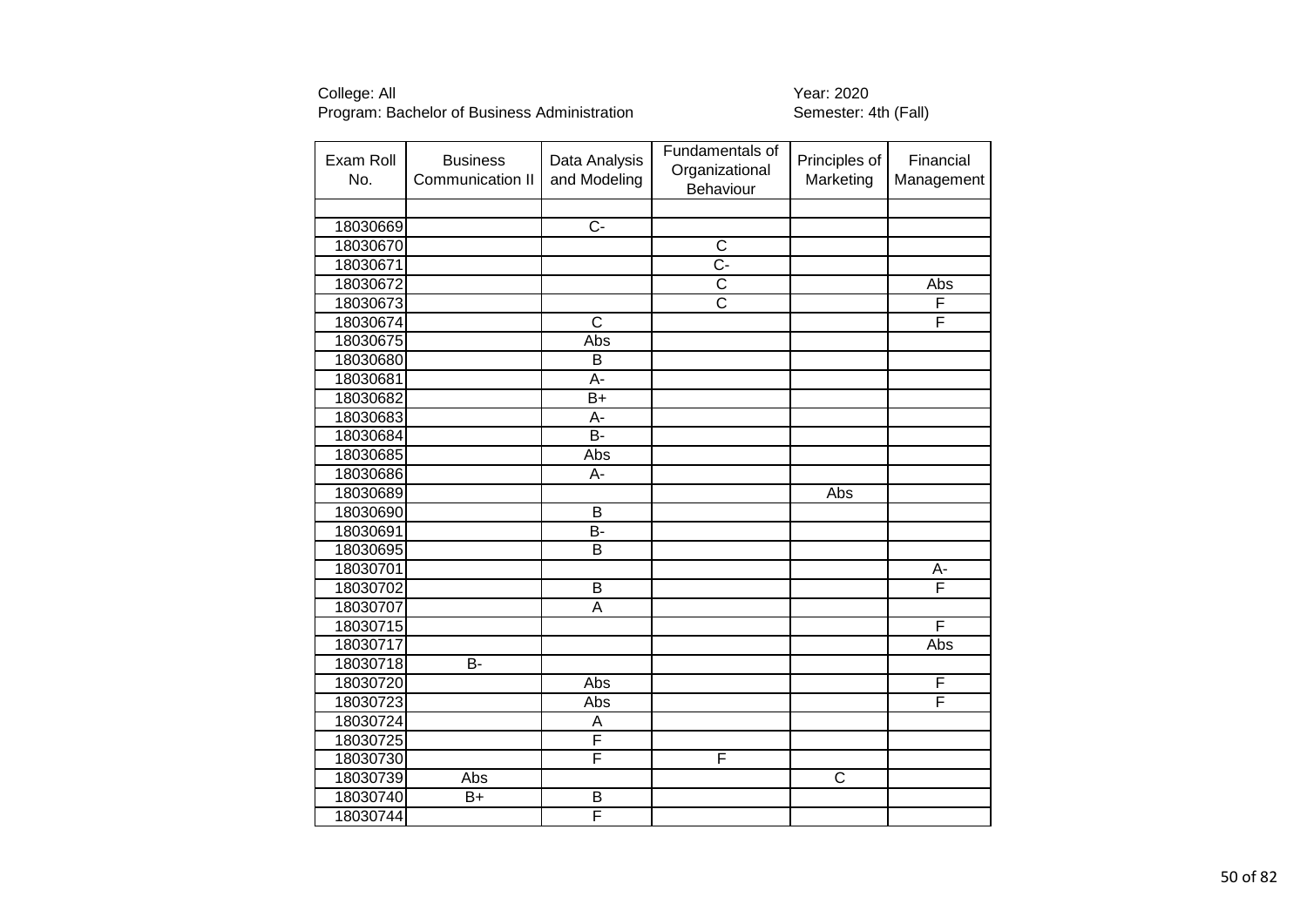College: All
Program: Bachelor of Business Administration

Year: 2020
Semester: 4th (Fall)

| Exam Roll No. | Business Communication II | Data Analysis and Modeling | Fundamentals of Organizational Behaviour | Principles of Marketing | Financial Management |
|---|---|---|---|---|---|
| | | | | | |
| 18030669 | | C- | | | |
| 18030670 | | | C | | |
| 18030671 | | | C- | | |
| 18030672 | | | C | | Abs |
| 18030673 | | | C | | F |
| 18030674 | | C | | | F |
| 18030675 | | Abs | | | |
| 18030680 | | B | | | |
| 18030681 | | A- | | | |
| 18030682 | | B+ | | | |
| 18030683 | | A- | | | |
| 18030684 | | B- | | | |
| 18030685 | | Abs | | | |
| 18030686 | | A- | | | |
| 18030689 | | | | Abs | |
| 18030690 | | B | | | |
| 18030691 | | B- | | | |
| 18030695 | | B | | | |
| 18030701 | | | | | A- |
| 18030702 | | B | | | F |
| 18030707 | | A | | | |
| 18030715 | | | | | F |
| 18030717 | | | | | Abs |
| 18030718 | B- | | | | |
| 18030720 | | Abs | | | F |
| 18030723 | | Abs | | | F |
| 18030724 | | A | | | |
| 18030725 | | F | | | |
| 18030730 | | F | F | | |
| 18030739 | Abs | | | C | |
| 18030740 | B+ | B | | | |
| 18030744 | | F | | | |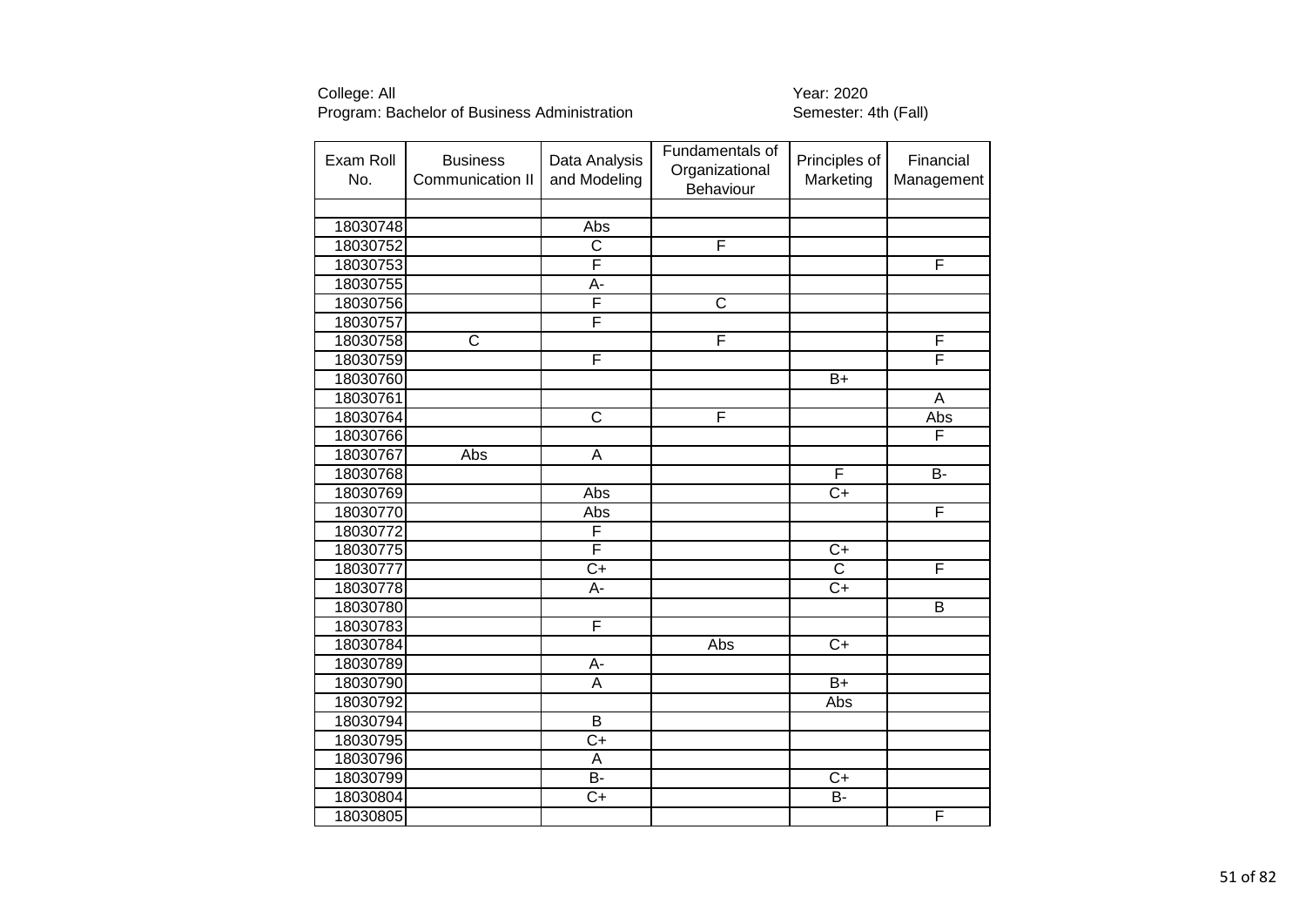College: All
Program: Bachelor of Business Administration

Year: 2020
Semester: 4th (Fall)

| Exam Roll No. | Business Communication II | Data Analysis and Modeling | Fundamentals of Organizational Behaviour | Principles of Marketing | Financial Management |
|---|---|---|---|---|---|
| | | | | | |
| 18030748 | | Abs | | | |
| 18030752 | | C | F | | |
| 18030753 | | F | | | F |
| 18030755 | | A- | | | |
| 18030756 | | F | C | | |
| 18030757 | | F | | | |
| 18030758 | C | | F | | F |
| 18030759 | | F | | | F |
| 18030760 | | | | B+ | |
| 18030761 | | | | | A |
| 18030764 | | C | F | | Abs |
| 18030766 | | | | | F |
| 18030767 | Abs | A | | | |
| 18030768 | | | | F | B- |
| 18030769 | | Abs | | C+ | |
| 18030770 | | Abs | | | F |
| 18030772 | | F | | | |
| 18030775 | | F | | C+ | |
| 18030777 | | C+ | | C | F |
| 18030778 | | A- | | C+ | |
| 18030780 | | | | | B |
| 18030783 | | F | | | |
| 18030784 | | | Abs | C+ | |
| 18030789 | | A- | | | |
| 18030790 | | A | | B+ | |
| 18030792 | | | | Abs | |
| 18030794 | | B | | | |
| 18030795 | | C+ | | | |
| 18030796 | | A | | | |
| 18030799 | | B- | | C+ | |
| 18030804 | | C+ | | B- | |
| 18030805 | | | | | F |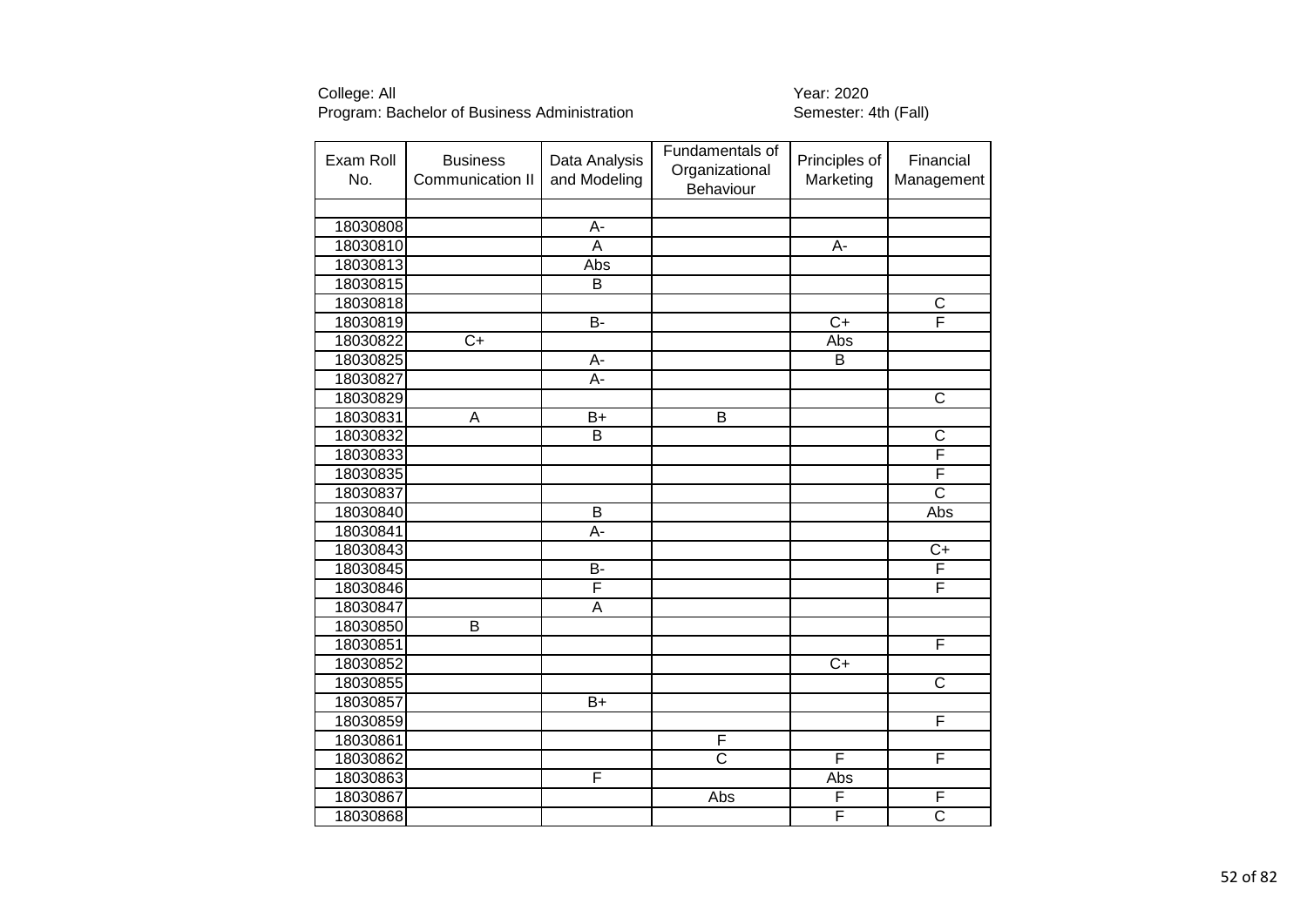College: All
Program: Bachelor of Business Administration

Year: 2020
Semester: 4th (Fall)

| Exam Roll No. | Business Communication II | Data Analysis and Modeling | Fundamentals of Organizational Behaviour | Principles of Marketing | Financial Management |
|---|---|---|---|---|---|
| | | | | | |
| 18030808 | | A- | | | |
| 18030810 | | A | | A- | |
| 18030813 | | Abs | | | |
| 18030815 | | B | | | |
| 18030818 | | | | | C |
| 18030819 | | B- | | C+ | F |
| 18030822 | C+ | | | Abs | |
| 18030825 | | A- | | B | |
| 18030827 | | A- | | | |
| 18030829 | | | | | C |
| 18030831 | A | B+ | B | | |
| 18030832 | | B | | | C |
| 18030833 | | | | | F |
| 18030835 | | | | | F |
| 18030837 | | | | | C |
| 18030840 | | B | | | Abs |
| 18030841 | | A- | | | |
| 18030843 | | | | | C+ |
| 18030845 | | B- | | | F |
| 18030846 | | F | | | F |
| 18030847 | | A | | | |
| 18030850 | B | | | | |
| 18030851 | | | | | F |
| 18030852 | | | | C+ | |
| 18030855 | | | | | C |
| 18030857 | | B+ | | | |
| 18030859 | | | | | F |
| 18030861 | | | F | | |
| 18030862 | | | C | F | F |
| 18030863 | | F | | Abs | |
| 18030867 | | | Abs | F | F |
| 18030868 | | | | F | C |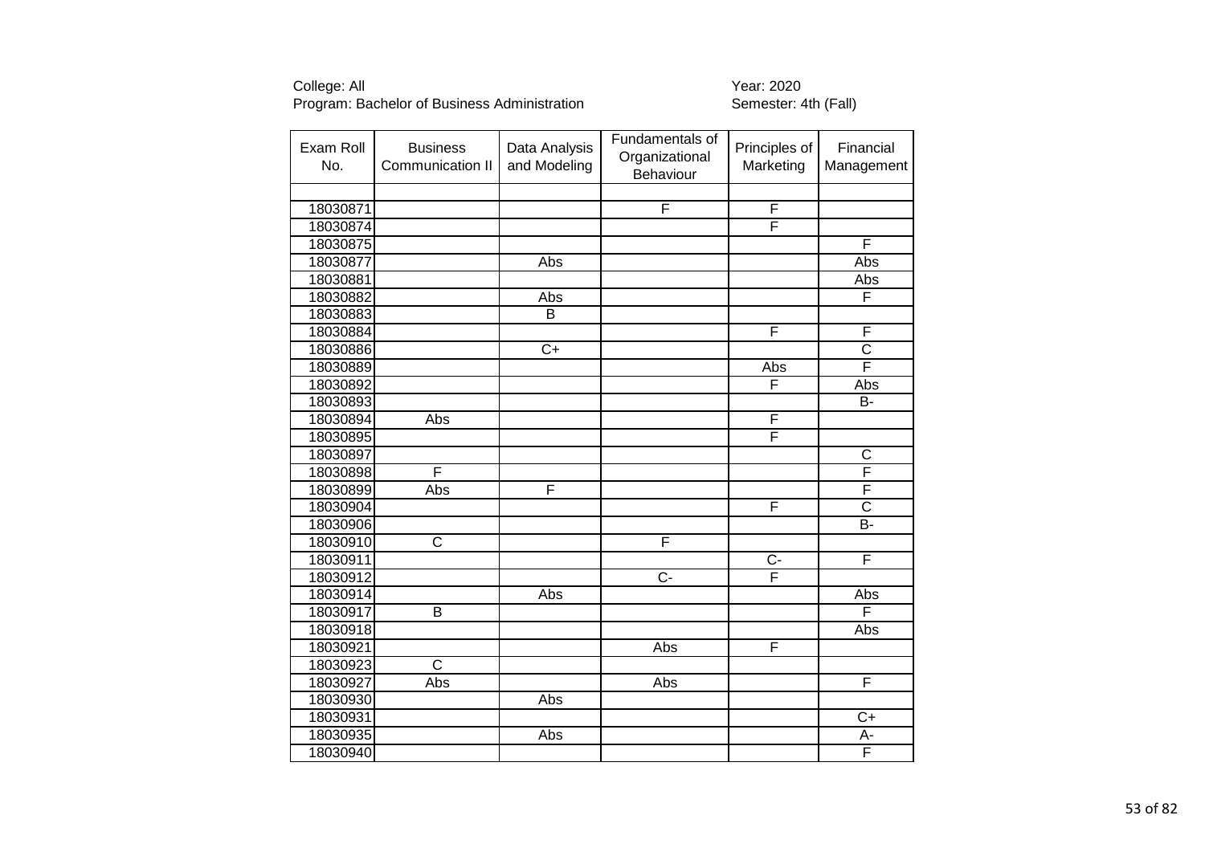College: All
Program: Bachelor of Business Administration

Year: 2020
Semester: 4th (Fall)

| Exam Roll No. | Business Communication II | Data Analysis and Modeling | Fundamentals of Organizational Behaviour | Principles of Marketing | Financial Management |
|---|---|---|---|---|---|
| | | | | | |
| 18030871 | | | F | F | |
| 18030874 | | | | F | |
| 18030875 | | | | | F |
| 18030877 | | Abs | | | Abs |
| 18030881 | | | | | Abs |
| 18030882 | | Abs | | | F |
| 18030883 | | B | | | |
| 18030884 | | | | F | F |
| 18030886 | | C+ | | | C |
| 18030889 | | | | Abs | F |
| 18030892 | | | | F | Abs |
| 18030893 | | | | | B- |
| 18030894 | Abs | | | F | |
| 18030895 | | | | F | |
| 18030897 | | | | | C |
| 18030898 | F | | | | F |
| 18030899 | Abs | F | | | F |
| 18030904 | | | | F | C |
| 18030906 | | | | | B- |
| 18030910 | C | | F | | |
| 18030911 | | | | C- | F |
| 18030912 | | | C- | F | |
| 18030914 | | Abs | | | Abs |
| 18030917 | B | | | | F |
| 18030918 | | | | | Abs |
| 18030921 | | | Abs | F | |
| 18030923 | C | | | | |
| 18030927 | Abs | | Abs | | F |
| 18030930 | | Abs | | | |
| 18030931 | | | | | C+ |
| 18030935 | | Abs | | | A- |
| 18030940 | | | | | F |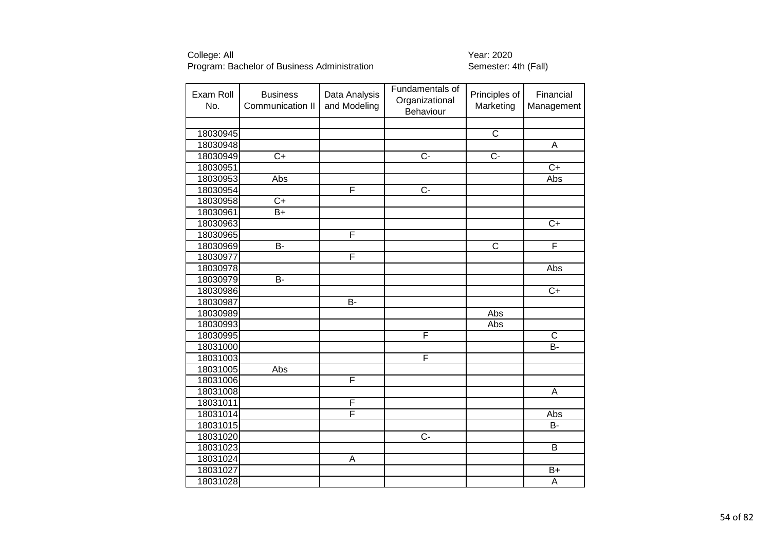College: All
Program: Bachelor of Business Administration

Year: 2020
Semester: 4th (Fall)

| Exam Roll No. | Business Communication II | Data Analysis and Modeling | Fundamentals of Organizational Behaviour | Principles of Marketing | Financial Management |
|---|---|---|---|---|---|
| | | | | | |
| 18030945 | | | | C | |
| 18030948 | | | | | A |
| 18030949 | C+ | | C- | C- | |
| 18030951 | | | | | C+ |
| 18030953 | Abs | | | | Abs |
| 18030954 | | F | C- | | |
| 18030958 | C+ | | | | |
| 18030961 | B+ | | | | |
| 18030963 | | | | | C+ |
| 18030965 | | F | | | |
| 18030969 | B- | | | C | F |
| 18030977 | | F | | | |
| 18030978 | | | | | Abs |
| 18030979 | B- | | | | |
| 18030986 | | | | | C+ |
| 18030987 | | B- | | | |
| 18030989 | | | | Abs | |
| 18030993 | | | | Abs | |
| 18030995 | | | F | | C |
| 18031000 | | | | | B- |
| 18031003 | | | F | | |
| 18031005 | Abs | | | | |
| 18031006 | | F | | | |
| 18031008 | | | | | A |
| 18031011 | | F | | | |
| 18031014 | | F | | | Abs |
| 18031015 | | | | | B- |
| 18031020 | | | C- | | |
| 18031023 | | | | | B |
| 18031024 | | A | | | |
| 18031027 | | | | | B+ |
| 18031028 | | | | | A |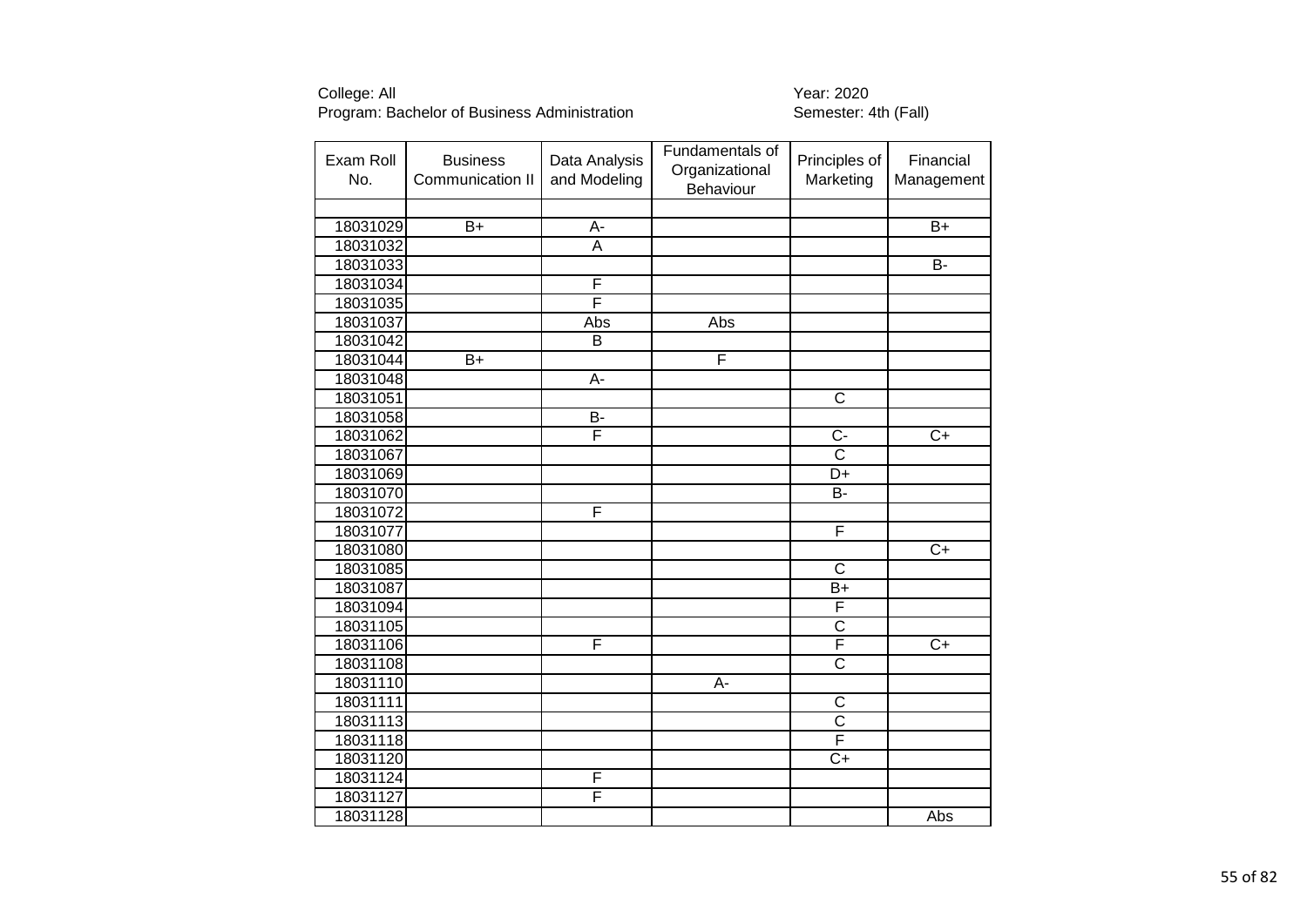College: All
Program: Bachelor of Business Administration

Year: 2020
Semester: 4th (Fall)

| Exam Roll No. | Business Communication II | Data Analysis and Modeling | Fundamentals of Organizational Behaviour | Principles of Marketing | Financial Management |
|---|---|---|---|---|---|
| | | | | | |
| 18031029 | B+ | A- | | | B+ |
| 18031032 | | A | | | |
| 18031033 | | | | | B- |
| 18031034 | | F | | | |
| 18031035 | | F | | | |
| 18031037 | | Abs | Abs | | |
| 18031042 | | B | | | |
| 18031044 | B+ | | F | | |
| 18031048 | | A- | | | |
| 18031051 | | | | C | |
| 18031058 | | B- | | | |
| 18031062 | | F | | C- | C+ |
| 18031067 | | | | C | |
| 18031069 | | | | D+ | |
| 18031070 | | | | B- | |
| 18031072 | | F | | | |
| 18031077 | | | | F | |
| 18031080 | | | | | C+ |
| 18031085 | | | | C | |
| 18031087 | | | | B+ | |
| 18031094 | | | | F | |
| 18031105 | | | | C | |
| 18031106 | | F | | F | C+ |
| 18031108 | | | | C | |
| 18031110 | | | A- | | |
| 18031111 | | | | C | |
| 18031113 | | | | C | |
| 18031118 | | | | F | |
| 18031120 | | | | C+ | |
| 18031124 | | F | | | |
| 18031127 | | F | | | |
| 18031128 | | | | | Abs |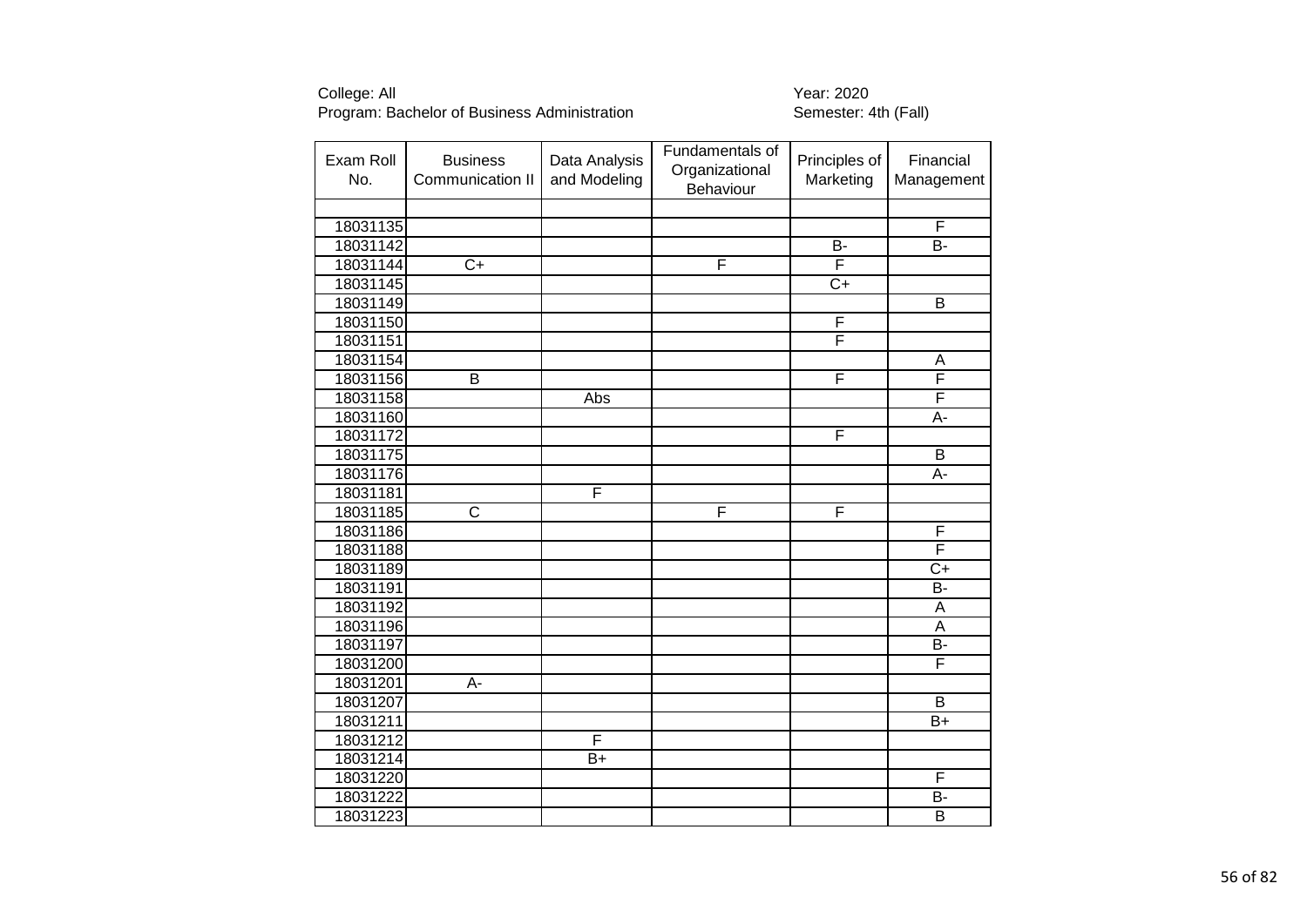College: All
Program: Bachelor of Business Administration

Year: 2020
Semester: 4th (Fall)

| Exam Roll No. | Business Communication II | Data Analysis and Modeling | Fundamentals of Organizational Behaviour | Principles of Marketing | Financial Management |
|---|---|---|---|---|---|
| | | | | | |
| 18031135 | | | | | F |
| 18031142 | | | | B- | B- |
| 18031144 | C+ | | F | F | |
| 18031145 | | | | C+ | |
| 18031149 | | | | | B |
| 18031150 | | | | F | |
| 18031151 | | | | F | |
| 18031154 | | | | | A |
| 18031156 | B | | | F | F |
| 18031158 | | Abs | | | F |
| 18031160 | | | | | A- |
| 18031172 | | | | F | |
| 18031175 | | | | | B |
| 18031176 | | | | | A- |
| 18031181 | | F | | | |
| 18031185 | C | | F | F | |
| 18031186 | | | | | F |
| 18031188 | | | | | F |
| 18031189 | | | | | C+ |
| 18031191 | | | | | B- |
| 18031192 | | | | | A |
| 18031196 | | | | | A |
| 18031197 | | | | | B- |
| 18031200 | | | | | F |
| 18031201 | A- | | | | |
| 18031207 | | | | | B |
| 18031211 | | | | | B+ |
| 18031212 | | F | | | |
| 18031214 | | B+ | | | |
| 18031220 | | | | | F |
| 18031222 | | | | | B- |
| 18031223 | | | | | B |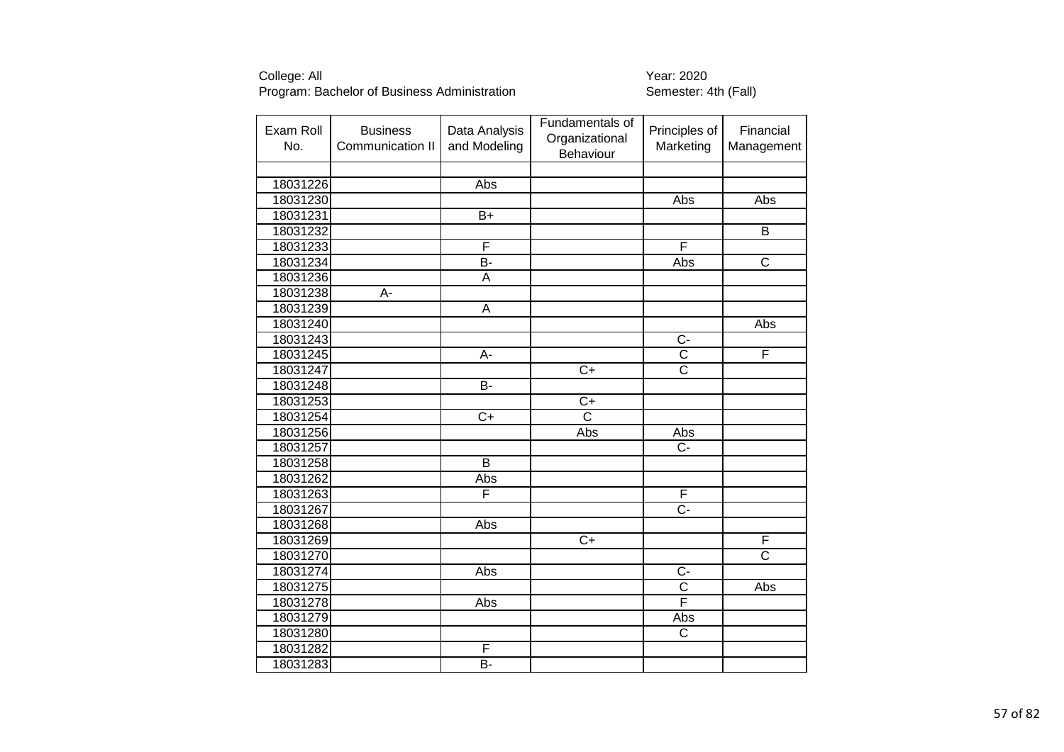College: All
Program: Bachelor of Business Administration

Year: 2020
Semester: 4th (Fall)

| Exam Roll No. | Business Communication II | Data Analysis and Modeling | Fundamentals of Organizational Behaviour | Principles of Marketing | Financial Management |
|---|---|---|---|---|---|
| | | | | | |
| 18031226 | | Abs | | | |
| 18031230 | | | | Abs | Abs |
| 18031231 | | B+ | | | |
| 18031232 | | | | | B |
| 18031233 | | F | | F | |
| 18031234 | | B- | | Abs | C |
| 18031236 | | A | | | |
| 18031238 | A- | | | | |
| 18031239 | | A | | | |
| 18031240 | | | | | Abs |
| 18031243 | | | | C- | |
| 18031245 | | A- | | C | F |
| 18031247 | | | C+ | C | |
| 18031248 | | B- | | | |
| 18031253 | | | C+ | | |
| 18031254 | | C+ | C | | |
| 18031256 | | | Abs | Abs | |
| 18031257 | | | | C- | |
| 18031258 | | B | | | |
| 18031262 | | Abs | | | |
| 18031263 | | F | | F | |
| 18031267 | | | | C- | |
| 18031268 | | Abs | | | |
| 18031269 | | | C+ | | F |
| 18031270 | | | | | C |
| 18031274 | | Abs | | C- | |
| 18031275 | | | | C | Abs |
| 18031278 | | Abs | | F | |
| 18031279 | | | | Abs | |
| 18031280 | | | | C | |
| 18031282 | | F | | | |
| 18031283 | | B- | | | |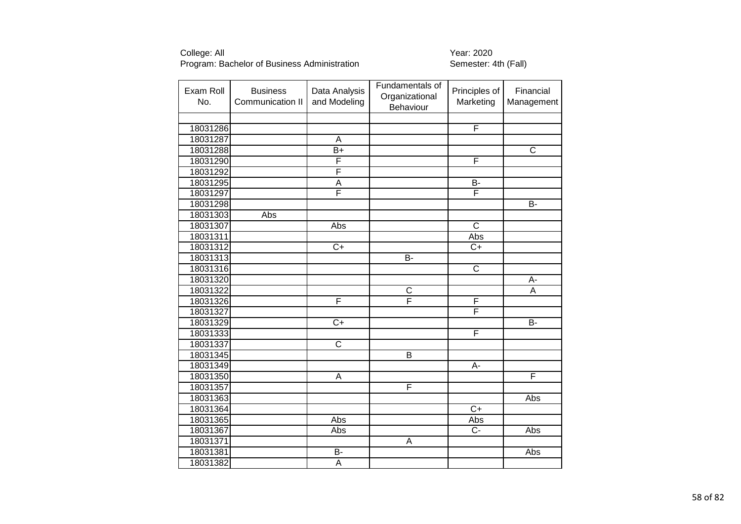College: All
Program: Bachelor of Business Administration

Year: 2020
Semester: 4th (Fall)

| Exam Roll No. | Business Communication II | Data Analysis and Modeling | Fundamentals of Organizational Behaviour | Principles of Marketing | Financial Management |
|---|---|---|---|---|---|
| | | | | | |
| 18031286 | | | | F | |
| 18031287 | | A | | | |
| 18031288 | | B+ | | | C |
| 18031290 | | F | | F | |
| 18031292 | | F | | | |
| 18031295 | | A | | B- | |
| 18031297 | | F | | F | |
| 18031298 | | | | | B- |
| 18031303 | Abs | | | | |
| 18031307 | | Abs | | C | |
| 18031311 | | | | Abs | |
| 18031312 | | C+ | | C+ | |
| 18031313 | | | B- | | |
| 18031316 | | | | C | |
| 18031320 | | | | | A- |
| 18031322 | | | C | | A |
| 18031326 | | F | F | F | |
| 18031327 | | | | F | |
| 18031329 | | C+ | | | B- |
| 18031333 | | | | F | |
| 18031337 | | C | | | |
| 18031345 | | | B | | |
| 18031349 | | | | A- | |
| 18031350 | | A | | | F |
| 18031357 | | | F | | |
| 18031363 | | | | | Abs |
| 18031364 | | | | C+ | |
| 18031365 | | Abs | | Abs | |
| 18031367 | | Abs | | C- | Abs |
| 18031371 | | | A | | |
| 18031381 | | B- | | | Abs |
| 18031382 | | A | | | |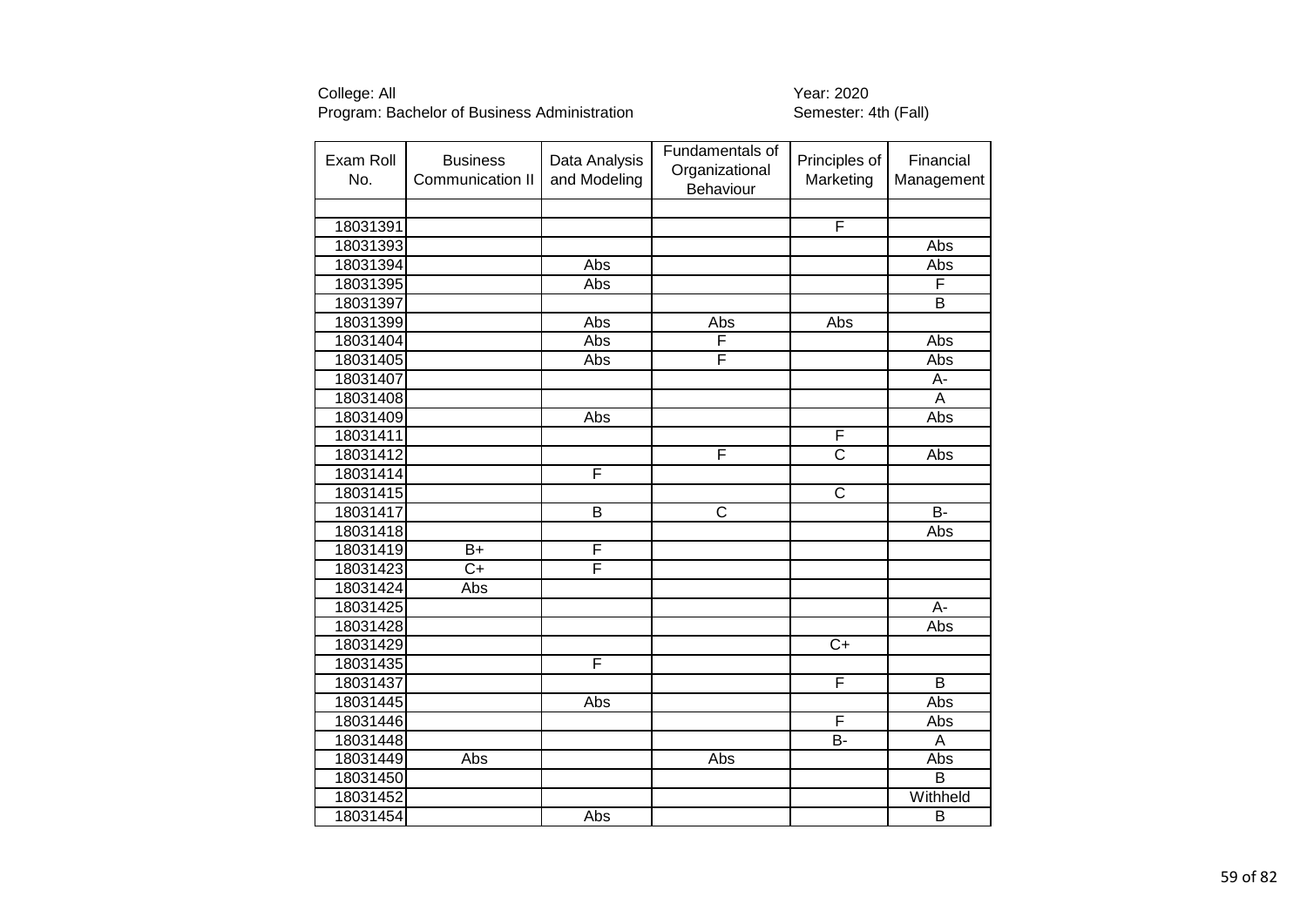College: All
Program: Bachelor of Business Administration

Year: 2020
Semester: 4th (Fall)

| Exam Roll No. | Business Communication II | Data Analysis and Modeling | Fundamentals of Organizational Behaviour | Principles of Marketing | Financial Management |
|---|---|---|---|---|---|
| | | | | | |
| 18031391 | | | | F | |
| 18031393 | | | | | Abs |
| 18031394 | | Abs | | | Abs |
| 18031395 | | Abs | | | F |
| 18031397 | | | | | B |
| 18031399 | | Abs | Abs | Abs | |
| 18031404 | | Abs | F | | Abs |
| 18031405 | | Abs | F | | Abs |
| 18031407 | | | | | A- |
| 18031408 | | | | | A |
| 18031409 | | Abs | | | Abs |
| 18031411 | | | | F | |
| 18031412 | | | F | C | Abs |
| 18031414 | | F | | | |
| 18031415 | | | | C | |
| 18031417 | | B | C | | B- |
| 18031418 | | | | | Abs |
| 18031419 | B+ | F | | | |
| 18031423 | C+ | F | | | |
| 18031424 | Abs | | | | |
| 18031425 | | | | | A- |
| 18031428 | | | | | Abs |
| 18031429 | | | | C+ | |
| 18031435 | | F | | | |
| 18031437 | | | | F | B |
| 18031445 | | Abs | | | Abs |
| 18031446 | | | | F | Abs |
| 18031448 | | | | B- | A |
| 18031449 | Abs | | Abs | | Abs |
| 18031450 | | | | | B |
| 18031452 | | | | | Withheld |
| 18031454 | | Abs | | | B |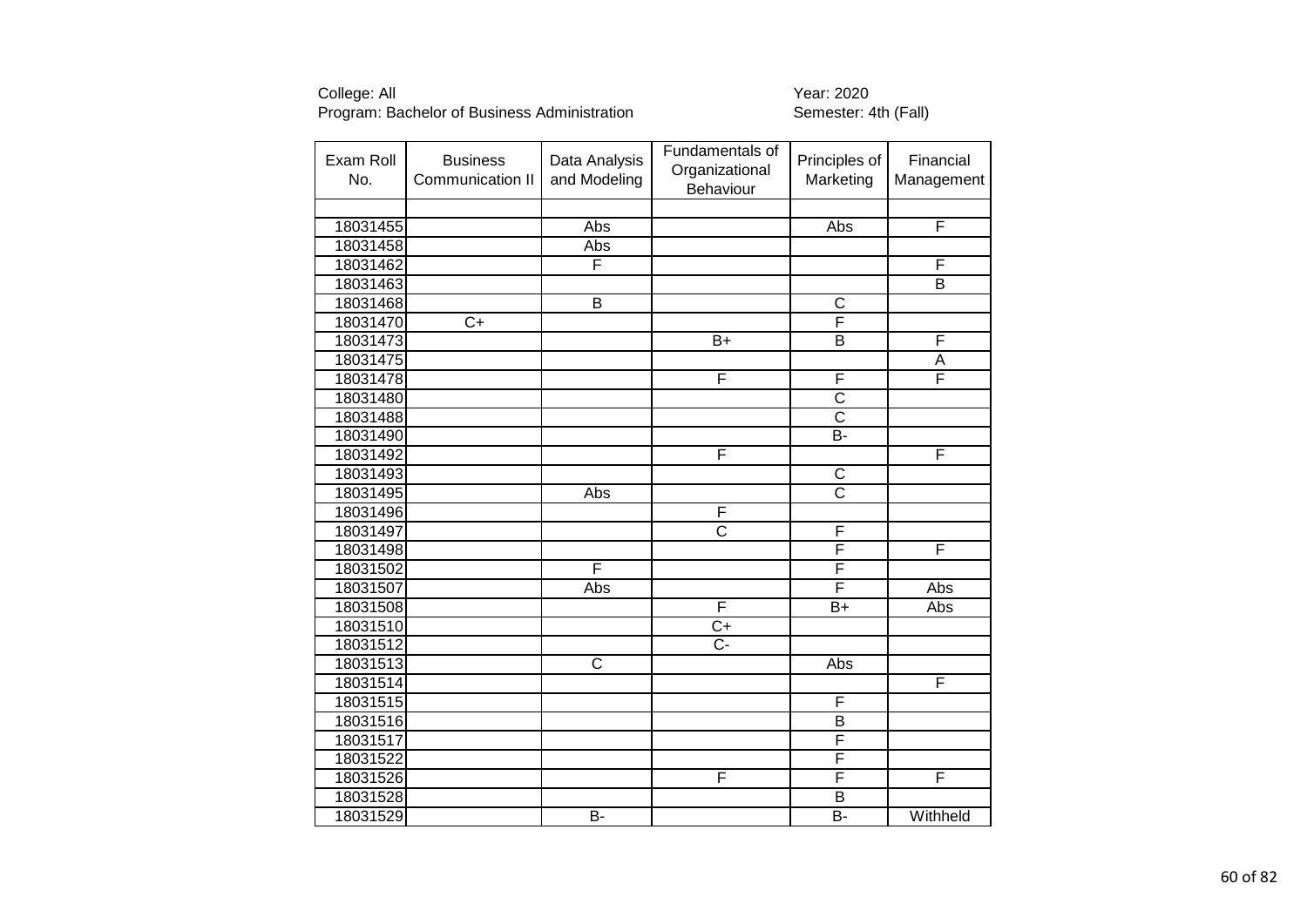College: All
Program: Bachelor of Business Administration

Year: 2020
Semester: 4th (Fall)

| Exam Roll No. | Business Communication II | Data Analysis and Modeling | Fundamentals of Organizational Behaviour | Principles of Marketing | Financial Management |
|---|---|---|---|---|---|
| | | | | | |
| 18031455 | | Abs | | Abs | F |
| 18031458 | | Abs | | | |
| 18031462 | | F | | | F |
| 18031463 | | | | | B |
| 18031468 | | B | | C | |
| 18031470 | C+ | | | F | |
| 18031473 | | | B+ | B | F |
| 18031475 | | | | | A |
| 18031478 | | | F | F | F |
| 18031480 | | | | C | |
| 18031488 | | | | C | |
| 18031490 | | | | B- | |
| 18031492 | | | F | | F |
| 18031493 | | | | C | |
| 18031495 | | Abs | | C | |
| 18031496 | | | F | | |
| 18031497 | | | C | F | |
| 18031498 | | | | F | F |
| 18031502 | | F | | F | |
| 18031507 | | Abs | | F | Abs |
| 18031508 | | | F | B+ | Abs |
| 18031510 | | | C+ | | |
| 18031512 | | | C- | | |
| 18031513 | | C | | Abs | |
| 18031514 | | | | | F |
| 18031515 | | | | F | |
| 18031516 | | | | B | |
| 18031517 | | | | F | |
| 18031522 | | | | F | |
| 18031526 | | | F | F | F |
| 18031528 | | | | B | |
| 18031529 | | B- | | B- | Withheld |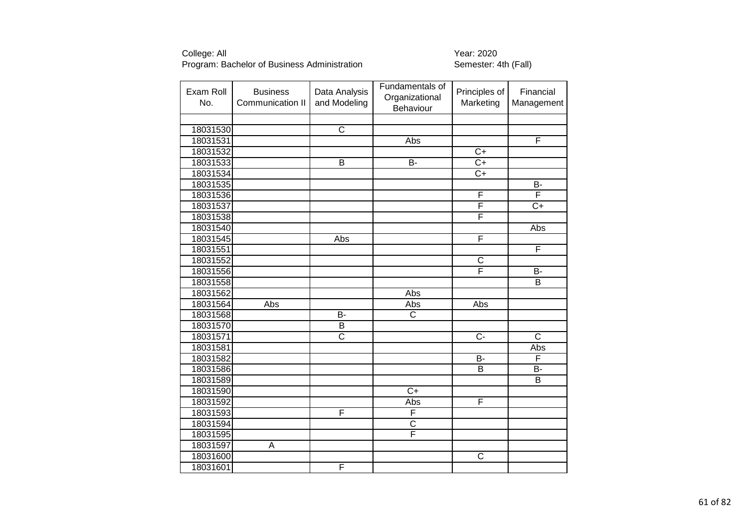College: All
Program: Bachelor of Business Administration

Year: 2020
Semester: 4th (Fall)

| Exam Roll No. | Business Communication II | Data Analysis and Modeling | Fundamentals of Organizational Behaviour | Principles of Marketing | Financial Management |
|---|---|---|---|---|---|
| | | | | | |
| 18031530 | | C | | | |
| 18031531 | | | Abs | | F |
| 18031532 | | | | C+ | |
| 18031533 | | B | B- | C+ | |
| 18031534 | | | | C+ | |
| 18031535 | | | | | B- |
| 18031536 | | | | F | F |
| 18031537 | | | | F | C+ |
| 18031538 | | | | F | |
| 18031540 | | | | | Abs |
| 18031545 | | Abs | | F | |
| 18031551 | | | | | F |
| 18031552 | | | | C | |
| 18031556 | | | | F | B- |
| 18031558 | | | | | B |
| 18031562 | | | Abs | | |
| 18031564 | Abs | | Abs | Abs | |
| 18031568 | | B- | C | | |
| 18031570 | | B | | | |
| 18031571 | | C | | C- | C |
| 18031581 | | | | | Abs |
| 18031582 | | | | B- | F |
| 18031586 | | | | B | B- |
| 18031589 | | | | | B |
| 18031590 | | | C+ | | |
| 18031592 | | | Abs | F | |
| 18031593 | | F | F | | |
| 18031594 | | | C | | |
| 18031595 | | | F | | |
| 18031597 | A | | | | |
| 18031600 | | | | C | |
| 18031601 | | F | | | |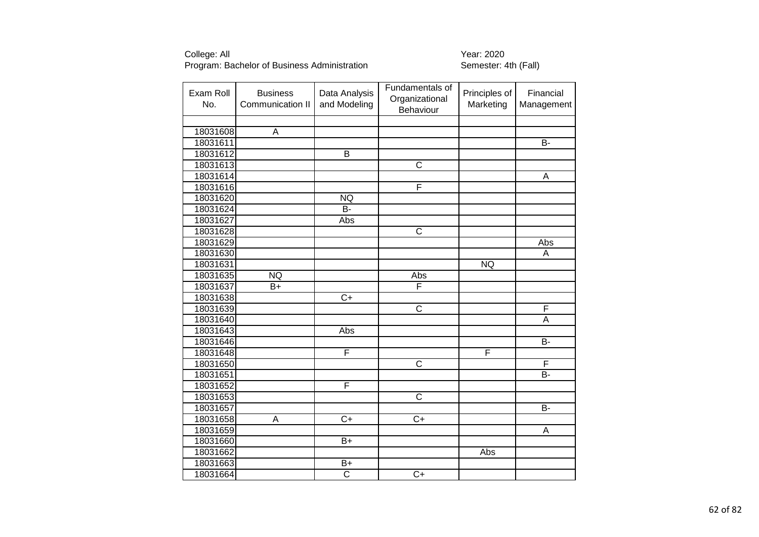College: All
Program: Bachelor of Business Administration

Year: 2020
Semester: 4th (Fall)

| Exam Roll No. | Business Communication II | Data Analysis and Modeling | Fundamentals of Organizational Behaviour | Principles of Marketing | Financial Management |
|---|---|---|---|---|---|
| | | | | | |
| 18031608 | A | | | | |
| 18031611 | | | | | B- |
| 18031612 | | B | | | |
| 18031613 | | | C | | |
| 18031614 | | | | | A |
| 18031616 | | | F | | |
| 18031620 | | NQ | | | |
| 18031624 | | B- | | | |
| 18031627 | | Abs | | | |
| 18031628 | | | C | | |
| 18031629 | | | | | Abs |
| 18031630 | | | | | A |
| 18031631 | | | | NQ | |
| 18031635 | NQ | | Abs | | |
| 18031637 | B+ | | F | | |
| 18031638 | | C+ | | | |
| 18031639 | | | C | | F |
| 18031640 | | | | | A |
| 18031643 | | Abs | | | |
| 18031646 | | | | | B- |
| 18031648 | | F | | F | |
| 18031650 | | | C | | F |
| 18031651 | | | | | B- |
| 18031652 | | F | | | |
| 18031653 | | | C | | |
| 18031657 | | | | | B- |
| 18031658 | A | C+ | C+ | | |
| 18031659 | | | | | A |
| 18031660 | | B+ | | | |
| 18031662 | | | | Abs | |
| 18031663 | | B+ | | | |
| 18031664 | | C | C+ | | |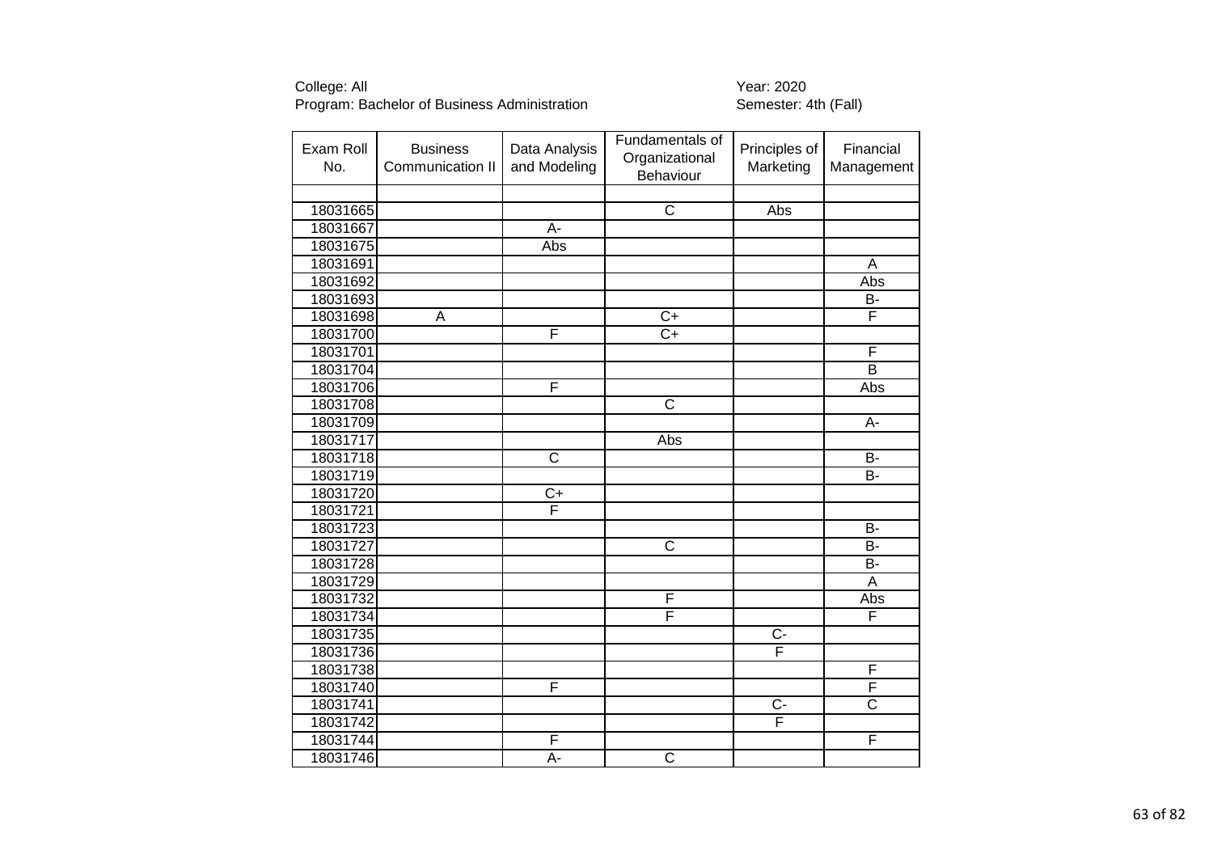College: All
Program: Bachelor of Business Administration

Year: 2020
Semester: 4th (Fall)

| Exam Roll No. | Business Communication II | Data Analysis and Modeling | Fundamentals of Organizational Behaviour | Principles of Marketing | Financial Management |
|---|---|---|---|---|---|
| | | | | | |
| 18031665 | | | C | Abs | |
| 18031667 | | A- | | | |
| 18031675 | | Abs | | | |
| 18031691 | | | | | A |
| 18031692 | | | | | Abs |
| 18031693 | | | | | B- |
| 18031698 | A | | C+ | | F |
| 18031700 | | F | C+ | | |
| 18031701 | | | | | F |
| 18031704 | | | | | B |
| 18031706 | | F | | | Abs |
| 18031708 | | | C | | |
| 18031709 | | | | | A- |
| 18031717 | | | Abs | | |
| 18031718 | | C | | | B- |
| 18031719 | | | | | B- |
| 18031720 | | C+ | | | |
| 18031721 | | F | | | |
| 18031723 | | | | | B- |
| 18031727 | | | C | | B- |
| 18031728 | | | | | B- |
| 18031729 | | | | | A |
| 18031732 | | | F | | Abs |
| 18031734 | | | F | | F |
| 18031735 | | | | C- | |
| 18031736 | | | | F | |
| 18031738 | | | | | F |
| 18031740 | | F | | | F |
| 18031741 | | | | C- | C |
| 18031742 | | | | F | |
| 18031744 | | F | | | F |
| 18031746 | | A- | C | | |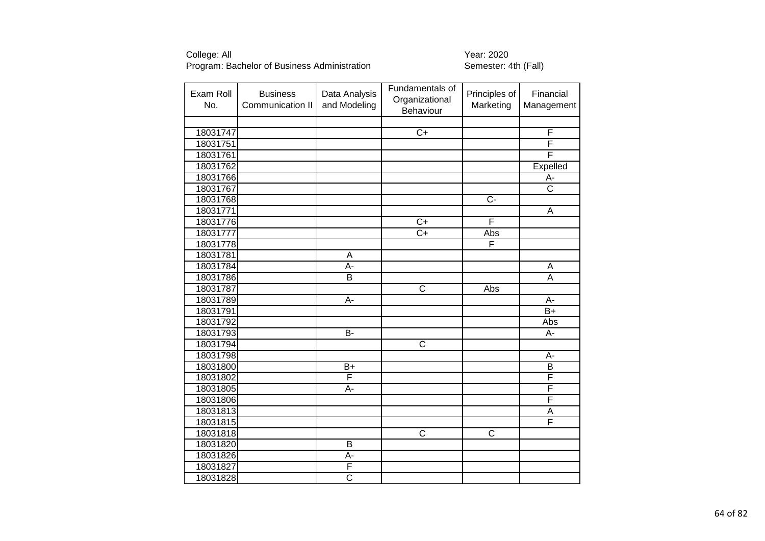College: All
Program: Bachelor of Business Administration

Year: 2020
Semester: 4th (Fall)

| Exam Roll No. | Business Communication II | Data Analysis and Modeling | Fundamentals of Organizational Behaviour | Principles of Marketing | Financial Management |
|---|---|---|---|---|---|
| | | | | | |
| 18031747 | | | C+ | | F |
| 18031751 | | | | | F |
| 18031761 | | | | | F |
| 18031762 | | | | | Expelled |
| 18031766 | | | | | A- |
| 18031767 | | | | | C |
| 18031768 | | | | C- | |
| 18031771 | | | | | A |
| 18031776 | | | C+ | F | |
| 18031777 | | | C+ | Abs | |
| 18031778 | | | | F | |
| 18031781 | | A | | | |
| 18031784 | | A- | | | A |
| 18031786 | | B | | | A |
| 18031787 | | | C | Abs | |
| 18031789 | | A- | | | A- |
| 18031791 | | | | | B+ |
| 18031792 | | | | | Abs |
| 18031793 | | B- | | | A- |
| 18031794 | | | C | | |
| 18031798 | | | | | A- |
| 18031800 | | B+ | | | B |
| 18031802 | | F | | | F |
| 18031805 | | A- | | | F |
| 18031806 | | | | | F |
| 18031813 | | | | | A |
| 18031815 | | | | | F |
| 18031818 | | | C | C | |
| 18031820 | | B | | | |
| 18031826 | | A- | | | |
| 18031827 | | F | | | |
| 18031828 | | C | | | |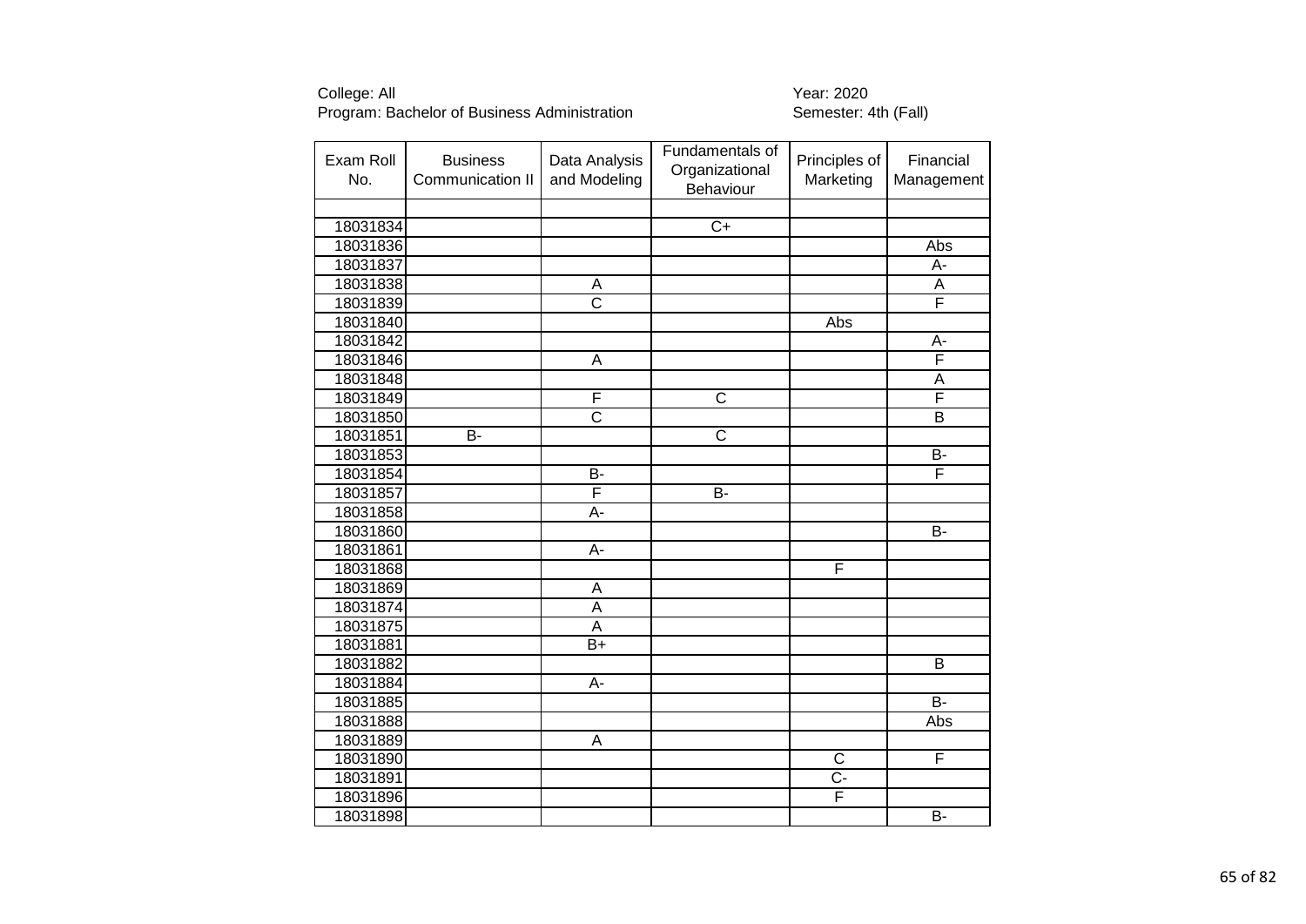College: All
Program: Bachelor of Business Administration

Year: 2020
Semester: 4th (Fall)

| Exam Roll No. | Business Communication II | Data Analysis and Modeling | Fundamentals of Organizational Behaviour | Principles of Marketing | Financial Management |
|---|---|---|---|---|---|
| | | | | | |
| 18031834 | | | C+ | | |
| 18031836 | | | | | Abs |
| 18031837 | | | | | A- |
| 18031838 | | A | | | A |
| 18031839 | | C | | | F |
| 18031840 | | | | Abs | |
| 18031842 | | | | | A- |
| 18031846 | | A | | | F |
| 18031848 | | | | | A |
| 18031849 | | F | C | | F |
| 18031850 | | C | | | B |
| 18031851 | B- | | C | | |
| 18031853 | | | | | B- |
| 18031854 | | B- | | | F |
| 18031857 | | F | B- | | |
| 18031858 | | A- | | | |
| 18031860 | | | | | B- |
| 18031861 | | A- | | | |
| 18031868 | | | | F | |
| 18031869 | | A | | | |
| 18031874 | | A | | | |
| 18031875 | | A | | | |
| 18031881 | | B+ | | | |
| 18031882 | | | | | B |
| 18031884 | | A- | | | |
| 18031885 | | | | | B- |
| 18031888 | | | | | Abs |
| 18031889 | | A | | | |
| 18031890 | | | | C | F |
| 18031891 | | | | C- | |
| 18031896 | | | | F | |
| 18031898 | | | | | B- |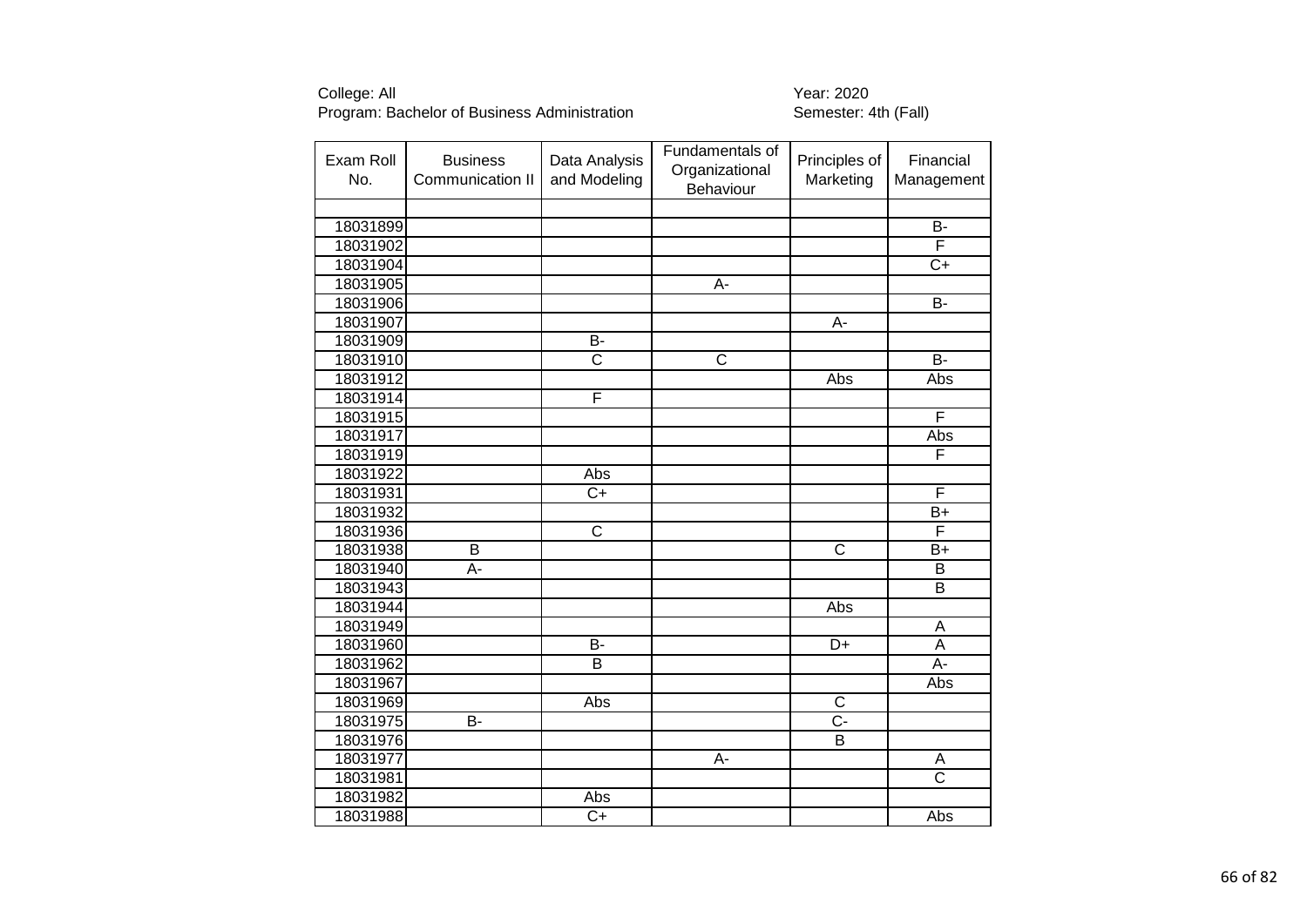College: All
Program: Bachelor of Business Administration

Year: 2020
Semester: 4th (Fall)

| Exam Roll No. | Business Communication II | Data Analysis and Modeling | Fundamentals of Organizational Behaviour | Principles of Marketing | Financial Management |
|---|---|---|---|---|---|
| | | | | | |
| 18031899 | | | | | B- |
| 18031902 | | | | | F |
| 18031904 | | | | | C+ |
| 18031905 | | | A- | | |
| 18031906 | | | | | B- |
| 18031907 | | | | A- | |
| 18031909 | | B- | | | |
| 18031910 | | C | C | | B- |
| 18031912 | | | | Abs | Abs |
| 18031914 | | F | | | |
| 18031915 | | | | | F |
| 18031917 | | | | | Abs |
| 18031919 | | | | | F |
| 18031922 | | Abs | | | |
| 18031931 | | C+ | | | F |
| 18031932 | | | | | B+ |
| 18031936 | | C | | | F |
| 18031938 | B | | | C | B+ |
| 18031940 | A- | | | | B |
| 18031943 | | | | | B |
| 18031944 | | | | Abs | |
| 18031949 | | | | | A |
| 18031960 | | B- | | D+ | A |
| 18031962 | | B | | | A- |
| 18031967 | | | | | Abs |
| 18031969 | | Abs | | C | |
| 18031975 | B- | | | C- | |
| 18031976 | | | | B | |
| 18031977 | | | A- | | A |
| 18031981 | | | | | C |
| 18031982 | | Abs | | | |
| 18031988 | | C+ | | | Abs |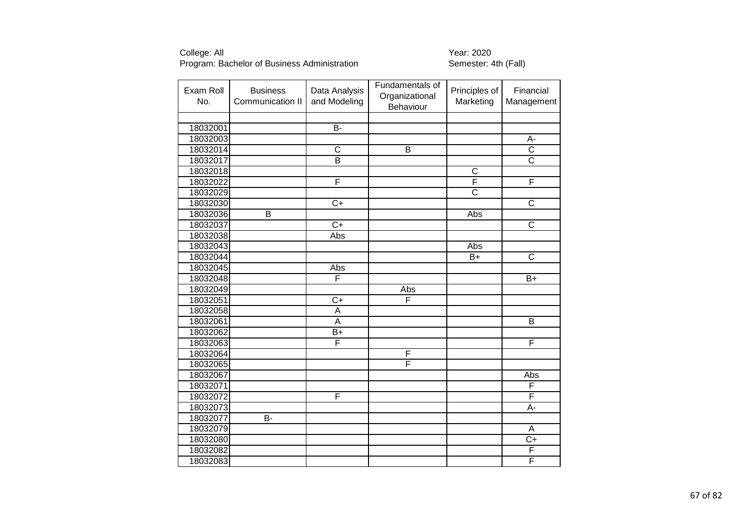College: All
Program: Bachelor of Business Administration

Year: 2020
Semester: 4th (Fall)

| Exam Roll No. | Business Communication II | Data Analysis and Modeling | Fundamentals of Organizational Behaviour | Principles of Marketing | Financial Management |
|---|---|---|---|---|---|
| | | | | | |
| 18032001 | | B- | | | |
| 18032003 | | | | | A- |
| 18032014 | | C | B | | C |
| 18032017 | | B | | | C |
| 18032018 | | | | C | |
| 18032022 | | F | | F | F |
| 18032029 | | | | C | |
| 18032030 | | C+ | | | C |
| 18032036 | B | | | Abs | |
| 18032037 | | C+ | | | C |
| 18032038 | | Abs | | | |
| 18032043 | | | | Abs | |
| 18032044 | | | | B+ | C |
| 18032045 | | Abs | | | |
| 18032048 | | F | | | B+ |
| 18032049 | | | Abs | | |
| 18032051 | | C+ | F | | |
| 18032058 | | A | | | |
| 18032061 | | A | | | B |
| 18032062 | | B+ | | | |
| 18032063 | | F | | | F |
| 18032064 | | | F | | |
| 18032065 | | | F | | |
| 18032067 | | | | | Abs |
| 18032071 | | | | | F |
| 18032072 | | F | | | F |
| 18032073 | | | | | A- |
| 18032077 | B- | | | | |
| 18032079 | | | | | A |
| 18032080 | | | | | C+ |
| 18032082 | | | | | F |
| 18032083 | | | | | F |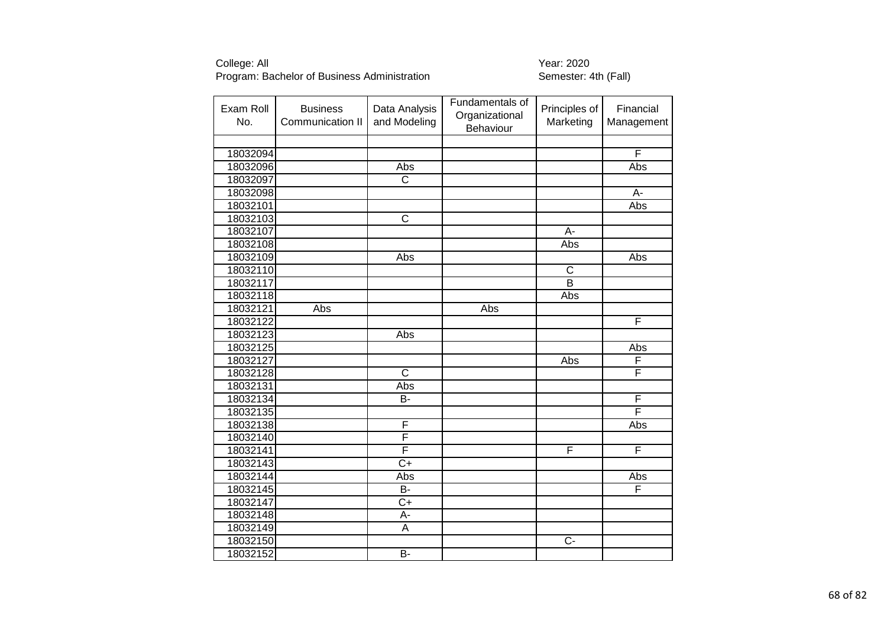College: All
Program: Bachelor of Business Administration

Year: 2020
Semester: 4th (Fall)

| Exam Roll No. | Business Communication II | Data Analysis and Modeling | Fundamentals of Organizational Behaviour | Principles of Marketing | Financial Management |
|---|---|---|---|---|---|
| | | | | | |
| 18032094 | | | | | F |
| 18032096 | | Abs | | | Abs |
| 18032097 | | C | | | |
| 18032098 | | | | | A- |
| 18032101 | | | | | Abs |
| 18032103 | | C | | | |
| 18032107 | | | | A- | |
| 18032108 | | | | Abs | |
| 18032109 | | Abs | | | Abs |
| 18032110 | | | | C | |
| 18032117 | | | | B | |
| 18032118 | | | | Abs | |
| 18032121 | Abs | | Abs | | |
| 18032122 | | | | | F |
| 18032123 | | Abs | | | |
| 18032125 | | | | | Abs |
| 18032127 | | | | Abs | F |
| 18032128 | | C | | | F |
| 18032131 | | Abs | | | |
| 18032134 | | B- | | | F |
| 18032135 | | | | | F |
| 18032138 | | F | | | Abs |
| 18032140 | | F | | | |
| 18032141 | | F | | F | F |
| 18032143 | | C+ | | | |
| 18032144 | | Abs | | | Abs |
| 18032145 | | B- | | | F |
| 18032147 | | C+ | | | |
| 18032148 | | A- | | | |
| 18032149 | | A | | | |
| 18032150 | | | | C- | |
| 18032152 | | B- | | | |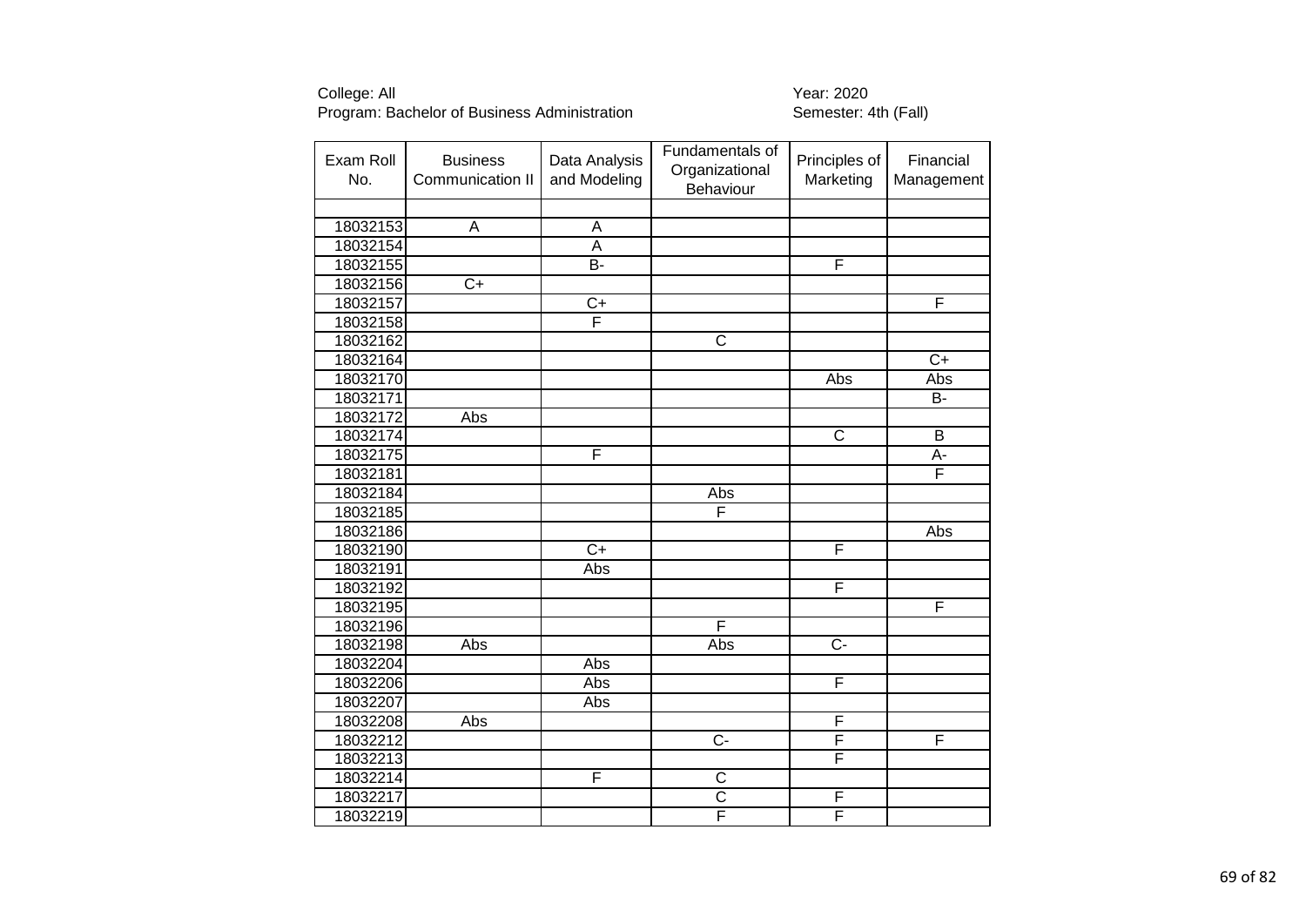College: All
Program: Bachelor of Business Administration

Year: 2020
Semester: 4th (Fall)

| Exam Roll No. | Business Communication II | Data Analysis and Modeling | Fundamentals of Organizational Behaviour | Principles of Marketing | Financial Management |
|---|---|---|---|---|---|
| | | | | | |
| 18032153 | A | A | | | |
| 18032154 | | A | | | |
| 18032155 | | B- | | F | |
| 18032156 | C+ | | | | |
| 18032157 | | C+ | | | F |
| 18032158 | | F | | | |
| 18032162 | | | C | | |
| 18032164 | | | | | C+ |
| 18032170 | | | | Abs | Abs |
| 18032171 | | | | | B- |
| 18032172 | Abs | | | | |
| 18032174 | | | | C | B |
| 18032175 | | F | | | A- |
| 18032181 | | | | | F |
| 18032184 | | | Abs | | |
| 18032185 | | | F | | |
| 18032186 | | | | | Abs |
| 18032190 | | C+ | | F | |
| 18032191 | | Abs | | | |
| 18032192 | | | | F | |
| 18032195 | | | | | F |
| 18032196 | | | F | | |
| 18032198 | Abs | | Abs | C- | |
| 18032204 | | Abs | | | |
| 18032206 | | Abs | | F | |
| 18032207 | | Abs | | | |
| 18032208 | Abs | | | F | |
| 18032212 | | | C- | F | F |
| 18032213 | | | | F | |
| 18032214 | | F | C | | |
| 18032217 | | | C | F | |
| 18032219 | | | F | F | |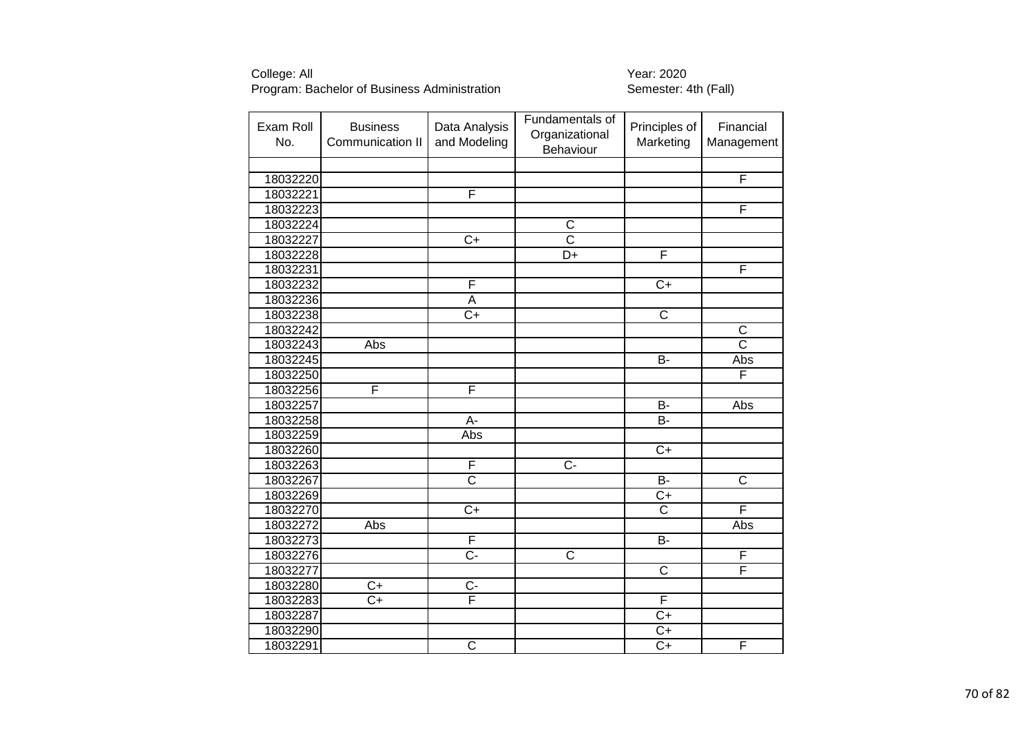College: All
Program: Bachelor of Business Administration

Year: 2020
Semester: 4th (Fall)

| Exam Roll No. | Business Communication II | Data Analysis and Modeling | Fundamentals of Organizational Behaviour | Principles of Marketing | Financial Management |
|---|---|---|---|---|---|
| | | | | | |
| 18032220 | | | | | F |
| 18032221 | | F | | | |
| 18032223 | | | | | F |
| 18032224 | | | C | | |
| 18032227 | | C+ | C | | |
| 18032228 | | | D+ | F | |
| 18032231 | | | | | F |
| 18032232 | | F | | C+ | |
| 18032236 | | A | | | |
| 18032238 | | C+ | | C | |
| 18032242 | | | | | C |
| 18032243 | Abs | | | | C |
| 18032245 | | | | B- | Abs |
| 18032250 | | | | | F |
| 18032256 | F | F | | | |
| 18032257 | | | | B- | Abs |
| 18032258 | | A- | | B- | |
| 18032259 | | Abs | | | |
| 18032260 | | | | C+ | |
| 18032263 | | F | C- | | |
| 18032267 | | C | | B- | C |
| 18032269 | | | | C+ | |
| 18032270 | | C+ | | C | F |
| 18032272 | Abs | | | | Abs |
| 18032273 | | F | | B- | |
| 18032276 | | C- | C | | F |
| 18032277 | | | | C | F |
| 18032280 | C+ | C- | | | |
| 18032283 | C+ | F | | F | |
| 18032287 | | | | C+ | |
| 18032290 | | | | C+ | |
| 18032291 | | C | | C+ | F |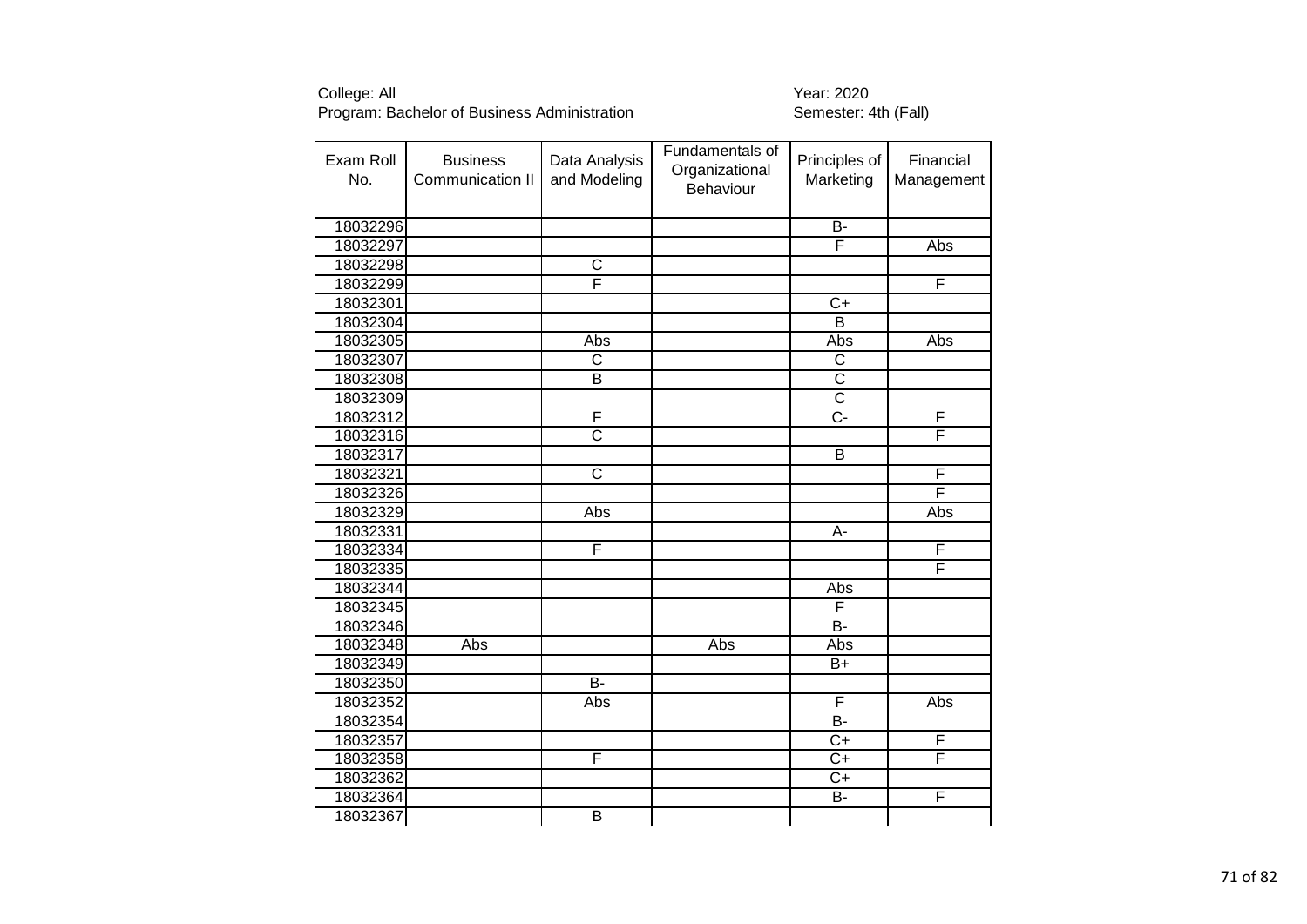College: All
Program: Bachelor of Business Administration

Year: 2020
Semester: 4th (Fall)

| Exam Roll No. | Business Communication II | Data Analysis and Modeling | Fundamentals of Organizational Behaviour | Principles of Marketing | Financial Management |
|---|---|---|---|---|---|
| | | | | | |
| 18032296 | | | | B- | |
| 18032297 | | | | F | Abs |
| 18032298 | | C | | | |
| 18032299 | | F | | | F |
| 18032301 | | | | C+ | |
| 18032304 | | | | B | |
| 18032305 | | Abs | | Abs | Abs |
| 18032307 | | C | | C | |
| 18032308 | | B | | C | |
| 18032309 | | | | C | |
| 18032312 | | F | | C- | F |
| 18032316 | | C | | | F |
| 18032317 | | | | B | |
| 18032321 | | C | | | F |
| 18032326 | | | | | F |
| 18032329 | | Abs | | | Abs |
| 18032331 | | | | A- | |
| 18032334 | | F | | | F |
| 18032335 | | | | | F |
| 18032344 | | | | Abs | |
| 18032345 | | | | F | |
| 18032346 | | | | B- | |
| 18032348 | Abs | | Abs | Abs | |
| 18032349 | | | | B+ | |
| 18032350 | | B- | | | |
| 18032352 | | Abs | | F | Abs |
| 18032354 | | | | B- | |
| 18032357 | | | | C+ | F |
| 18032358 | | F | | C+ | F |
| 18032362 | | | | C+ | |
| 18032364 | | | | B- | F |
| 18032367 | | B | | | |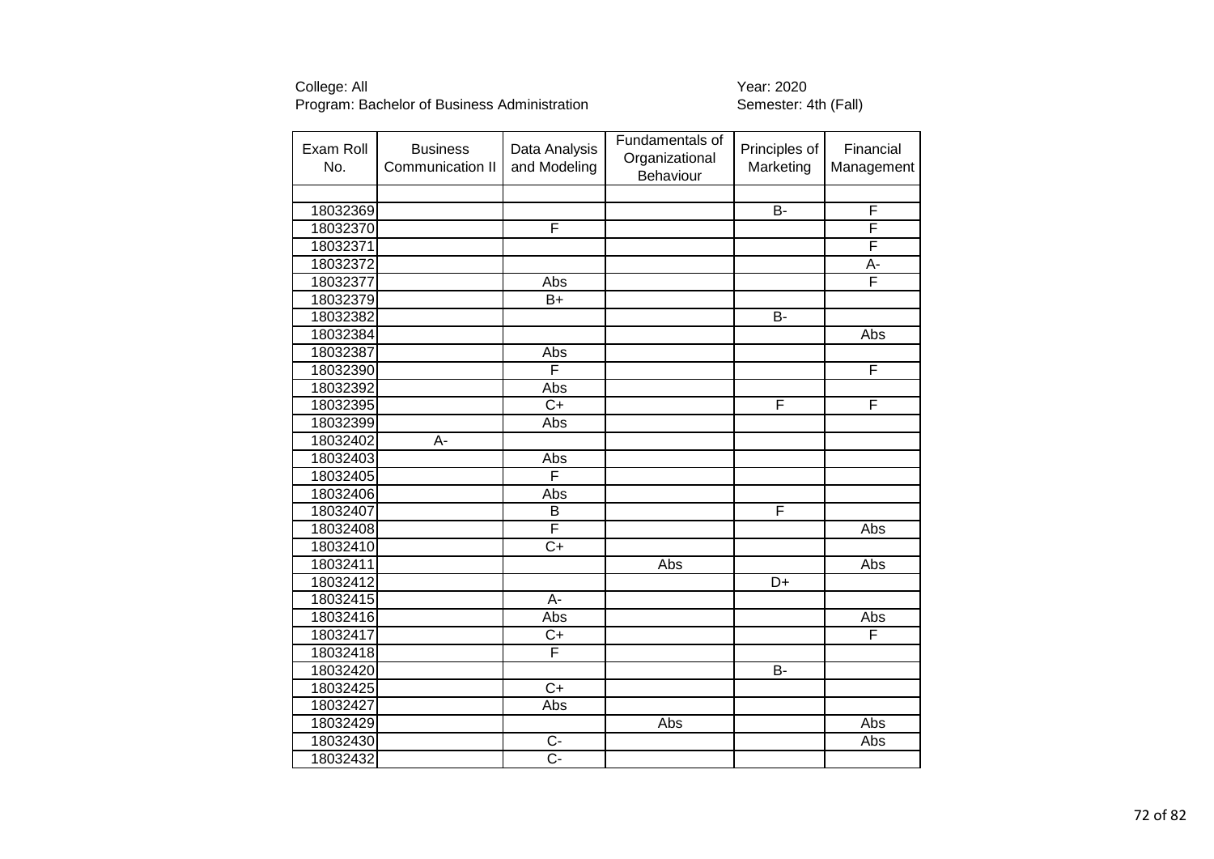College: All
Program: Bachelor of Business Administration

Year: 2020
Semester: 4th (Fall)

| Exam Roll No. | Business Communication II | Data Analysis and Modeling | Fundamentals of Organizational Behaviour | Principles of Marketing | Financial Management |
|---|---|---|---|---|---|
| | | | | | |
| 18032369 | | | | B- | F |
| 18032370 | | F | | | F |
| 18032371 | | | | | F |
| 18032372 | | | | | A- |
| 18032377 | | Abs | | | F |
| 18032379 | | B+ | | | |
| 18032382 | | | | B- | |
| 18032384 | | | | | Abs |
| 18032387 | | Abs | | | |
| 18032390 | | F | | | F |
| 18032392 | | Abs | | | |
| 18032395 | | C+ | | F | F |
| 18032399 | | Abs | | | |
| 18032402 | A- | | | | |
| 18032403 | | Abs | | | |
| 18032405 | | F | | | |
| 18032406 | | Abs | | | |
| 18032407 | | B | | F | |
| 18032408 | | F | | | Abs |
| 18032410 | | C+ | | | |
| 18032411 | | | Abs | | Abs |
| 18032412 | | | | D+ | |
| 18032415 | | A- | | | |
| 18032416 | | Abs | | | Abs |
| 18032417 | | C+ | | | F |
| 18032418 | | F | | | |
| 18032420 | | | | B- | |
| 18032425 | | C+ | | | |
| 18032427 | | Abs | | | |
| 18032429 | | | Abs | | Abs |
| 18032430 | | C- | | | Abs |
| 18032432 | | C- | | | |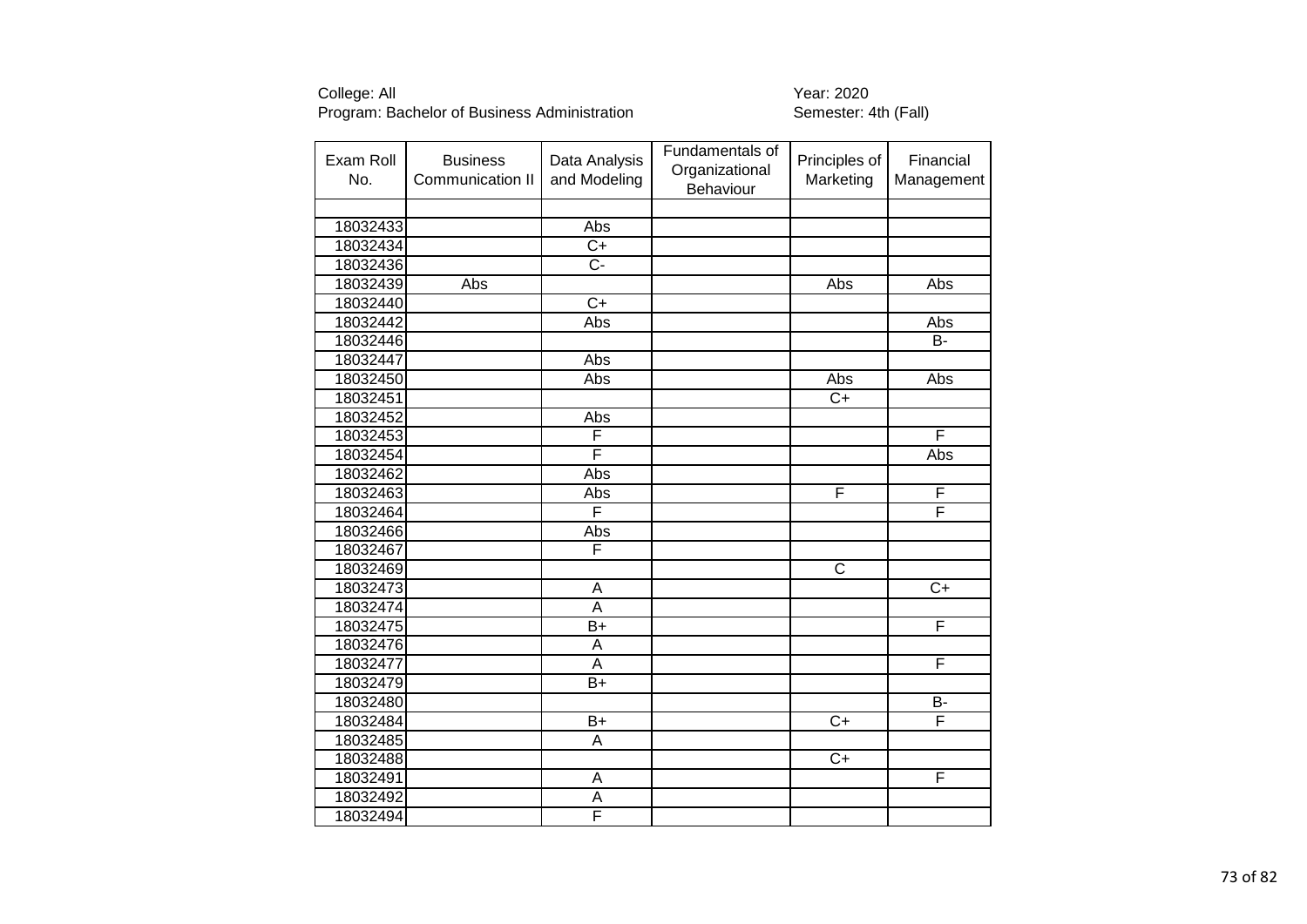College: All
Program: Bachelor of Business Administration

Year: 2020
Semester: 4th (Fall)

| Exam Roll No. | Business Communication II | Data Analysis and Modeling | Fundamentals of Organizational Behaviour | Principles of Marketing | Financial Management |
|---|---|---|---|---|---|
| | | | | | |
| 18032433 | | Abs | | | |
| 18032434 | | C+ | | | |
| 18032436 | | C- | | | |
| 18032439 | Abs | | | Abs | Abs |
| 18032440 | | C+ | | | |
| 18032442 | | Abs | | | Abs |
| 18032446 | | | | | B- |
| 18032447 | | Abs | | | |
| 18032450 | | Abs | | Abs | Abs |
| 18032451 | | | | C+ | |
| 18032452 | | Abs | | | |
| 18032453 | | F | | | F |
| 18032454 | | F | | | Abs |
| 18032462 | | Abs | | | |
| 18032463 | | Abs | | F | F |
| 18032464 | | F | | | F |
| 18032466 | | Abs | | | |
| 18032467 | | F | | | |
| 18032469 | | | | C | |
| 18032473 | | A | | | C+ |
| 18032474 | | A | | | |
| 18032475 | | B+ | | | F |
| 18032476 | | A | | | |
| 18032477 | | A | | | F |
| 18032479 | | B+ | | | |
| 18032480 | | | | | B- |
| 18032484 | | B+ | | C+ | F |
| 18032485 | | A | | | |
| 18032488 | | | | C+ | |
| 18032491 | | A | | | F |
| 18032492 | | A | | | |
| 18032494 | | F | | | |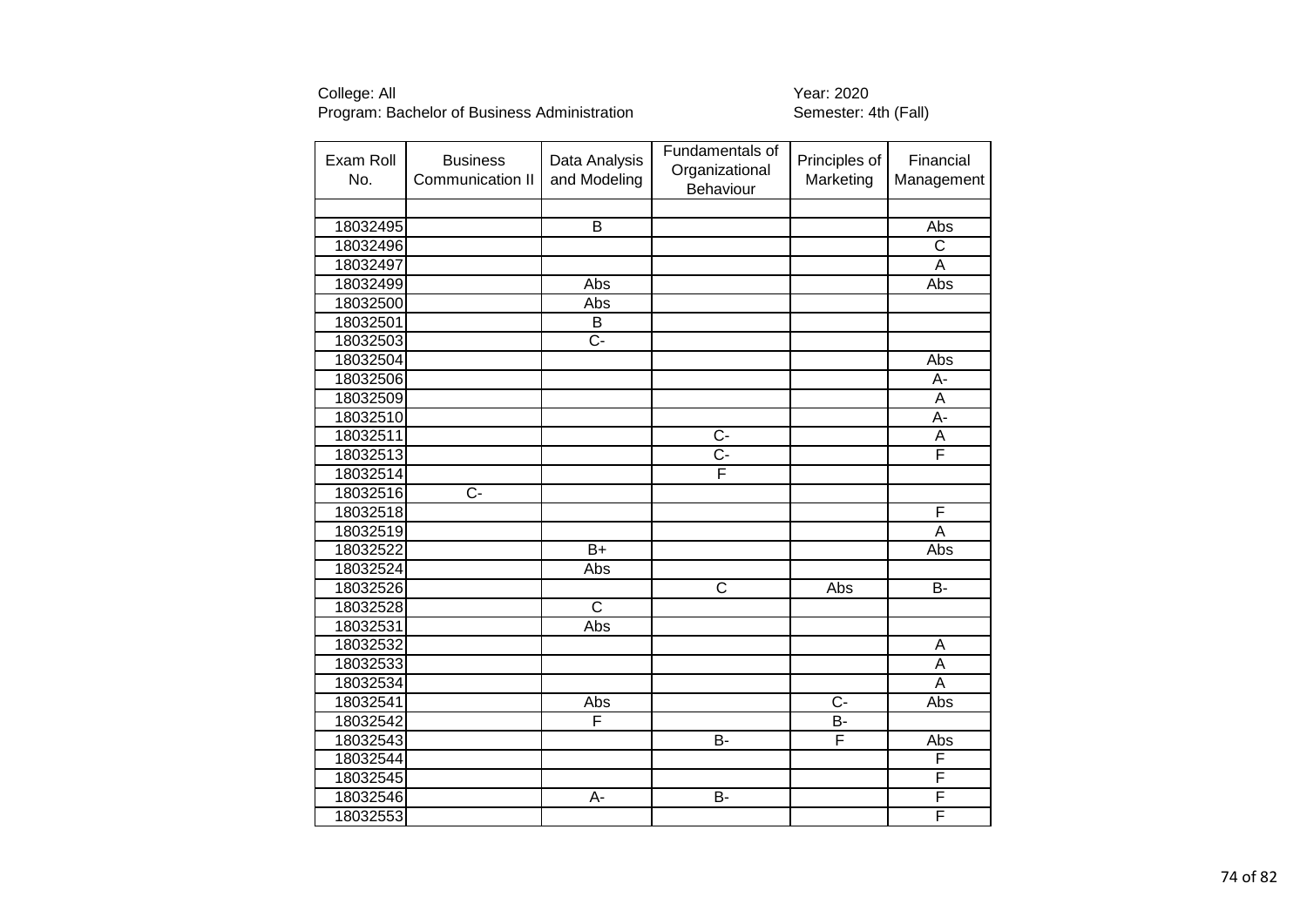College: All
Program: Bachelor of Business Administration

Year: 2020
Semester: 4th (Fall)

| Exam Roll No. | Business Communication II | Data Analysis and Modeling | Fundamentals of Organizational Behaviour | Principles of Marketing | Financial Management |
|---|---|---|---|---|---|
| | | | | | |
| 18032495 | | B | | | Abs |
| 18032496 | | | | | C |
| 18032497 | | | | | A |
| 18032499 | | Abs | | | Abs |
| 18032500 | | Abs | | | |
| 18032501 | | B | | | |
| 18032503 | | C- | | | |
| 18032504 | | | | | Abs |
| 18032506 | | | | | A- |
| 18032509 | | | | | A |
| 18032510 | | | | | A- |
| 18032511 | | | C- | | A |
| 18032513 | | | C- | | F |
| 18032514 | | | F | | |
| 18032516 | C- | | | | |
| 18032518 | | | | | F |
| 18032519 | | | | | A |
| 18032522 | | B+ | | | Abs |
| 18032524 | | Abs | | | |
| 18032526 | | | C | Abs | B- |
| 18032528 | | C | | | |
| 18032531 | | Abs | | | |
| 18032532 | | | | | A |
| 18032533 | | | | | A |
| 18032534 | | | | | A |
| 18032541 | | Abs | | C- | Abs |
| 18032542 | | F | | B- | |
| 18032543 | | | B- | F | Abs |
| 18032544 | | | | | F |
| 18032545 | | | | | F |
| 18032546 | | A- | B- | | F |
| 18032553 | | | | | F |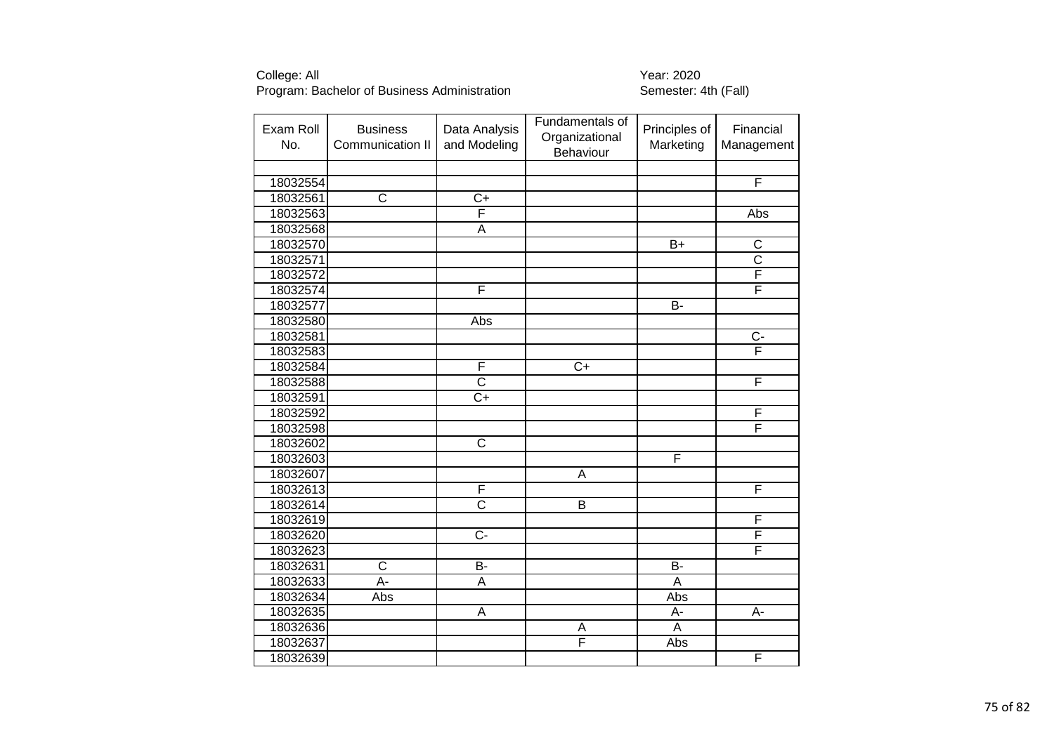College: All
Program: Bachelor of Business Administration

Year: 2020
Semester: 4th (Fall)

| Exam Roll No. | Business Communication II | Data Analysis and Modeling | Fundamentals of Organizational Behaviour | Principles of Marketing | Financial Management |
|---|---|---|---|---|---|
| | | | | | |
| 18032554 | | | | | F |
| 18032561 | C | C+ | | | |
| 18032563 | | F | | | Abs |
| 18032568 | | A | | | |
| 18032570 | | | | B+ | C |
| 18032571 | | | | | C |
| 18032572 | | | | | F |
| 18032574 | | F | | | F |
| 18032577 | | | | B- | |
| 18032580 | | Abs | | | |
| 18032581 | | | | | C- |
| 18032583 | | | | | F |
| 18032584 | | F | C+ | | |
| 18032588 | | C | | | F |
| 18032591 | | C+ | | | |
| 18032592 | | | | | F |
| 18032598 | | | | | F |
| 18032602 | | C | | | |
| 18032603 | | | | F | |
| 18032607 | | | A | | |
| 18032613 | | F | | | F |
| 18032614 | | C | B | | |
| 18032619 | | | | | F |
| 18032620 | | C- | | | F |
| 18032623 | | | | | F |
| 18032631 | C | B- | | B- | |
| 18032633 | A- | A | | A | |
| 18032634 | Abs | | | Abs | |
| 18032635 | | A | | A- | A- |
| 18032636 | | | A | A | |
| 18032637 | | | F | Abs | |
| 18032639 | | | | | F |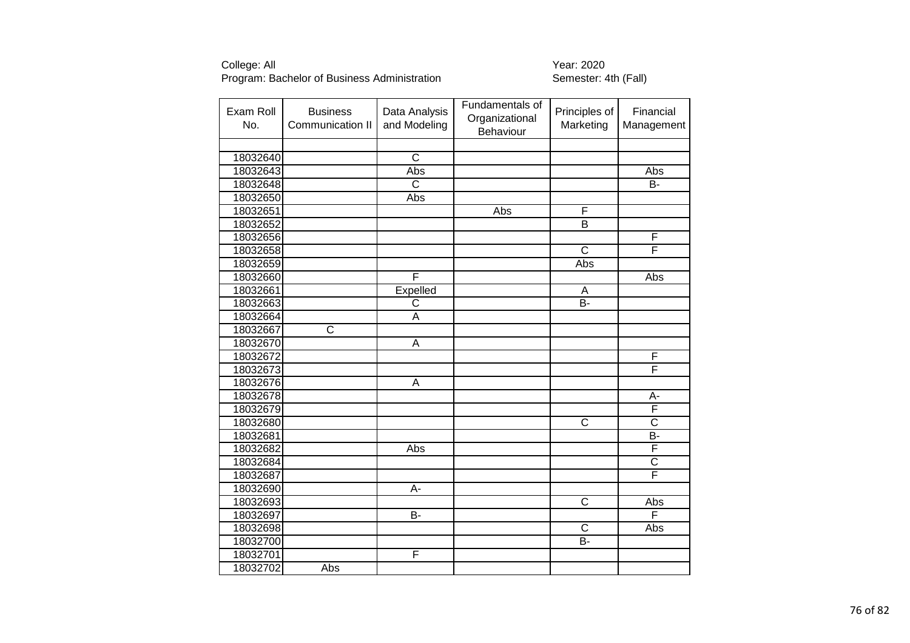College: All
Program: Bachelor of Business Administration

Year: 2020
Semester: 4th (Fall)

| Exam Roll No. | Business Communication II | Data Analysis and Modeling | Fundamentals of Organizational Behaviour | Principles of Marketing | Financial Management |
|---|---|---|---|---|---|
| | | | | | |
| 18032640 | | C | | | |
| 18032643 | | Abs | | | Abs |
| 18032648 | | C | | | B- |
| 18032650 | | Abs | | | |
| 18032651 | | | Abs | F | |
| 18032652 | | | | B | |
| 18032656 | | | | | F |
| 18032658 | | | | C | F |
| 18032659 | | | | Abs | |
| 18032660 | | F | | | Abs |
| 18032661 | | Expelled | | A | |
| 18032663 | | C | | B- | |
| 18032664 | | A | | | |
| 18032667 | C | | | | |
| 18032670 | | A | | | |
| 18032672 | | | | | F |
| 18032673 | | | | | F |
| 18032676 | | A | | | |
| 18032678 | | | | | A- |
| 18032679 | | | | | F |
| 18032680 | | | | C | C |
| 18032681 | | | | | B- |
| 18032682 | | Abs | | | F |
| 18032684 | | | | | C |
| 18032687 | | | | | F |
| 18032690 | | A- | | | |
| 18032693 | | | | C | Abs |
| 18032697 | | B- | | | F |
| 18032698 | | | | C | Abs |
| 18032700 | | | | B- | |
| 18032701 | | F | | | |
| 18032702 | Abs | | | | |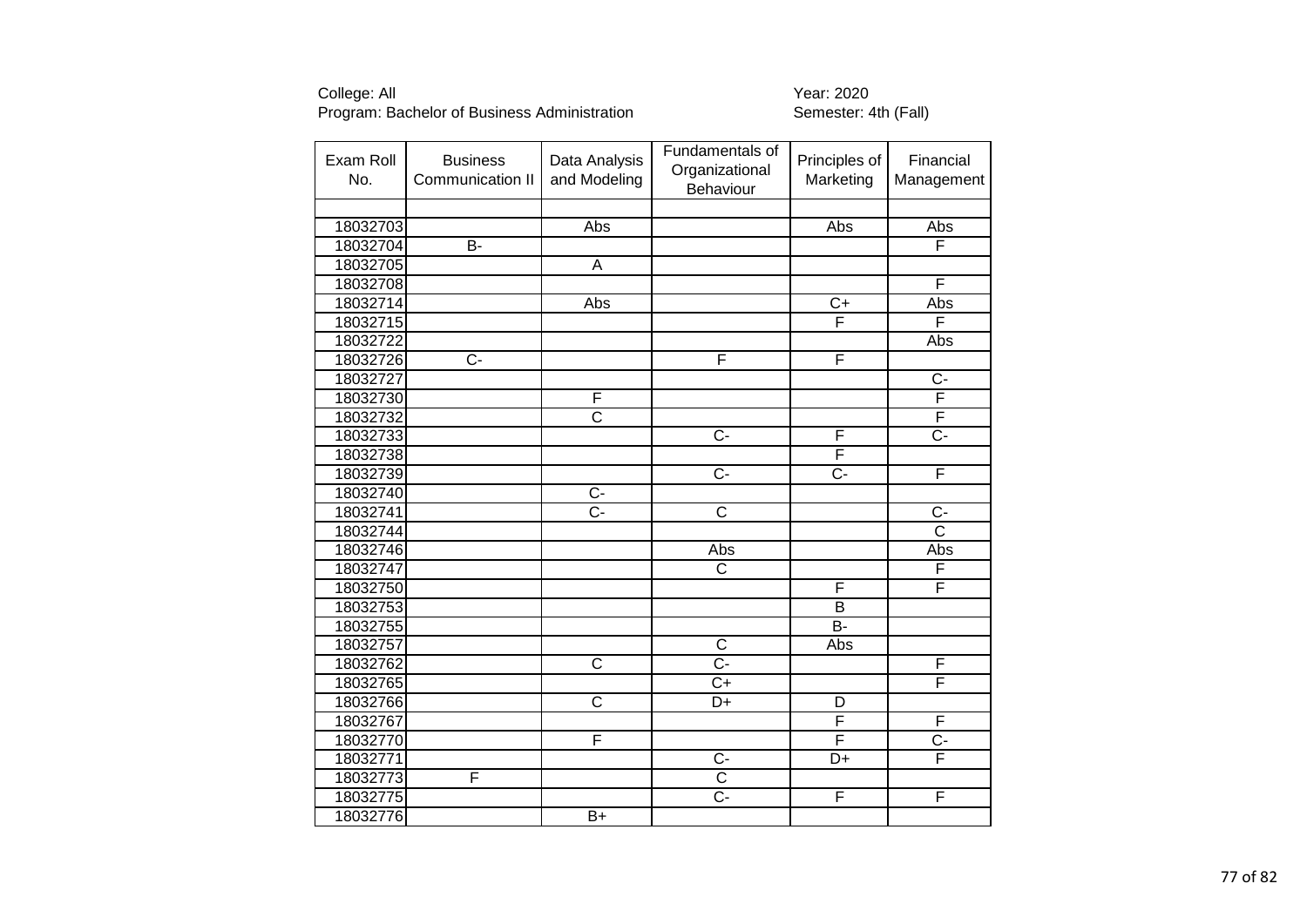College: All
Program: Bachelor of Business Administration

Year: 2020
Semester: 4th (Fall)

| Exam Roll No. | Business Communication II | Data Analysis and Modeling | Fundamentals of Organizational Behaviour | Principles of Marketing | Financial Management |
|---|---|---|---|---|---|
| | | | | | |
| 18032703 | | Abs | | Abs | Abs |
| 18032704 | B- | | | | F |
| 18032705 | | A | | | |
| 18032708 | | | | | F |
| 18032714 | | Abs | | C+ | Abs |
| 18032715 | | | | F | F |
| 18032722 | | | | | Abs |
| 18032726 | C- | | F | F | |
| 18032727 | | | | | C- |
| 18032730 | | F | | | F |
| 18032732 | | C | | | F |
| 18032733 | | | C- | F | C- |
| 18032738 | | | | F | |
| 18032739 | | | C- | C- | F |
| 18032740 | | C- | | | |
| 18032741 | | C- | C | | C- |
| 18032744 | | | | | C |
| 18032746 | | | Abs | | Abs |
| 18032747 | | | C | | F |
| 18032750 | | | | F | F |
| 18032753 | | | | B | |
| 18032755 | | | | B- | |
| 18032757 | | | C | Abs | |
| 18032762 | | C | C- | | F |
| 18032765 | | | C+ | | F |
| 18032766 | | C | D+ | D | |
| 18032767 | | | | F | F |
| 18032770 | | F | | F | C- |
| 18032771 | | | C- | D+ | F |
| 18032773 | F | | C | | |
| 18032775 | | | C- | F | F |
| 18032776 | | B+ | | | |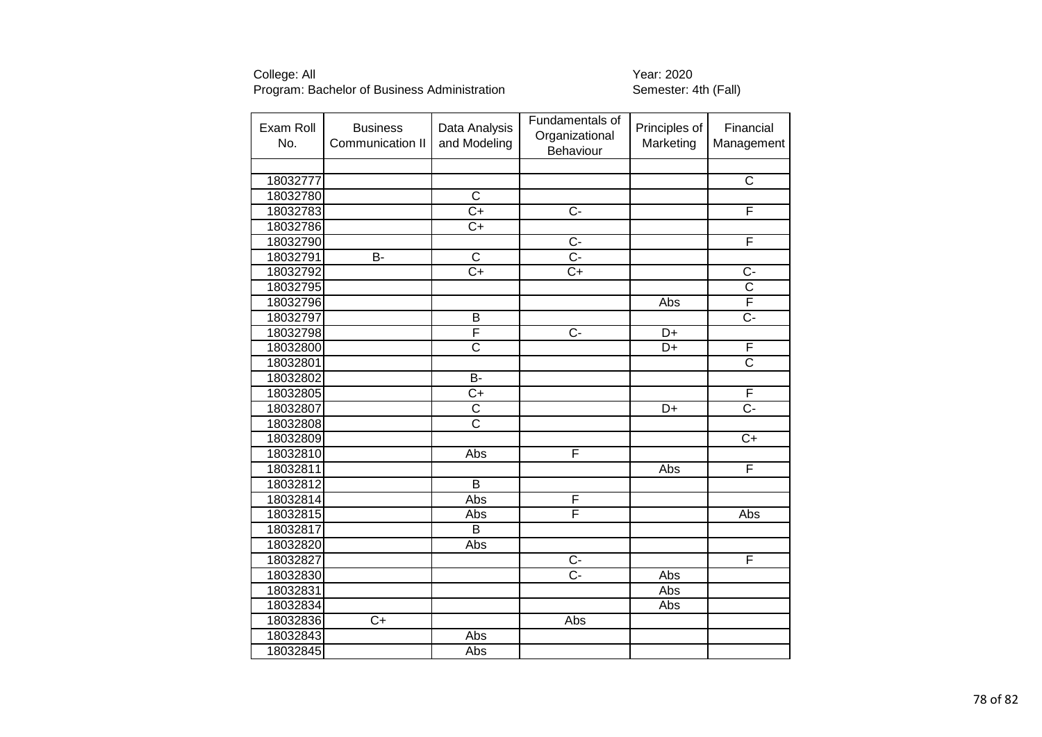College: All
Program: Bachelor of Business Administration

Year: 2020
Semester: 4th (Fall)

| Exam Roll No. | Business Communication II | Data Analysis and Modeling | Fundamentals of Organizational Behaviour | Principles of Marketing | Financial Management |
|---|---|---|---|---|---|
| | | | | | |
| 18032777 | | | | | C |
| 18032780 | | C | | | |
| 18032783 | | C+ | C- | | F |
| 18032786 | | C+ | | | |
| 18032790 | | | C- | | F |
| 18032791 | B- | C | C- | | |
| 18032792 | | C+ | C+ | | C- |
| 18032795 | | | | | C |
| 18032796 | | | | Abs | F |
| 18032797 | | B | | | C- |
| 18032798 | | F | C- | D+ | |
| 18032800 | | C | | D+ | F |
| 18032801 | | | | | C |
| 18032802 | | B- | | | |
| 18032805 | | C+ | | | F |
| 18032807 | | C | | D+ | C- |
| 18032808 | | C | | | |
| 18032809 | | | | | C+ |
| 18032810 | | Abs | F | | |
| 18032811 | | | | Abs | F |
| 18032812 | | B | | | |
| 18032814 | | Abs | F | | |
| 18032815 | | Abs | F | | Abs |
| 18032817 | | B | | | |
| 18032820 | | Abs | | | |
| 18032827 | | | C- | | F |
| 18032830 | | | C- | Abs | |
| 18032831 | | | | Abs | |
| 18032834 | | | | Abs | |
| 18032836 | C+ | | Abs | | |
| 18032843 | | Abs | | | |
| 18032845 | | Abs | | | |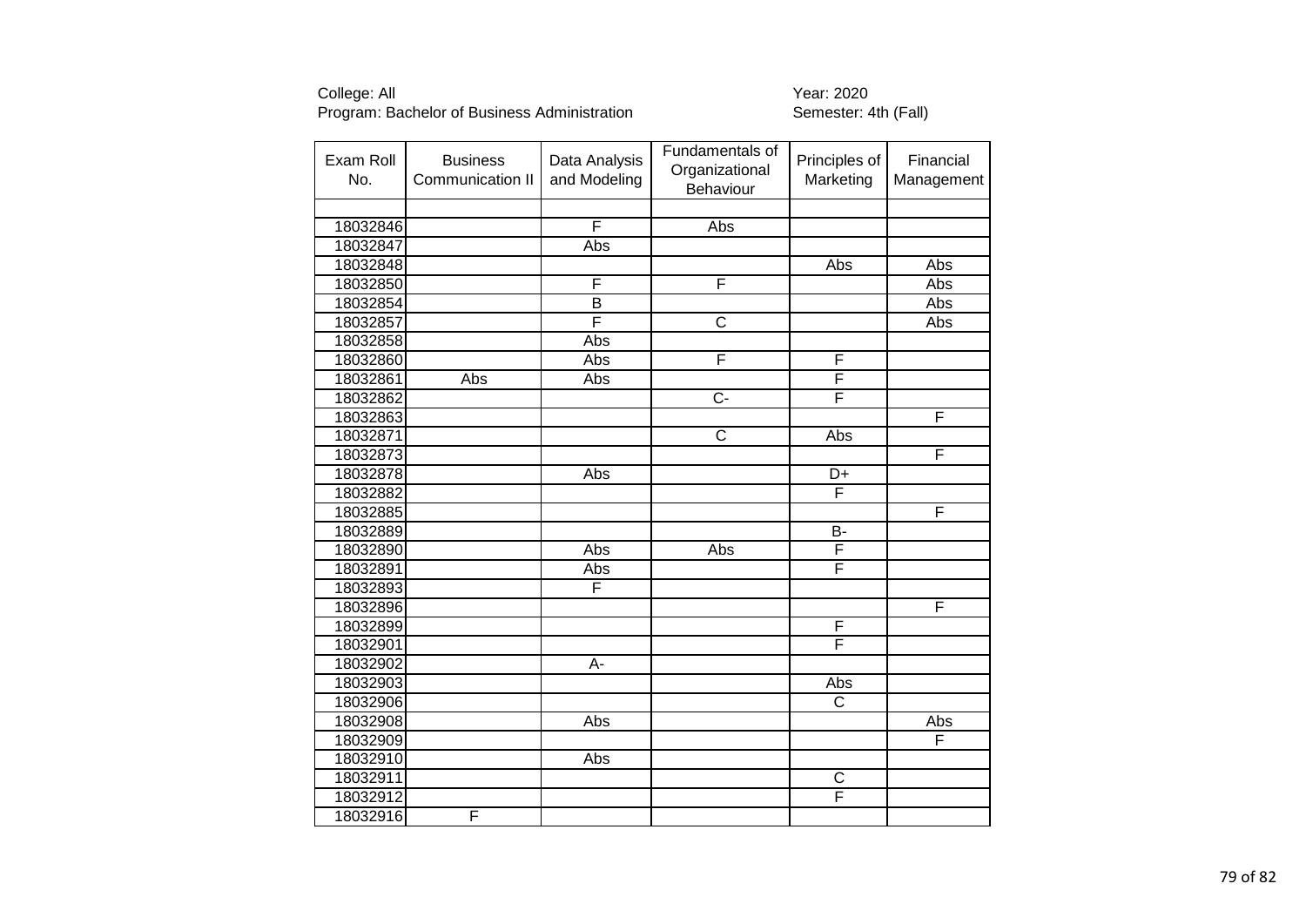College: All  
Program: Bachelor of Business Administration

Year: 2020  
Semester: 4th (Fall)

| Exam Roll No. | Business Communication II | Data Analysis and Modeling | Fundamentals of Organizational Behaviour | Principles of Marketing | Financial Management |
|---|---|---|---|---|---|
| | | | | | |
| 18032846 | | F | Abs | | |
| 18032847 | | Abs | | | |
| 18032848 | | | | Abs | Abs |
| 18032850 | | F | F | | Abs |
| 18032854 | | B | | | Abs |
| 18032857 | | F | C | | Abs |
| 18032858 | | Abs | | | |
| 18032860 | | Abs | F | F | |
| 18032861 | Abs | Abs | | F | |
| 18032862 | | | C- | F | |
| 18032863 | | | | | F |
| 18032871 | | | C | Abs | |
| 18032873 | | | | | F |
| 18032878 | | Abs | | D+ | |
| 18032882 | | | | F | |
| 18032885 | | | | | F |
| 18032889 | | | | B- | |
| 18032890 | | Abs | Abs | F | |
| 18032891 | | Abs | | F | |
| 18032893 | | F | | | |
| 18032896 | | | | | F |
| 18032899 | | | | F | |
| 18032901 | | | | F | |
| 18032902 | | A- | | | |
| 18032903 | | | | Abs | |
| 18032906 | | | | C | |
| 18032908 | | Abs | | | Abs |
| 18032909 | | | | | F |
| 18032910 | | Abs | | | |
| 18032911 | | | | C | |
| 18032912 | | | | F | |
| 18032916 | F | | | | |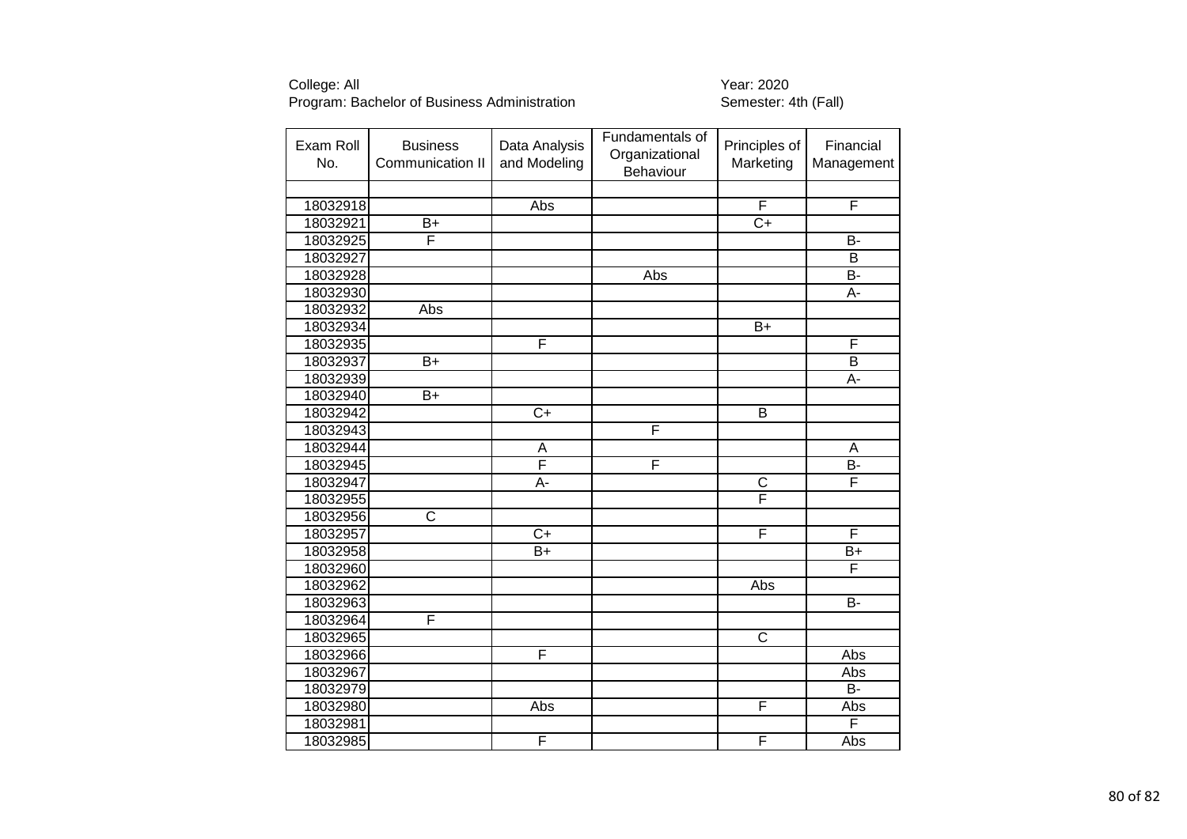College: All
Program: Bachelor of Business Administration

Year: 2020
Semester: 4th (Fall)

| Exam Roll No. | Business Communication II | Data Analysis and Modeling | Fundamentals of Organizational Behaviour | Principles of Marketing | Financial Management |
|---|---|---|---|---|---|
| | | | | | |
| 18032918 | | Abs | | F | F |
| 18032921 | B+ | | | C+ | |
| 18032925 | F | | | | B- |
| 18032927 | | | | | B |
| 18032928 | | | Abs | | B- |
| 18032930 | | | | | A- |
| 18032932 | Abs | | | | |
| 18032934 | | | | B+ | |
| 18032935 | | F | | | F |
| 18032937 | B+ | | | | B |
| 18032939 | | | | | A- |
| 18032940 | B+ | | | | |
| 18032942 | | C+ | | B | |
| 18032943 | | | F | | |
| 18032944 | | A | | | A |
| 18032945 | | F | F | | B- |
| 18032947 | | A- | | C | F |
| 18032955 | | | | F | |
| 18032956 | C | | | | |
| 18032957 | | C+ | | F | F |
| 18032958 | | B+ | | | B+ |
| 18032960 | | | | | F |
| 18032962 | | | | Abs | |
| 18032963 | | | | | B- |
| 18032964 | F | | | | |
| 18032965 | | | | C | |
| 18032966 | | F | | | Abs |
| 18032967 | | | | | Abs |
| 18032979 | | | | | B- |
| 18032980 | | Abs | | F | Abs |
| 18032981 | | | | | F |
| 18032985 | | F | | F | Abs |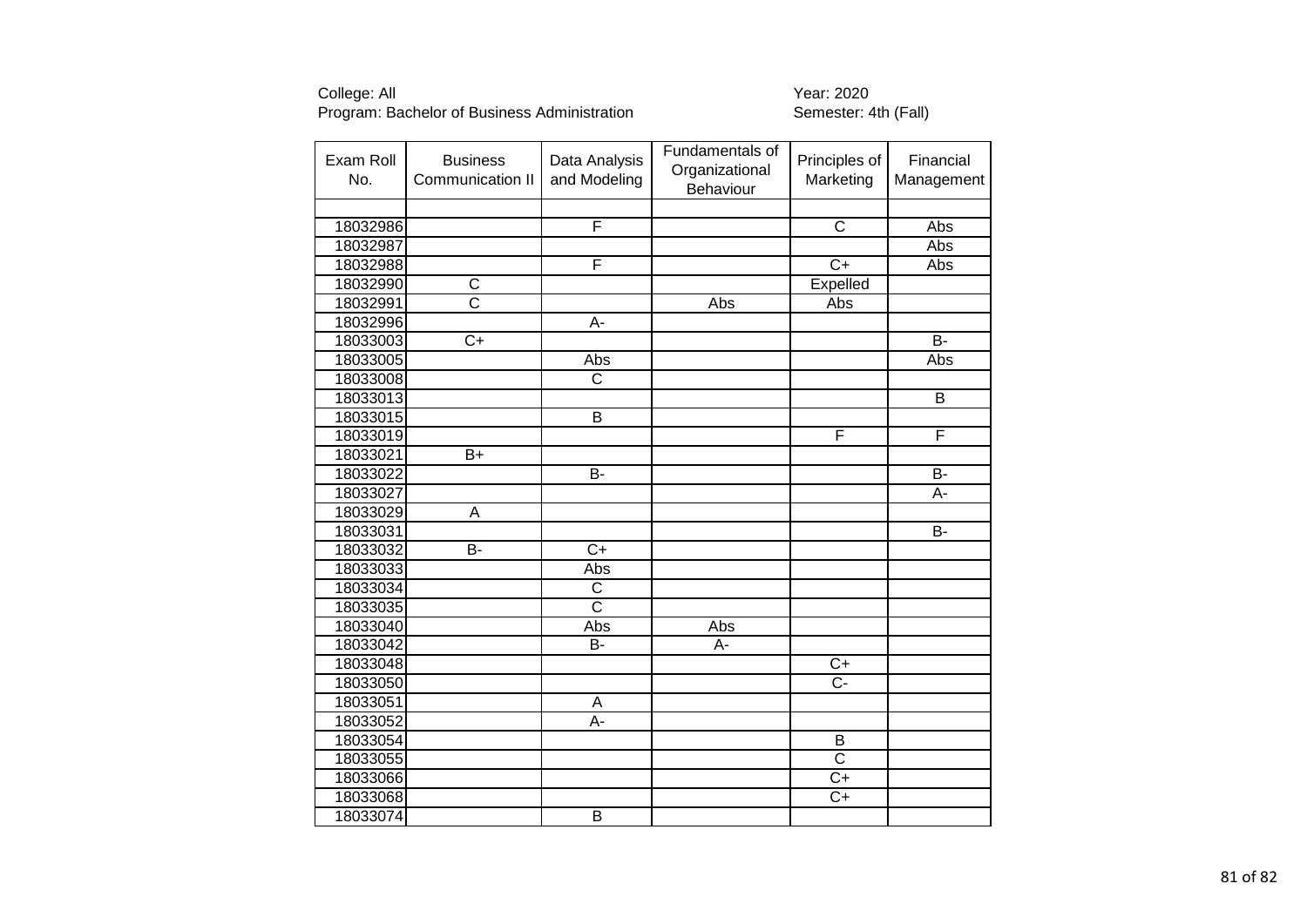College: All
Program: Bachelor of Business Administration

Year: 2020
Semester: 4th (Fall)

| Exam Roll No. | Business Communication II | Data Analysis and Modeling | Fundamentals of Organizational Behaviour | Principles of Marketing | Financial Management |
|---|---|---|---|---|---|
| | | | | | |
| 18032986 | | F | | C | Abs |
| 18032987 | | | | | Abs |
| 18032988 | | F | | C+ | Abs |
| 18032990 | C | | | Expelled | |
| 18032991 | C | | Abs | Abs | |
| 18032996 | | A- | | | |
| 18033003 | C+ | | | | B- |
| 18033005 | | Abs | | | Abs |
| 18033008 | | C | | | |
| 18033013 | | | | | B |
| 18033015 | | B | | | |
| 18033019 | | | | F | F |
| 18033021 | B+ | | | | |
| 18033022 | | B- | | | B- |
| 18033027 | | | | | A- |
| 18033029 | A | | | | |
| 18033031 | | | | | B- |
| 18033032 | B- | C+ | | | |
| 18033033 | | Abs | | | |
| 18033034 | | C | | | |
| 18033035 | | C | | | |
| 18033040 | | Abs | Abs | | |
| 18033042 | | B- | A- | | |
| 18033048 | | | | C+ | |
| 18033050 | | | | C- | |
| 18033051 | | A | | | |
| 18033052 | | A- | | | |
| 18033054 | | | | B | |
| 18033055 | | | | C | |
| 18033066 | | | | C+ | |
| 18033068 | | | | C+ | |
| 18033074 | | B | | | |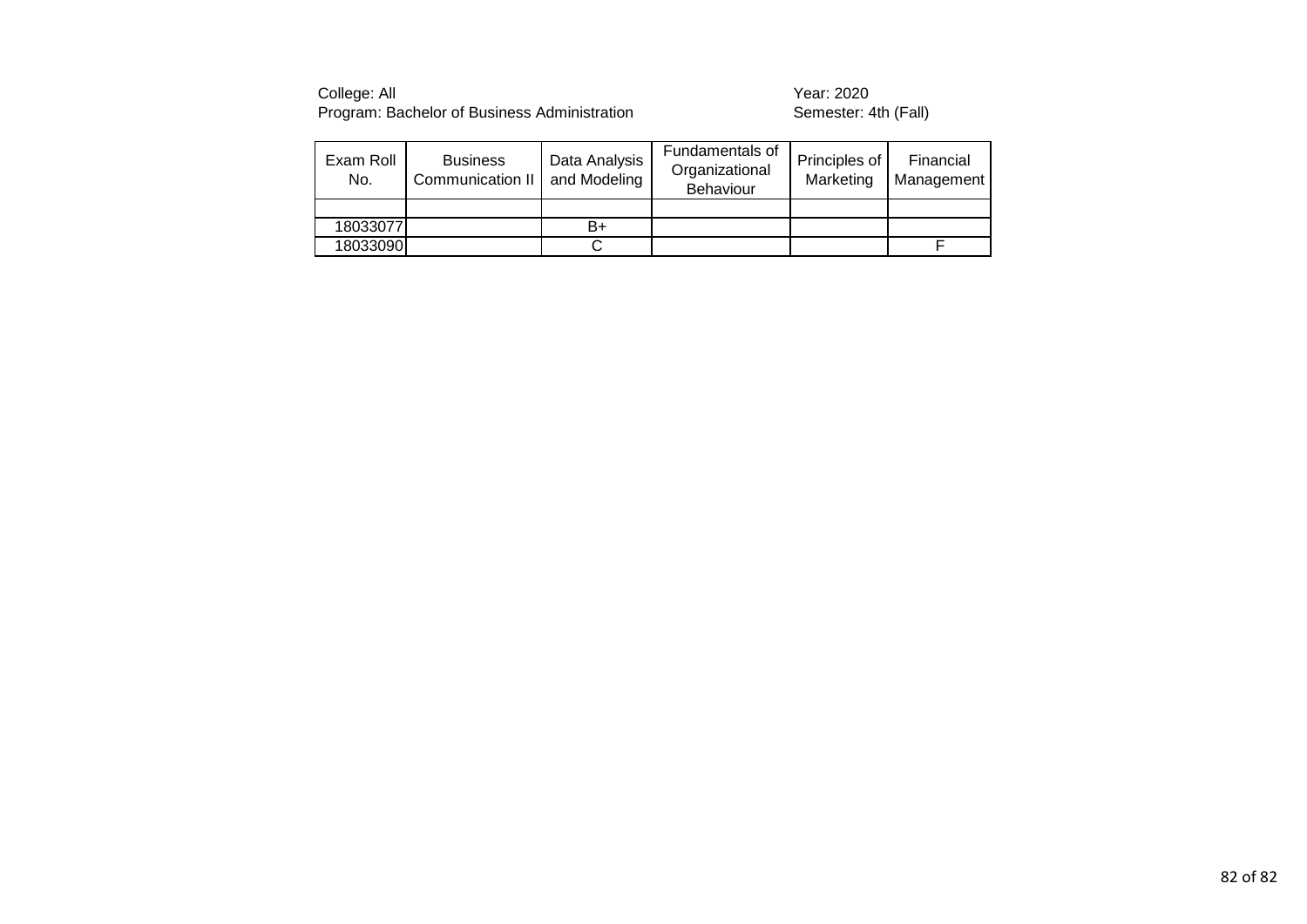College: All
Program: Bachelor of Business Administration

Year: 2020
Semester: 4th (Fall)

| Exam Roll No. | Business Communication II | Data Analysis and Modeling | Fundamentals of Organizational Behaviour | Principles of Marketing | Financial Management |
|---|---|---|---|---|---|
| | | | | | |
| 18033077 | | B+ | | | |
| 18033090 | | C | | | F |